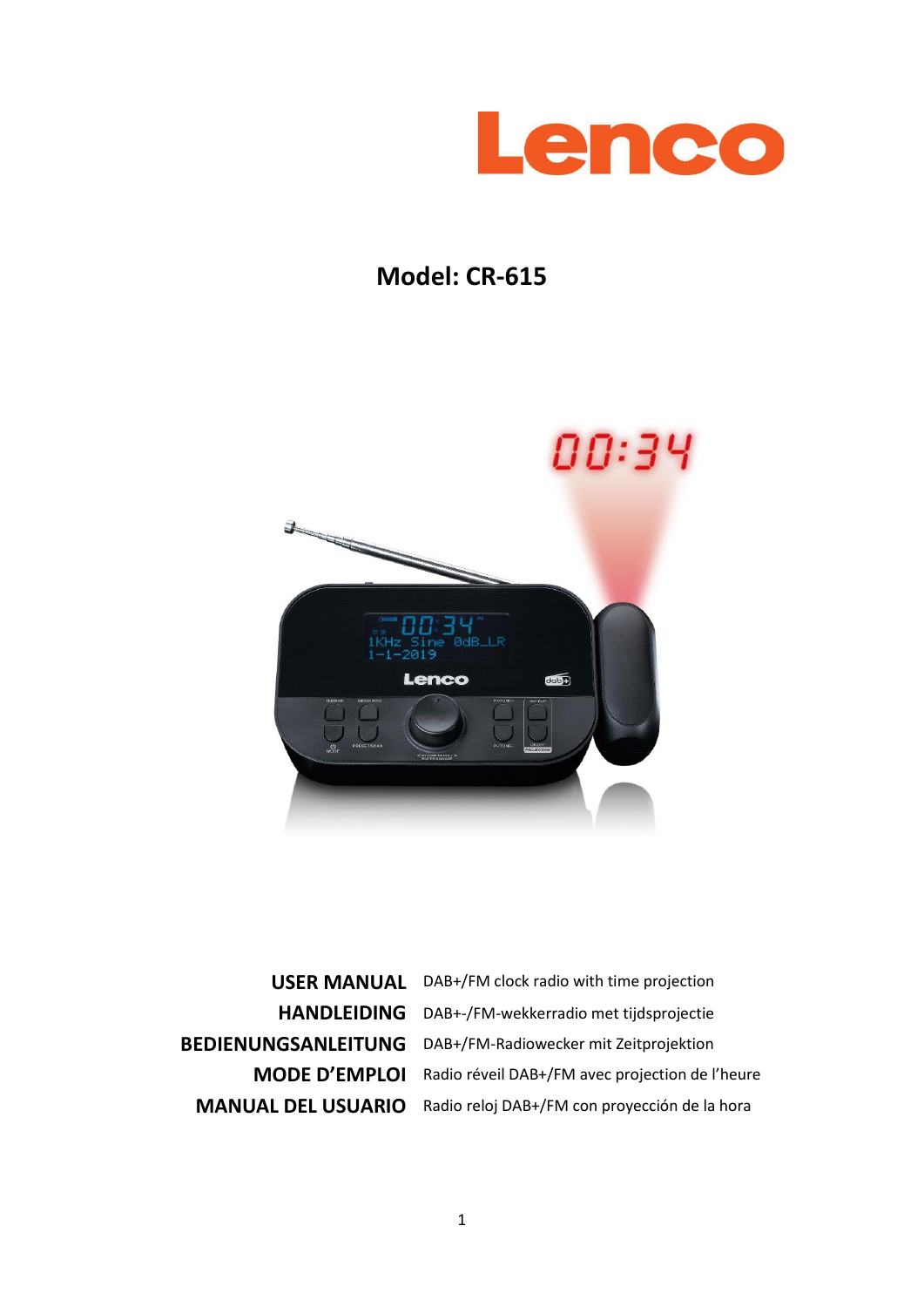# Lenco

## Model: CR-615

| | |
|---|---|
| **USER MANUAL** | DAB+/FM clock radio with time projection |
| **HANDLEIDING** | DAB+-/FM-wekkerradio met tijdsprojectie |
| **BEDIENUNGSANLEITUNG** | DAB+/FM-Radiowecker mit Zeitprojektion |
| **MODE D'EMPLOI** | Radio réveil DAB+/FM avec projection de l'heure |
| **MANUAL DEL USUARIO** | Radio reloj DAB+/FM con proyección de la hora |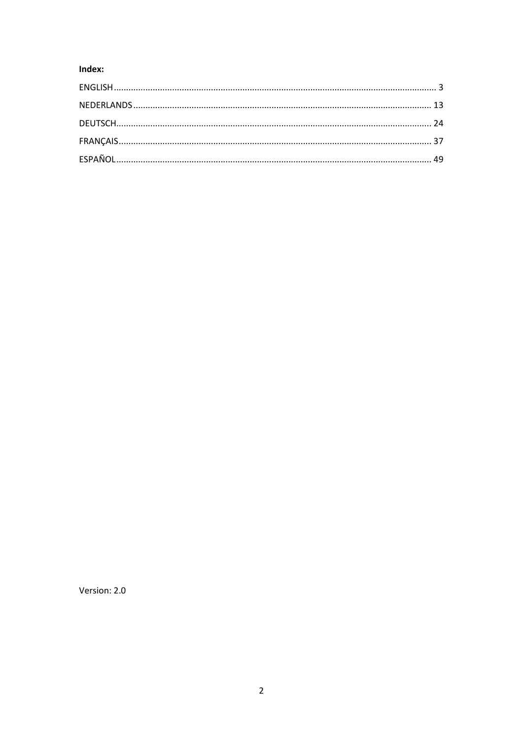**Index:**

ENGLISH ..................................................................................................................................... 3

NEDERLANDS ........................................................................................................................... 13

DEUTSCH .................................................................................................................................. 24

FRANÇAIS ................................................................................................................................. 37

ESPAÑOL .................................................................................................................................. 49

Version: 2.0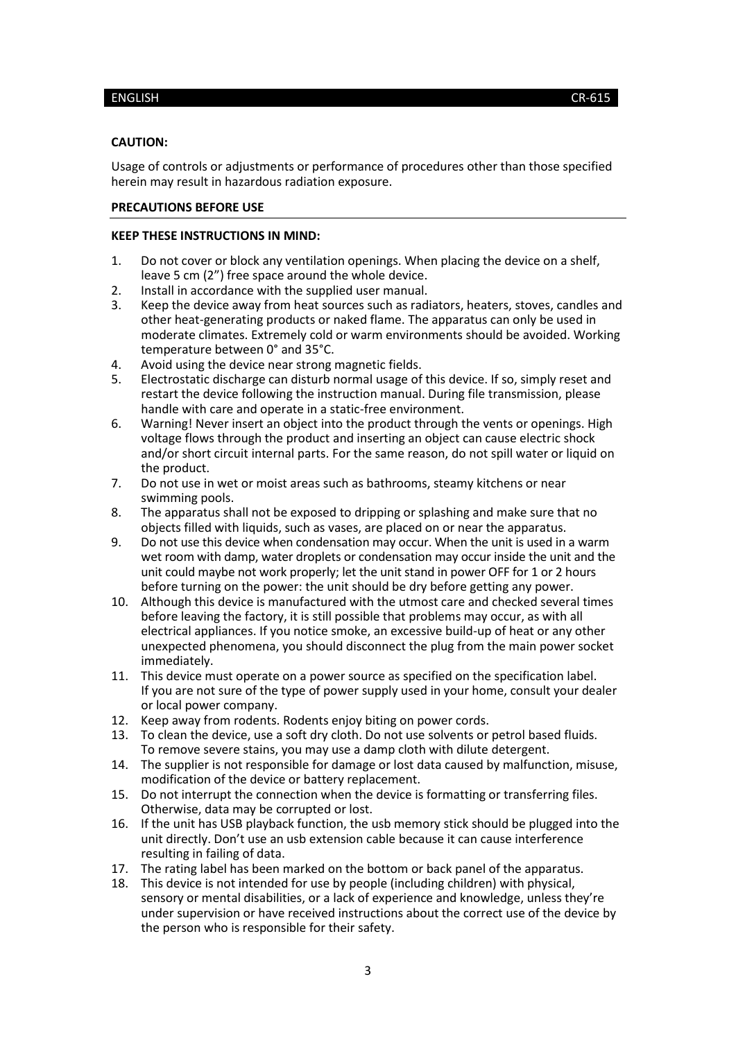**CAUTION:**

Usage of controls or adjustments or performance of procedures other than those specified herein may result in hazardous radiation exposure.

**PRECAUTIONS BEFORE USE**

**KEEP THESE INSTRUCTIONS IN MIND:**

1. Do not cover or block any ventilation openings. When placing the device on a shelf, leave 5 cm (2") free space around the whole device.
2. Install in accordance with the supplied user manual.
3. Keep the device away from heat sources such as radiators, heaters, stoves, candles and other heat-generating products or naked flame. The apparatus can only be used in moderate climates. Extremely cold or warm environments should be avoided. Working temperature between 0° and 35°C.
4. Avoid using the device near strong magnetic fields.
5. Electrostatic discharge can disturb normal usage of this device. If so, simply reset and restart the device following the instruction manual. During file transmission, please handle with care and operate in a static-free environment.
6. Warning! Never insert an object into the product through the vents or openings. High voltage flows through the product and inserting an object can cause electric shock and/or short circuit internal parts. For the same reason, do not spill water or liquid on the product.
7. Do not use in wet or moist areas such as bathrooms, steamy kitchens or near swimming pools.
8. The apparatus shall not be exposed to dripping or splashing and make sure that no objects filled with liquids, such as vases, are placed on or near the apparatus.
9. Do not use this device when condensation may occur. When the unit is used in a warm wet room with damp, water droplets or condensation may occur inside the unit and the unit could maybe not work properly; let the unit stand in power OFF for 1 or 2 hours before turning on the power: the unit should be dry before getting any power.
10. Although this device is manufactured with the utmost care and checked several times before leaving the factory, it is still possible that problems may occur, as with all electrical appliances. If you notice smoke, an excessive build-up of heat or any other unexpected phenomena, you should disconnect the plug from the main power socket immediately.
11. This device must operate on a power source as specified on the specification label. If you are not sure of the type of power supply used in your home, consult your dealer or local power company.
12. Keep away from rodents. Rodents enjoy biting on power cords.
13. To clean the device, use a soft dry cloth. Do not use solvents or petrol based fluids. To remove severe stains, you may use a damp cloth with dilute detergent.
14. The supplier is not responsible for damage or lost data caused by malfunction, misuse, modification of the device or battery replacement.
15. Do not interrupt the connection when the device is formatting or transferring files. Otherwise, data may be corrupted or lost.
16. If the unit has USB playback function, the usb memory stick should be plugged into the unit directly. Don't use an usb extension cable because it can cause interference resulting in failing of data.
17. The rating label has been marked on the bottom or back panel of the apparatus.
18. This device is not intended for use by people (including children) with physical, sensory or mental disabilities, or a lack of experience and knowledge, unless they're under supervision or have received instructions about the correct use of the device by the person who is responsible for their safety.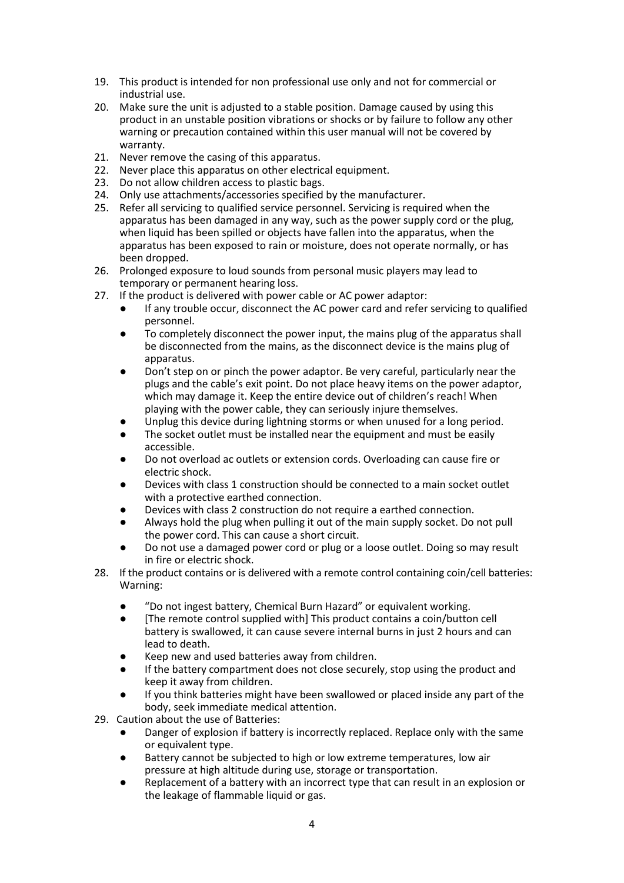19. This product is intended for non professional use only and not for commercial or industrial use.
20. Make sure the unit is adjusted to a stable position. Damage caused by using this product in an unstable position vibrations or shocks or by failure to follow any other warning or precaution contained within this user manual will not be covered by warranty.
21. Never remove the casing of this apparatus.
22. Never place this apparatus on other electrical equipment.
23. Do not allow children access to plastic bags.
24. Only use attachments/accessories specified by the manufacturer.
25. Refer all servicing to qualified service personnel. Servicing is required when the apparatus has been damaged in any way, such as the power supply cord or the plug, when liquid has been spilled or objects have fallen into the apparatus, when the apparatus has been exposed to rain or moisture, does not operate normally, or has been dropped.
26. Prolonged exposure to loud sounds from personal music players may lead to temporary or permanent hearing loss.
27. If the product is delivered with power cable or AC power adaptor:
    - If any trouble occur, disconnect the AC power card and refer servicing to qualified personnel.
    - To completely disconnect the power input, the mains plug of the apparatus shall be disconnected from the mains, as the disconnect device is the mains plug of apparatus.
    - Don't step on or pinch the power adaptor. Be very careful, particularly near the plugs and the cable's exit point. Do not place heavy items on the power adaptor, which may damage it. Keep the entire device out of children's reach! When playing with the power cable, they can seriously injure themselves.
    - Unplug this device during lightning storms or when unused for a long period.
    - The socket outlet must be installed near the equipment and must be easily accessible.
    - Do not overload ac outlets or extension cords. Overloading can cause fire or electric shock.
    - Devices with class 1 construction should be connected to a main socket outlet with a protective earthed connection.
    - Devices with class 2 construction do not require a earthed connection.
    - Always hold the plug when pulling it out of the main supply socket. Do not pull the power cord. This can cause a short circuit.
    - Do not use a damaged power cord or plug or a loose outlet. Doing so may result in fire or electric shock.
28. If the product contains or is delivered with a remote control containing coin/cell batteries: Warning:
    - "Do not ingest battery, Chemical Burn Hazard" or equivalent working.
    - [The remote control supplied with] This product contains a coin/button cell battery is swallowed, it can cause severe internal burns in just 2 hours and can lead to death.
    - Keep new and used batteries away from children.
    - If the battery compartment does not close securely, stop using the product and keep it away from children.
    - If you think batteries might have been swallowed or placed inside any part of the body, seek immediate medical attention.
29. Caution about the use of Batteries:
    - Danger of explosion if battery is incorrectly replaced. Replace only with the same or equivalent type.
    - Battery cannot be subjected to high or low extreme temperatures, low air pressure at high altitude during use, storage or transportation.
    - Replacement of a battery with an incorrect type that can result in an explosion or the leakage of flammable liquid or gas.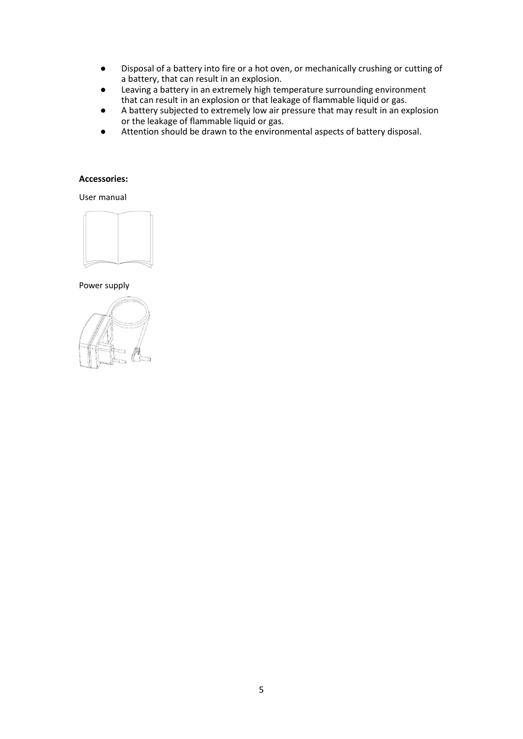- Disposal of a battery into fire or a hot oven, or mechanically crushing or cutting of a battery, that can result in an explosion.
- Leaving a battery in an extremely high temperature surrounding environment that can result in an explosion or that leakage of flammable liquid or gas.
- A battery subjected to extremely low air pressure that may result in an explosion or the leakage of flammable liquid or gas.
- Attention should be drawn to the environmental aspects of battery disposal.

**Accessories:**

User manual

Power supply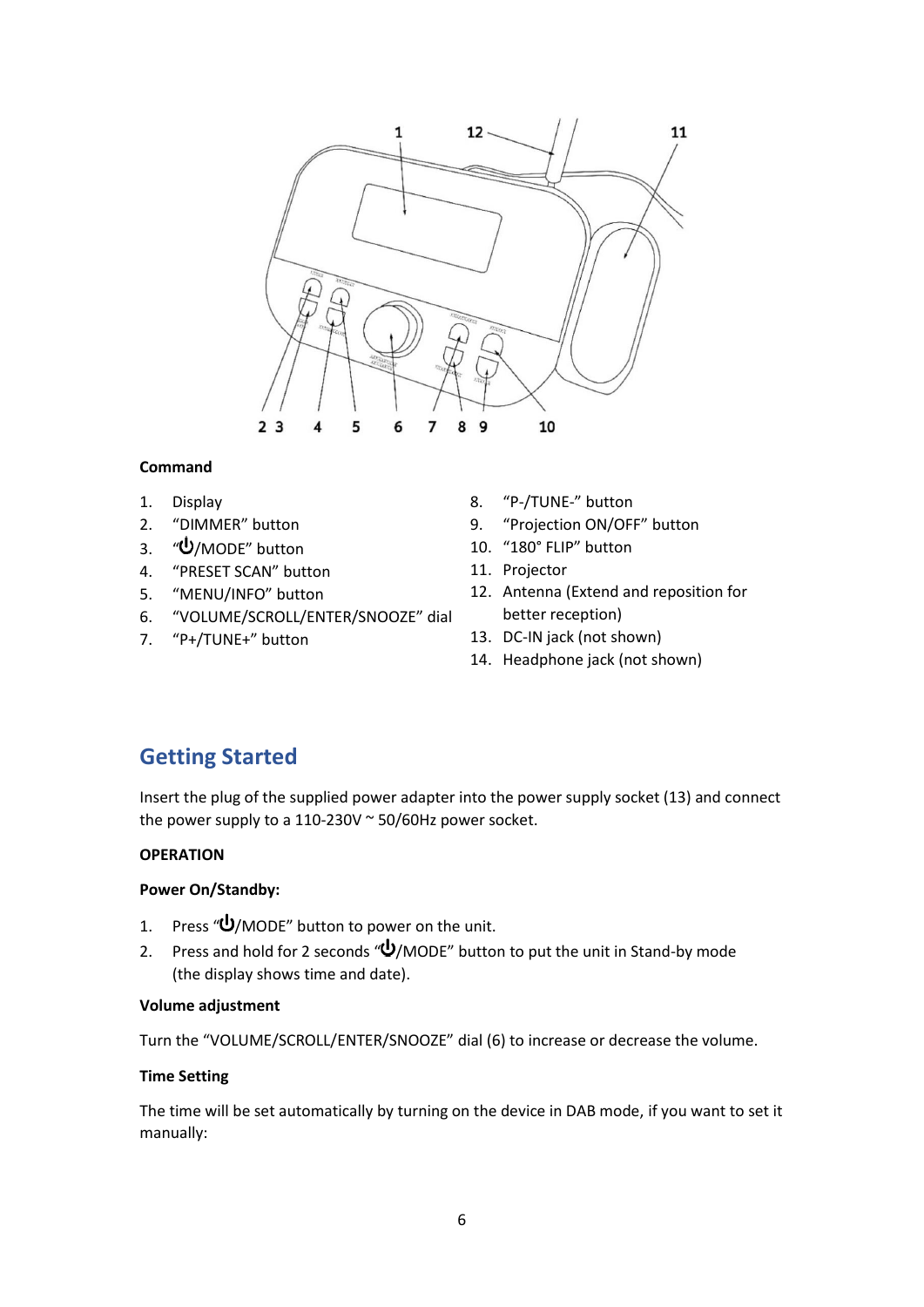**Command**

1. Display
2. “DIMMER” button
3. “⏻/MODE” button
4. “PRESET SCAN” button
5. “MENU/INFO” button
6. “VOLUME/SCROLL/ENTER/SNOOZE” dial
7. “P+/TUNE+” button
8. “P-/TUNE-” button
9. “Projection ON/OFF” button
10. “180° FLIP” button
11. Projector
12. Antenna (Extend and reposition for better reception)
13. DC-IN jack (not shown)
14. Headphone jack (not shown)

## Getting Started

Insert the plug of the supplied power adapter into the power supply socket (13) and connect the power supply to a 110-230V ~ 50/60Hz power socket.

**OPERATION**

**Power On/Standby:**

1. Press “⏻/MODE” button to power on the unit.
2. Press and hold for 2 seconds “⏻/MODE” button to put the unit in Stand-by mode (the display shows time and date).

**Volume adjustment**

Turn the “VOLUME/SCROLL/ENTER/SNOOZE” dial (6) to increase or decrease the volume.

**Time Setting**

The time will be set automatically by turning on the device in DAB mode, if you want to set it manually: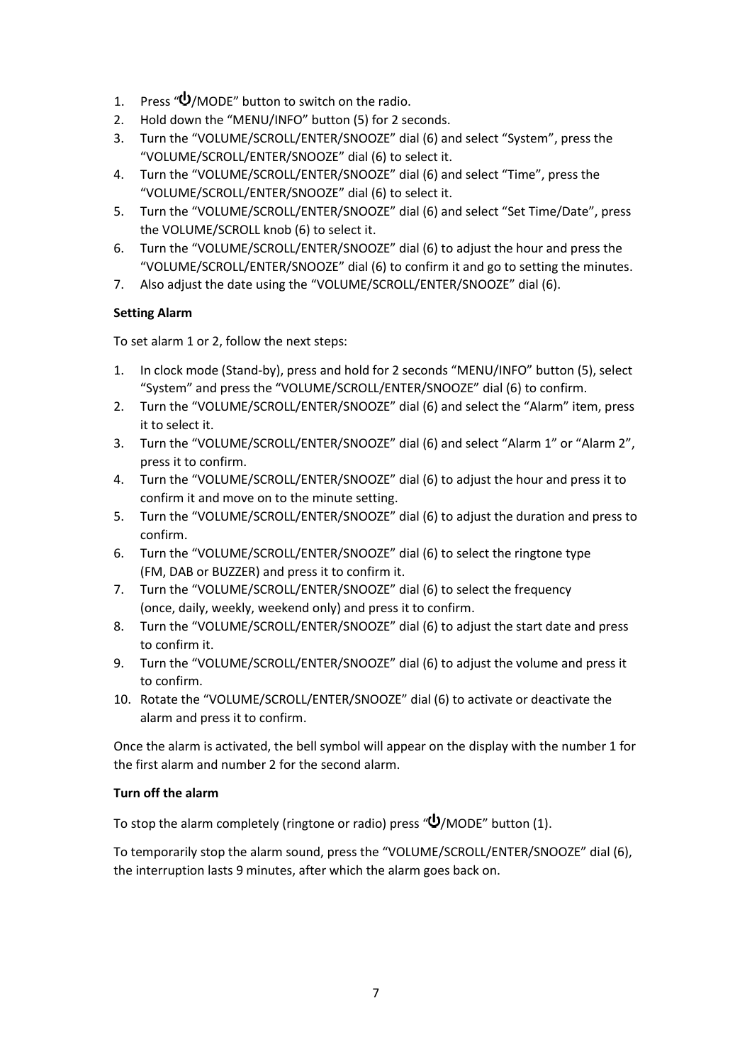1. Press "⏻/MODE" button to switch on the radio.
2. Hold down the "MENU/INFO" button (5) for 2 seconds.
3. Turn the "VOLUME/SCROLL/ENTER/SNOOZE" dial (6) and select "System", press the "VOLUME/SCROLL/ENTER/SNOOZE" dial (6) to select it.
4. Turn the "VOLUME/SCROLL/ENTER/SNOOZE" dial (6) and select "Time", press the "VOLUME/SCROLL/ENTER/SNOOZE" dial (6) to select it.
5. Turn the "VOLUME/SCROLL/ENTER/SNOOZE" dial (6) and select "Set Time/Date", press the VOLUME/SCROLL knob (6) to select it.
6. Turn the "VOLUME/SCROLL/ENTER/SNOOZE" dial (6) to adjust the hour and press the "VOLUME/SCROLL/ENTER/SNOOZE" dial (6) to confirm it and go to setting the minutes.
7. Also adjust the date using the "VOLUME/SCROLL/ENTER/SNOOZE" dial (6).

**Setting Alarm**

To set alarm 1 or 2, follow the next steps:

1. In clock mode (Stand-by), press and hold for 2 seconds "MENU/INFO" button (5), select "System" and press the "VOLUME/SCROLL/ENTER/SNOOZE" dial (6) to confirm.
2. Turn the "VOLUME/SCROLL/ENTER/SNOOZE" dial (6) and select the "Alarm" item, press it to select it.
3. Turn the "VOLUME/SCROLL/ENTER/SNOOZE" dial (6) and select "Alarm 1" or "Alarm 2", press it to confirm.
4. Turn the "VOLUME/SCROLL/ENTER/SNOOZE" dial (6) to adjust the hour and press it to confirm it and move on to the minute setting.
5. Turn the "VOLUME/SCROLL/ENTER/SNOOZE" dial (6) to adjust the duration and press to confirm.
6. Turn the "VOLUME/SCROLL/ENTER/SNOOZE" dial (6) to select the ringtone type (FM, DAB or BUZZER) and press it to confirm it.
7. Turn the "VOLUME/SCROLL/ENTER/SNOOZE" dial (6) to select the frequency (once, daily, weekly, weekend only) and press it to confirm.
8. Turn the "VOLUME/SCROLL/ENTER/SNOOZE" dial (6) to adjust the start date and press to confirm it.
9. Turn the "VOLUME/SCROLL/ENTER/SNOOZE" dial (6) to adjust the volume and press it to confirm.
10. Rotate the "VOLUME/SCROLL/ENTER/SNOOZE" dial (6) to activate or deactivate the alarm and press it to confirm.

Once the alarm is activated, the bell symbol will appear on the display with the number 1 for the first alarm and number 2 for the second alarm.

**Turn off the alarm**

To stop the alarm completely (ringtone or radio) press "⏻/MODE" button (1).

To temporarily stop the alarm sound, press the "VOLUME/SCROLL/ENTER/SNOOZE" dial (6), the interruption lasts 9 minutes, after which the alarm goes back on.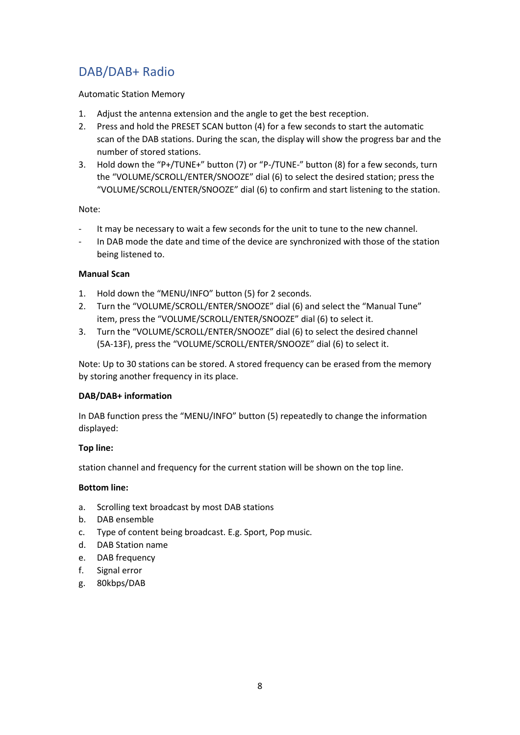# DAB/DAB+ Radio

Automatic Station Memory

1. Adjust the antenna extension and the angle to get the best reception.
2. Press and hold the PRESET SCAN button (4) for a few seconds to start the automatic scan of the DAB stations. During the scan, the display will show the progress bar and the number of stored stations.
3. Hold down the "P+/TUNE+" button (7) or "P-/TUNE-" button (8) for a few seconds, turn the "VOLUME/SCROLL/ENTER/SNOOZE" dial (6) to select the desired station; press the "VOLUME/SCROLL/ENTER/SNOOZE" dial (6) to confirm and start listening to the station.

Note:

- It may be necessary to wait a few seconds for the unit to tune to the new channel.
- In DAB mode the date and time of the device are synchronized with those of the station being listened to.

**Manual Scan**

1. Hold down the "MENU/INFO" button (5) for 2 seconds.
2. Turn the "VOLUME/SCROLL/ENTER/SNOOZE" dial (6) and select the "Manual Tune" item, press the "VOLUME/SCROLL/ENTER/SNOOZE" dial (6) to select it.
3. Turn the "VOLUME/SCROLL/ENTER/SNOOZE" dial (6) to select the desired channel (5A-13F), press the "VOLUME/SCROLL/ENTER/SNOOZE" dial (6) to select it.

Note: Up to 30 stations can be stored. A stored frequency can be erased from the memory by storing another frequency in its place.

**DAB/DAB+ information**

In DAB function press the "MENU/INFO" button (5) repeatedly to change the information displayed:

**Top line:**

station channel and frequency for the current station will be shown on the top line.

**Bottom line:**

a. Scrolling text broadcast by most DAB stations
b. DAB ensemble
c. Type of content being broadcast. E.g. Sport, Pop music.
d. DAB Station name
e. DAB frequency
f. Signal error
g. 80kbps/DAB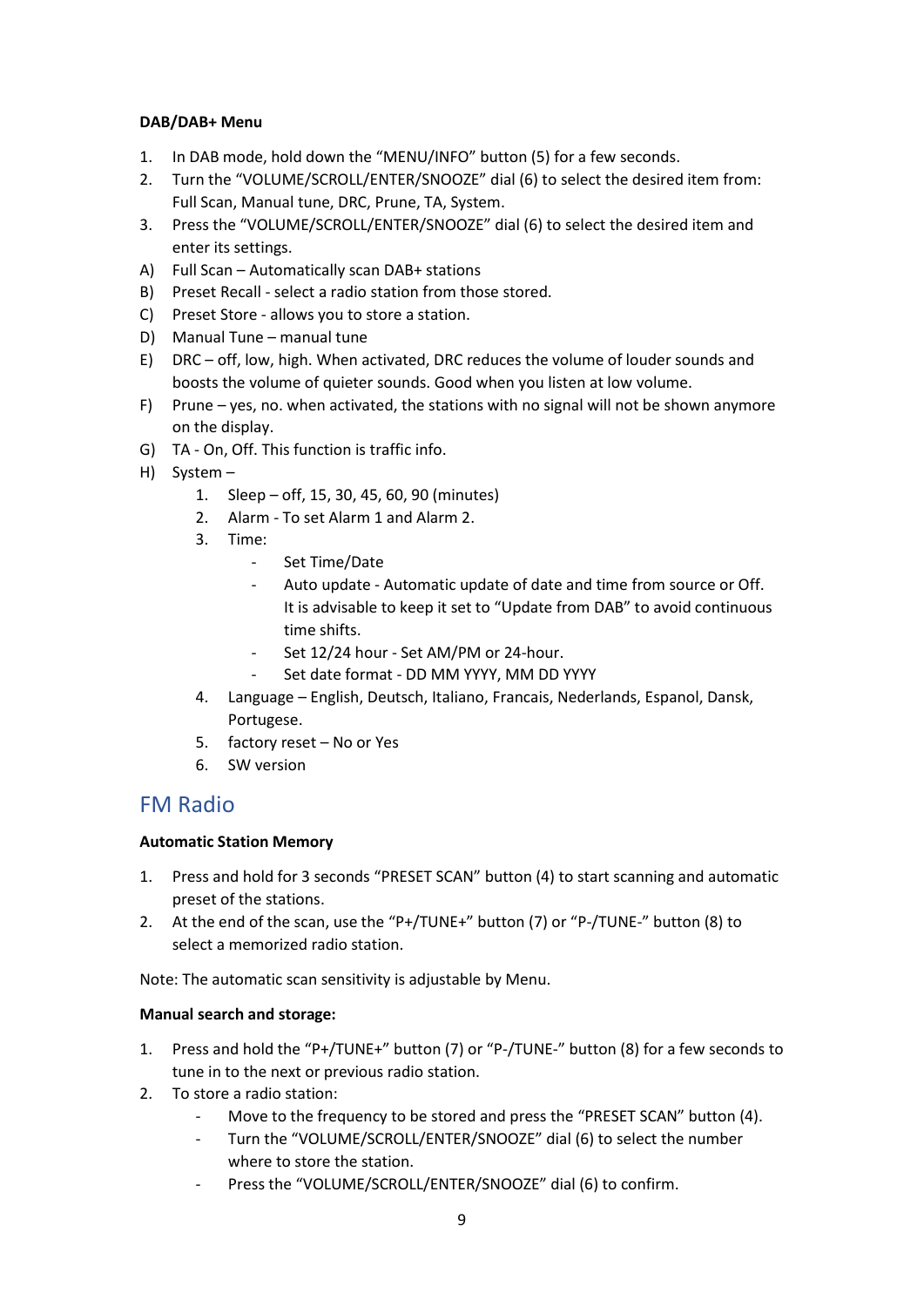**DAB/DAB+ Menu**

1. In DAB mode, hold down the "MENU/INFO" button (5) for a few seconds.
2. Turn the "VOLUME/SCROLL/ENTER/SNOOZE" dial (6) to select the desired item from: Full Scan, Manual tune, DRC, Prune, TA, System.
3. Press the "VOLUME/SCROLL/ENTER/SNOOZE" dial (6) to select the desired item and enter its settings.

A) Full Scan – Automatically scan DAB+ stations
B) Preset Recall - select a radio station from those stored.
C) Preset Store - allows you to store a station.
D) Manual Tune – manual tune
E) DRC – off, low, high. When activated, DRC reduces the volume of louder sounds and boosts the volume of quieter sounds. Good when you listen at low volume.
F) Prune – yes, no. when activated, the stations with no signal will not be shown anymore on the display.
G) TA - On, Off. This function is traffic info.
H) System –
    1. Sleep – off, 15, 30, 45, 60, 90 (minutes)
    2. Alarm - To set Alarm 1 and Alarm 2.
    3. Time:
        - Set Time/Date
        - Auto update - Automatic update of date and time from source or Off. It is advisable to keep it set to "Update from DAB" to avoid continuous time shifts.
        - Set 12/24 hour - Set AM/PM or 24-hour.
        - Set date format - DD MM YYYY, MM DD YYYY
    4. Language – English, Deutsch, Italiano, Francais, Nederlands, Espanol, Dansk, Portugese.
    5. factory reset – No or Yes
    6. SW version

## FM Radio

**Automatic Station Memory**

1. Press and hold for 3 seconds "PRESET SCAN" button (4) to start scanning and automatic preset of the stations.
2. At the end of the scan, use the "P+/TUNE+" button (7) or "P-/TUNE-" button (8) to select a memorized radio station.

Note: The automatic scan sensitivity is adjustable by Menu.

**Manual search and storage:**

1. Press and hold the "P+/TUNE+" button (7) or "P-/TUNE-" button (8) for a few seconds to tune in to the next or previous radio station.
2. To store a radio station:
    - Move to the frequency to be stored and press the "PRESET SCAN" button (4).
    - Turn the "VOLUME/SCROLL/ENTER/SNOOZE" dial (6) to select the number where to store the station.
    - Press the "VOLUME/SCROLL/ENTER/SNOOZE" dial (6) to confirm.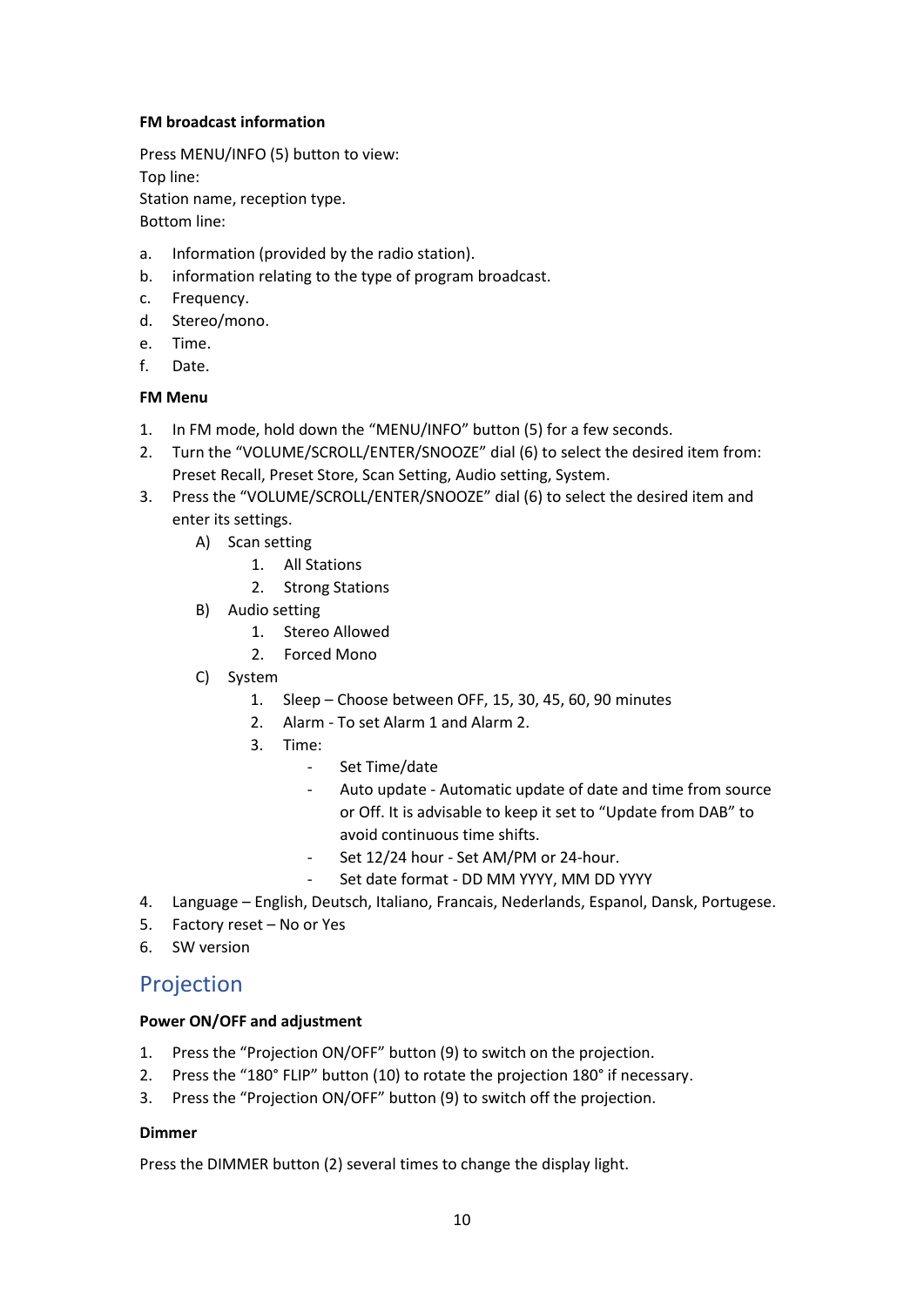**FM broadcast information**

Press MENU/INFO (5) button to view:
Top line:
Station name, reception type.
Bottom line:

a. Information (provided by the radio station).
b. information relating to the type of program broadcast.
c. Frequency.
d. Stereo/mono.
e. Time.
f. Date.

**FM Menu**

1. In FM mode, hold down the "MENU/INFO" button (5) for a few seconds.
2. Turn the "VOLUME/SCROLL/ENTER/SNOOZE" dial (6) to select the desired item from: Preset Recall, Preset Store, Scan Setting, Audio setting, System.
3. Press the "VOLUME/SCROLL/ENTER/SNOOZE" dial (6) to select the desired item and enter its settings.
   - A) Scan setting
     1. All Stations
     2. Strong Stations
   - B) Audio setting
     1. Stereo Allowed
     2. Forced Mono
   - C) System
     1. Sleep – Choose between OFF, 15, 30, 45, 60, 90 minutes
     2. Alarm - To set Alarm 1 and Alarm 2.
     3. Time:
        - Set Time/date
        - Auto update - Automatic update of date and time from source or Off. It is advisable to keep it set to "Update from DAB" to avoid continuous time shifts.
        - Set 12/24 hour - Set AM/PM or 24-hour.
        - Set date format - DD MM YYYY, MM DD YYYY
4. Language – English, Deutsch, Italiano, Francais, Nederlands, Espanol, Dansk, Portugese.
5. Factory reset – No or Yes
6. SW version

## Projection

**Power ON/OFF and adjustment**

1. Press the "Projection ON/OFF" button (9) to switch on the projection.
2. Press the "180° FLIP" button (10) to rotate the projection 180° if necessary.
3. Press the "Projection ON/OFF" button (9) to switch off the projection.

**Dimmer**

Press the DIMMER button (2) several times to change the display light.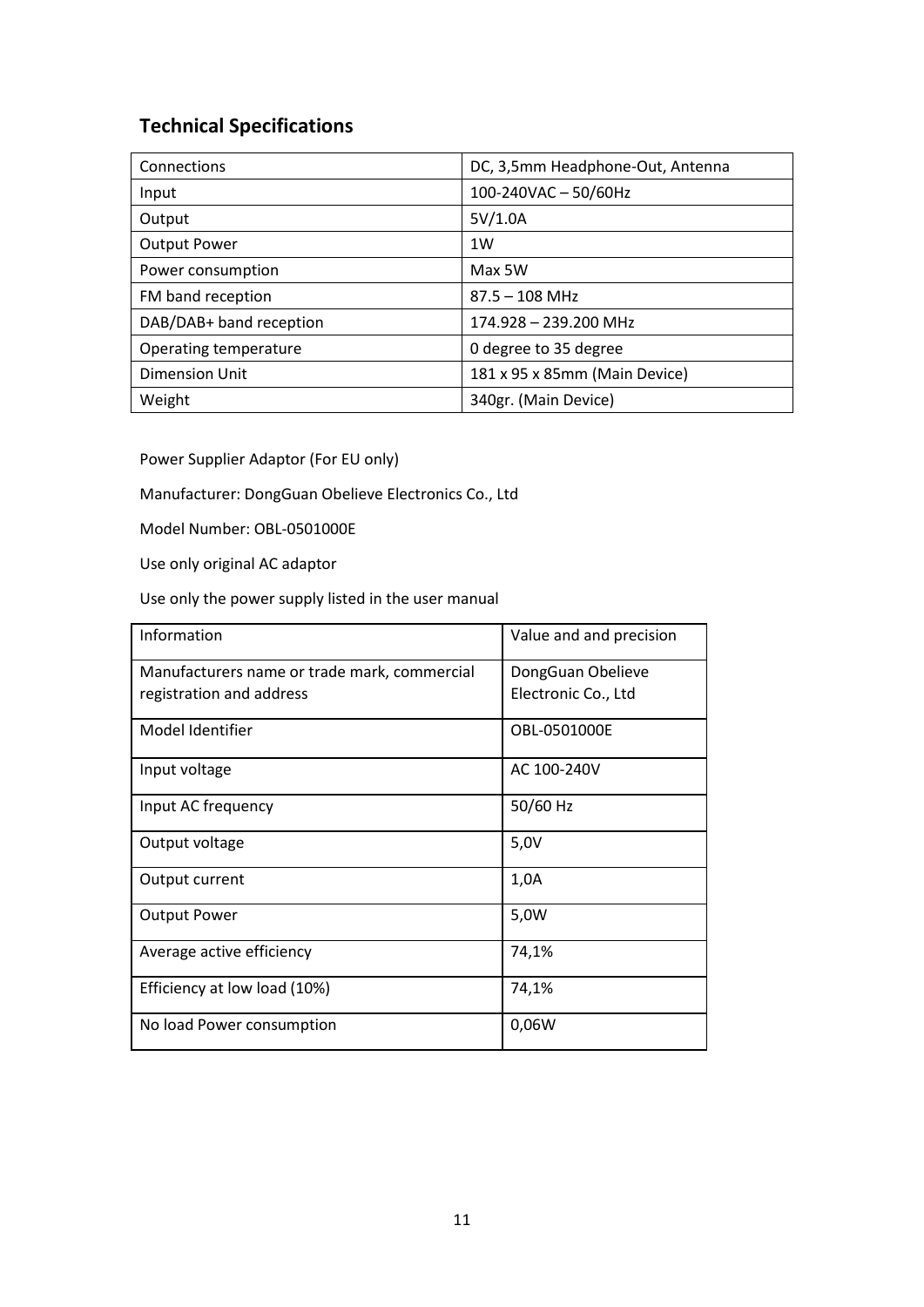## Technical Specifications

| Connections | DC, 3,5mm Headphone-Out, Antenna |
|---|---|
| Input | 100-240VAC – 50/60Hz |
| Output | 5V/1.0A |
| Output Power | 1W |
| Power consumption | Max 5W |
| FM band reception | 87.5 – 108 MHz |
| DAB/DAB+ band reception | 174.928 – 239.200 MHz |
| Operating temperature | 0 degree to 35 degree |
| Dimension Unit | 181 x 95 x 85mm (Main Device) |
| Weight | 340gr. (Main Device) |

Power Supplier Adaptor (For EU only)

Manufacturer: DongGuan Obelieve Electronics Co., Ltd

Model Number: OBL-0501000E

Use only original AC adaptor

Use only the power supply listed in the user manual

| Information | Value and and precision |
|---|---|
| Manufacturers name or trade mark, commercial registration and address | DongGuan Obelieve Electronic Co., Ltd |
| Model Identifier | OBL-0501000E |
| Input voltage | AC 100-240V |
| Input AC frequency | 50/60 Hz |
| Output voltage | 5,0V |
| Output current | 1,0A |
| Output Power | 5,0W |
| Average active efficiency | 74,1% |
| Efficiency at low load (10%) | 74,1% |
| No load Power consumption | 0,06W |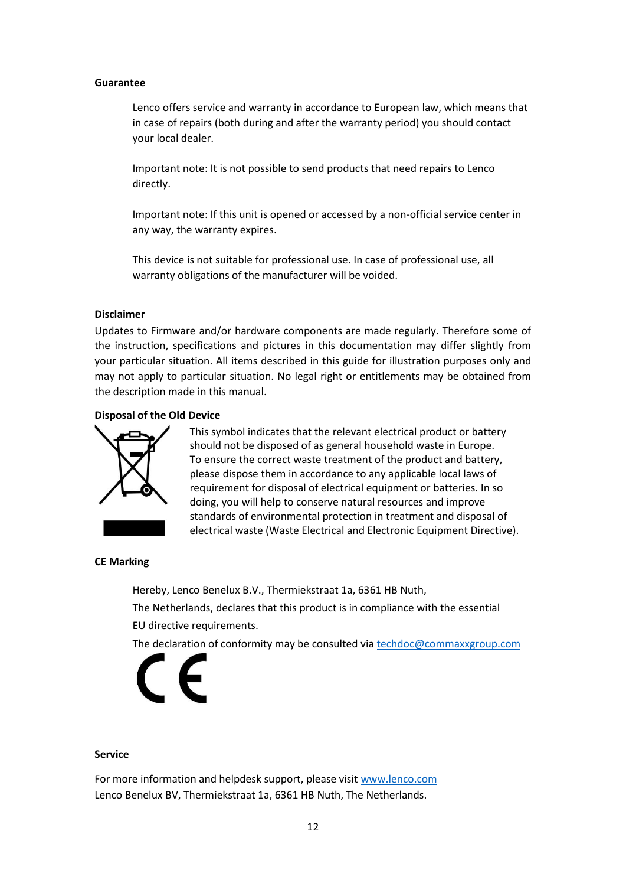## Guarantee

Lenco offers service and warranty in accordance to European law, which means that in case of repairs (both during and after the warranty period) you should contact your local dealer.

Important note: It is not possible to send products that need repairs to Lenco directly.

Important note: If this unit is opened or accessed by a non-official service center in any way, the warranty expires.

This device is not suitable for professional use. In case of professional use, all warranty obligations of the manufacturer will be voided.

## Disclaimer

Updates to Firmware and/or hardware components are made regularly. Therefore some of the instruction, specifications and pictures in this documentation may differ slightly from your particular situation. All items described in this guide for illustration purposes only and may not apply to particular situation. No legal right or entitlements may be obtained from the description made in this manual.

## Disposal of the Old Device

This symbol indicates that the relevant electrical product or battery should not be disposed of as general household waste in Europe. To ensure the correct waste treatment of the product and battery, please dispose them in accordance to any applicable local laws of requirement for disposal of electrical equipment or batteries. In so doing, you will help to conserve natural resources and improve standards of environmental protection in treatment and disposal of electrical waste (Waste Electrical and Electronic Equipment Directive).

## CE Marking

Hereby, Lenco Benelux B.V., Thermiekstraat 1a, 6361 HB Nuth,

The Netherlands, declares that this product is in compliance with the essential EU directive requirements.

The declaration of conformity may be consulted via techdoc@commaxxgroup.com

## Service

For more information and helpdesk support, please visit www.lenco.com
Lenco Benelux BV, Thermiekstraat 1a, 6361 HB Nuth, The Netherlands.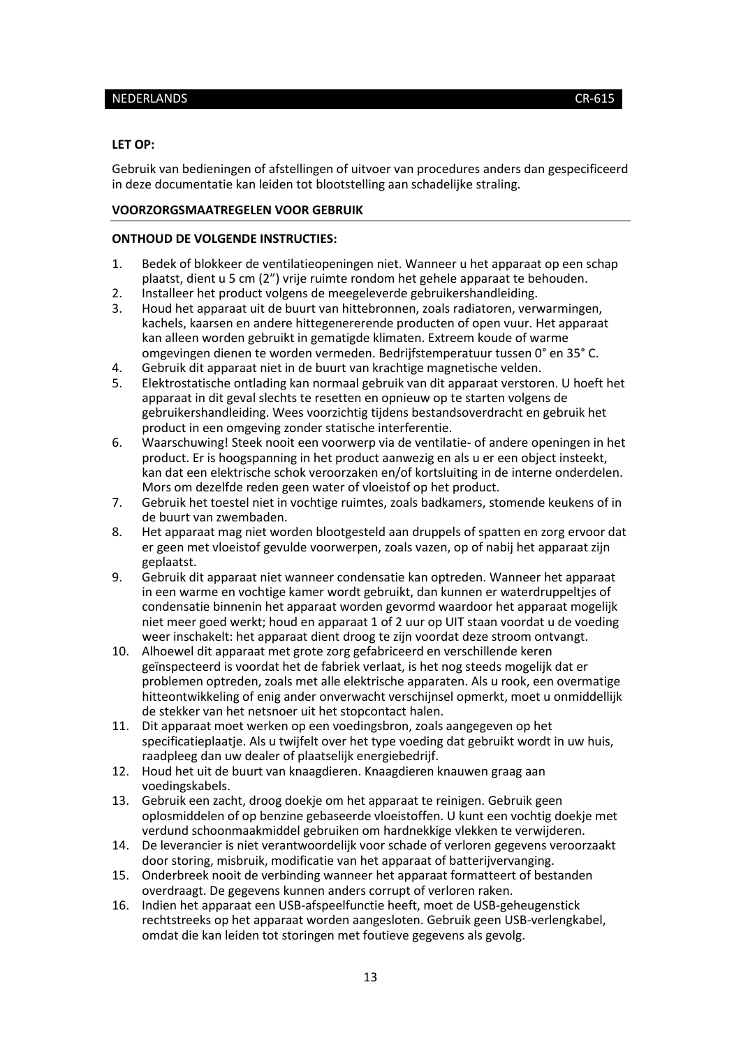**LET OP:**

Gebruik van bedieningen of afstellingen of uitvoer van procedures anders dan gespecificeerd in deze documentatie kan leiden tot blootstelling aan schadelijke straling.

**VOORZORGSMAATREGELEN VOOR GEBRUIK**

**ONTHOUD DE VOLGENDE INSTRUCTIES:**

1. Bedek of blokkeer de ventilatieopeningen niet. Wanneer u het apparaat op een schap plaatst, dient u 5 cm (2") vrije ruimte rondom het gehele apparaat te behouden.
2. Installeer het product volgens de meegeleverde gebruikershandleiding.
3. Houd het apparaat uit de buurt van hittebronnen, zoals radiatoren, verwarmingen, kachels, kaarsen en andere hittegenererende producten of open vuur. Het apparaat kan alleen worden gebruikt in gematigde klimaten. Extreem koude of warme omgevingen dienen te worden vermeden. Bedrijfstemperatuur tussen 0° en 35° C.
4. Gebruik dit apparaat niet in de buurt van krachtige magnetische velden.
5. Elektrostatische ontlading kan normaal gebruik van dit apparaat verstoren. U hoeft het apparaat in dit geval slechts te resetten en opnieuw op te starten volgens de gebruikershandleiding. Wees voorzichtig tijdens bestandsoverdracht en gebruik het product in een omgeving zonder statische interferentie.
6. Waarschuwing! Steek nooit een voorwerp via de ventilatie- of andere openingen in het product. Er is hoogspanning in het product aanwezig en als u er een object insteekt, kan dat een elektrische schok veroorzaken en/of kortsluiting in de interne onderdelen. Mors om dezelfde reden geen water of vloeistof op het product.
7. Gebruik het toestel niet in vochtige ruimtes, zoals badkamers, stomende keukens of in de buurt van zwembaden.
8. Het apparaat mag niet worden blootgesteld aan druppels of spatten en zorg ervoor dat er geen met vloeistof gevulde voorwerpen, zoals vazen, op of nabij het apparaat zijn geplaatst.
9. Gebruik dit apparaat niet wanneer condensatie kan optreden. Wanneer het apparaat in een warme en vochtige kamer wordt gebruikt, dan kunnen er waterdruppeltjes of condensatie binnenin het apparaat worden gevormd waardoor het apparaat mogelijk niet meer goed werkt; houd en apparaat 1 of 2 uur op UIT staan voordat u de voeding weer inschakelt: het apparaat dient droog te zijn voordat deze stroom ontvangt.
10. Alhoewel dit apparaat met grote zorg gefabriceerd en verschillende keren geïnspecteerd is voordat het de fabriek verlaat, is het nog steeds mogelijk dat er problemen optreden, zoals met alle elektrische apparaten. Als u rook, een overmatige hitteontwikkeling of enig ander onverwacht verschijnsel opmerkt, moet u onmiddellijk de stekker van het netsnoer uit het stopcontact halen.
11. Dit apparaat moet werken op een voedingsbron, zoals aangegeven op het specificatieplaatje. Als u twijfelt over het type voeding dat gebruikt wordt in uw huis, raadpleeg dan uw dealer of plaatselijk energiebedrijf.
12. Houd het uit de buurt van knaagdieren. Knaagdieren knauwen graag aan voedingskabels.
13. Gebruik een zacht, droog doekje om het apparaat te reinigen. Gebruik geen oplosmiddelen of op benzine gebaseerde vloeistoffen. U kunt een vochtig doekje met verdund schoonmaakmiddel gebruiken om hardnekkige vlekken te verwijderen.
14. De leverancier is niet verantwoordelijk voor schade of verloren gegevens veroorzaakt door storing, misbruik, modificatie van het apparaat of batterijvervanging.
15. Onderbreek nooit de verbinding wanneer het apparaat formatteert of bestanden overdraagt. De gegevens kunnen anders corrupt of verloren raken.
16. Indien het apparaat een USB-afspeelfunctie heeft, moet de USB-geheugenstick rechtstreeks op het apparaat worden aangesloten. Gebruik geen USB-verlengkabel, omdat die kan leiden tot storingen met foutieve gegevens als gevolg.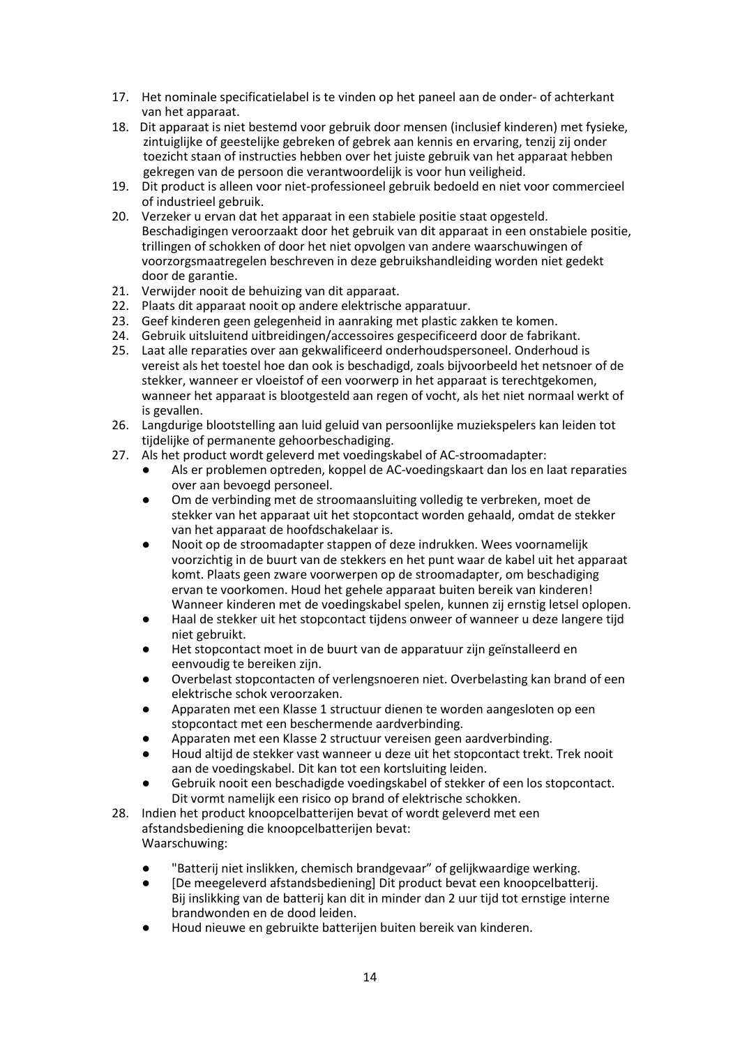17. Het nominale specificatielabel is te vinden op het paneel aan de onder- of achterkant van het apparaat.
18. Dit apparaat is niet bestemd voor gebruik door mensen (inclusief kinderen) met fysieke, zintuiglijke of geestelijke gebreken of gebrek aan kennis en ervaring, tenzij zij onder toezicht staan of instructies hebben over het juiste gebruik van het apparaat hebben gekregen van de persoon die verantwoordelijk is voor hun veiligheid.
19. Dit product is alleen voor niet-professioneel gebruik bedoeld en niet voor commercieel of industrieel gebruik.
20. Verzeker u ervan dat het apparaat in een stabiele positie staat opgesteld. Beschadigingen veroorzaakt door het gebruik van dit apparaat in een onstabiele positie, trillingen of schokken of door het niet opvolgen van andere waarschuwingen of voorzorgsmaatregelen beschreven in deze gebruikshandleiding worden niet gedekt door de garantie.
21. Verwijder nooit de behuizing van dit apparaat.
22. Plaats dit apparaat nooit op andere elektrische apparatuur.
23. Geef kinderen geen gelegenheid in aanraking met plastic zakken te komen.
24. Gebruik uitsluitend uitbreidingen/accessoires gespecificeerd door de fabrikant.
25. Laat alle reparaties over aan gekwalificeerd onderhoudspersoneel. Onderhoud is vereist als het toestel hoe dan ook is beschadigd, zoals bijvoorbeeld het netsnoer of de stekker, wanneer er vloeistof of een voorwerp in het apparaat is terechtgekomen, wanneer het apparaat is blootgesteld aan regen of vocht, als het niet normaal werkt of is gevallen.
26. Langdurige blootstelling aan luid geluid van persoonlijke muziekspelers kan leiden tot tijdelijke of permanente gehoorbeschadiging.
27. Als het product wordt geleverd met voedingskabel of AC-stroomadapter:
    - Als er problemen optreden, koppel de AC-voedingskaart dan los en laat reparaties over aan bevoegd personeel.
    - Om de verbinding met de stroomaansluiting volledig te verbreken, moet de stekker van het apparaat uit het stopcontact worden gehaald, omdat de stekker van het apparaat de hoofdschakelaar is.
    - Nooit op de stroomadapter stappen of deze indrukken. Wees voornamelijk voorzichtig in de buurt van de stekkers en het punt waar de kabel uit het apparaat komt. Plaats geen zware voorwerpen op de stroomadapter, om beschadiging ervan te voorkomen. Houd het gehele apparaat buiten bereik van kinderen! Wanneer kinderen met de voedingskabel spelen, kunnen zij ernstig letsel oplopen.
    - Haal de stekker uit het stopcontact tijdens onweer of wanneer u deze langere tijd niet gebruikt.
    - Het stopcontact moet in de buurt van de apparatuur zijn geïnstalleerd en eenvoudig te bereiken zijn.
    - Overbelast stopcontacten of verlengsnoeren niet. Overbelasting kan brand of een elektrische schok veroorzaken.
    - Apparaten met een Klasse 1 structuur dienen te worden aangesloten op een stopcontact met een beschermende aardverbinding.
    - Apparaten met een Klasse 2 structuur vereisen geen aardverbinding.
    - Houd altijd de stekker vast wanneer u deze uit het stopcontact trekt. Trek nooit aan de voedingskabel. Dit kan tot een kortsluiting leiden.
    - Gebruik nooit een beschadigde voedingskabel of stekker of een los stopcontact. Dit vormt namelijk een risico op brand of elektrische schokken.
28. Indien het product knoopcelbatterijen bevat of wordt geleverd met een afstandsbediening die knoopcelbatterijen bevat:
    Waarschuwing:
    - "Batterij niet inslikken, chemisch brandgevaar" of gelijkwaardige werking.
    - [De meegeleverd afstandsbediening] Dit product bevat een knoopcelbatterij. Bij inslikking van de batterij kan dit in minder dan 2 uur tijd tot ernstige interne brandwonden en de dood leiden.
    - Houd nieuwe en gebruikte batterijen buiten bereik van kinderen.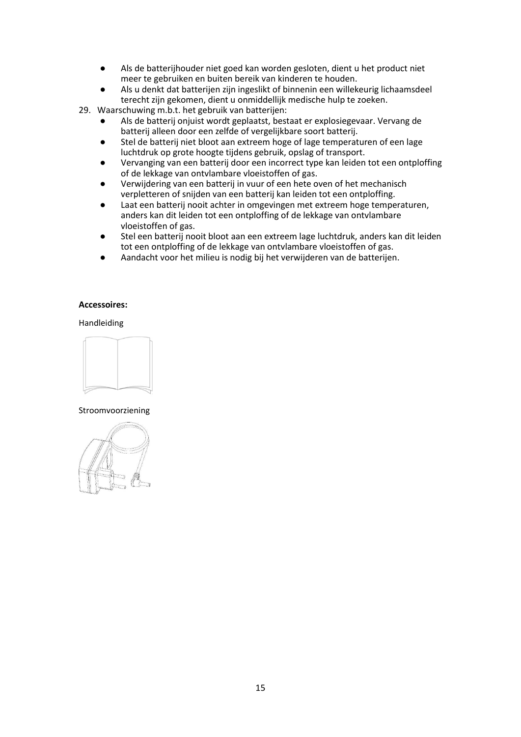- Als de batterijhouder niet goed kan worden gesloten, dient u het product niet meer te gebruiken en buiten bereik van kinderen te houden.
- Als u denkt dat batterijen zijn ingeslikt of binnenin een willekeurig lichaamsdeel terecht zijn gekomen, dient u onmiddellijk medische hulp te zoeken.

29. Waarschuwing m.b.t. het gebruik van batterijen:
    - Als de batterij onjuist wordt geplaatst, bestaat er explosiegevaar. Vervang de batterij alleen door een zelfde of vergelijkbare soort batterij.
    - Stel de batterij niet bloot aan extreem hoge of lage temperaturen of een lage luchtdruk op grote hoogte tijdens gebruik, opslag of transport.
    - Vervanging van een batterij door een incorrect type kan leiden tot een ontploffing of de lekkage van ontvlambare vloeistoffen of gas.
    - Verwijdering van een batterij in vuur of een hete oven of het mechanisch verpletteren of snijden van een batterij kan leiden tot een ontploffing.
    - Laat een batterij nooit achter in omgevingen met extreem hoge temperaturen, anders kan dit leiden tot een ontploffing of de lekkage van ontvlambare vloeistoffen of gas.
    - Stel een batterij nooit bloot aan een extreem lage luchtdruk, anders kan dit leiden tot een ontploffing of de lekkage van ontvlambare vloeistoffen of gas.
    - Aandacht voor het milieu is nodig bij het verwijderen van de batterijen.

**Accessoires:**

Handleiding

Stroomvoorziening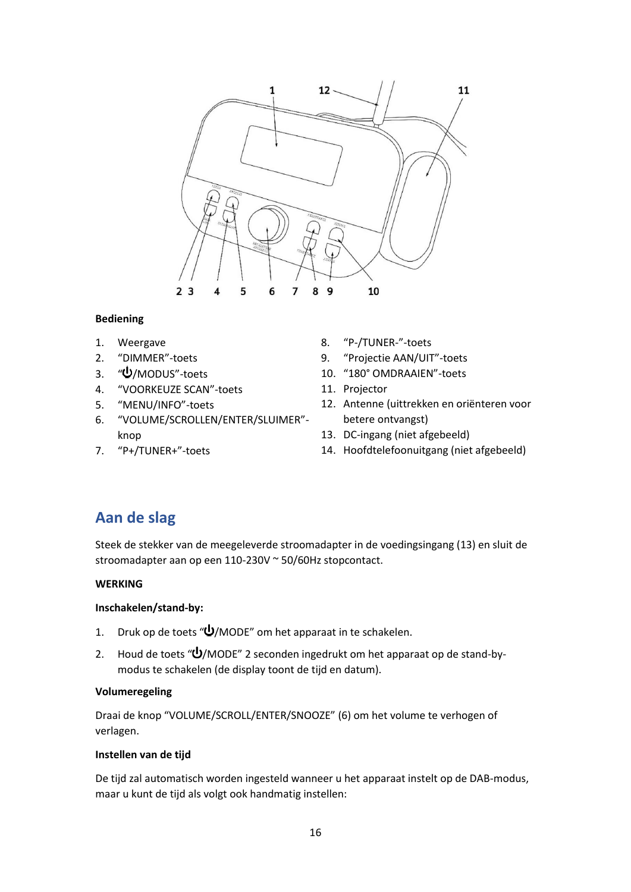**Bediening**

1. Weergave
2. "DIMMER"-toets
3. "⏻/MODUS"-toets
4. "VOORKEUZE SCAN"-toets
5. "MENU/INFO"-toets
6. "VOLUME/SCROLLEN/ENTER/SLUIMER"-knop
7. "P+/TUNER+"-toets
8. "P-/TUNER-"-toets
9. "Projectie AAN/UIT"-toets
10. "180° OMDRAAIEN"-toets
11. Projector
12. Antenne (uittrekken en oriënteren voor betere ontvangst)
13. DC-ingang (niet afgebeeld)
14. Hoofdtelefoonuitgang (niet afgebeeld)

## Aan de slag

Steek de stekker van de meegeleverde stroomadapter in de voedingsingang (13) en sluit de stroomadapter aan op een 110-230V ~ 50/60Hz stopcontact.

**WERKING**

**Inschakelen/stand-by:**

1. Druk op de toets "⏻/MODE" om het apparaat in te schakelen.
2. Houd de toets "⏻/MODE" 2 seconden ingedrukt om het apparaat op de stand-by-modus te schakelen (de display toont de tijd en datum).

**Volumeregeling**

Draai de knop "VOLUME/SCROLL/ENTER/SNOOZE" (6) om het volume te verhogen of verlagen.

**Instellen van de tijd**

De tijd zal automatisch worden ingesteld wanneer u het apparaat instelt op de DAB-modus, maar u kunt de tijd als volgt ook handmatig instellen: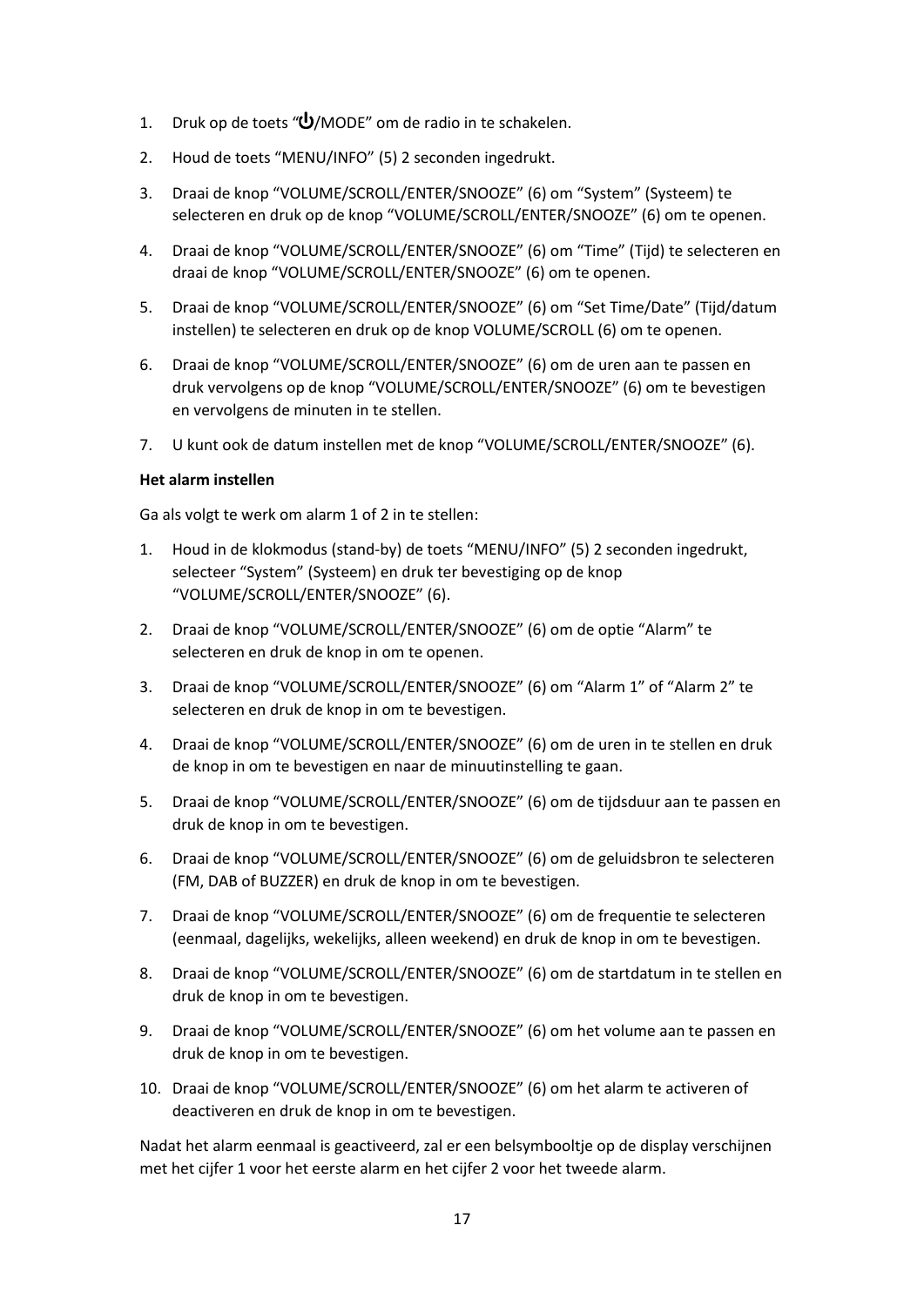1. Druk op de toets "⏻/MODE" om de radio in te schakelen.

2. Houd de toets "MENU/INFO" (5) 2 seconden ingedrukt.

3. Draai de knop "VOLUME/SCROLL/ENTER/SNOOZE" (6) om "System" (Systeem) te selecteren en druk op de knop "VOLUME/SCROLL/ENTER/SNOOZE" (6) om te openen.

4. Draai de knop "VOLUME/SCROLL/ENTER/SNOOZE" (6) om "Time" (Tijd) te selecteren en draai de knop "VOLUME/SCROLL/ENTER/SNOOZE" (6) om te openen.

5. Draai de knop "VOLUME/SCROLL/ENTER/SNOOZE" (6) om "Set Time/Date" (Tijd/datum instellen) te selecteren en druk op de knop VOLUME/SCROLL (6) om te openen.

6. Draai de knop "VOLUME/SCROLL/ENTER/SNOOZE" (6) om de uren aan te passen en druk vervolgens op de knop "VOLUME/SCROLL/ENTER/SNOOZE" (6) om te bevestigen en vervolgens de minuten in te stellen.

7. U kunt ook de datum instellen met de knop "VOLUME/SCROLL/ENTER/SNOOZE" (6).

**Het alarm instellen**

Ga als volgt te werk om alarm 1 of 2 in te stellen:

1. Houd in de klokmodus (stand-by) de toets "MENU/INFO" (5) 2 seconden ingedrukt, selecteer "System" (Systeem) en druk ter bevestiging op de knop "VOLUME/SCROLL/ENTER/SNOOZE" (6).

2. Draai de knop "VOLUME/SCROLL/ENTER/SNOOZE" (6) om de optie "Alarm" te selecteren en druk de knop in om te openen.

3. Draai de knop "VOLUME/SCROLL/ENTER/SNOOZE" (6) om "Alarm 1" of "Alarm 2" te selecteren en druk de knop in om te bevestigen.

4. Draai de knop "VOLUME/SCROLL/ENTER/SNOOZE" (6) om de uren in te stellen en druk de knop in om te bevestigen en naar de minuutinstelling te gaan.

5. Draai de knop "VOLUME/SCROLL/ENTER/SNOOZE" (6) om de tijdsduur aan te passen en druk de knop in om te bevestigen.

6. Draai de knop "VOLUME/SCROLL/ENTER/SNOOZE" (6) om de geluidsbron te selecteren (FM, DAB of BUZZER) en druk de knop in om te bevestigen.

7. Draai de knop "VOLUME/SCROLL/ENTER/SNOOZE" (6) om de frequentie te selecteren (eenmaal, dagelijks, wekelijks, alleen weekend) en druk de knop in om te bevestigen.

8. Draai de knop "VOLUME/SCROLL/ENTER/SNOOZE" (6) om de startdatum in te stellen en druk de knop in om te bevestigen.

9. Draai de knop "VOLUME/SCROLL/ENTER/SNOOZE" (6) om het volume aan te passen en druk de knop in om te bevestigen.

10. Draai de knop "VOLUME/SCROLL/ENTER/SNOOZE" (6) om het alarm te activeren of deactiveren en druk de knop in om te bevestigen.

Nadat het alarm eenmaal is geactiveerd, zal er een belsymbooltje op de display verschijnen met het cijfer 1 voor het eerste alarm en het cijfer 2 voor het tweede alarm.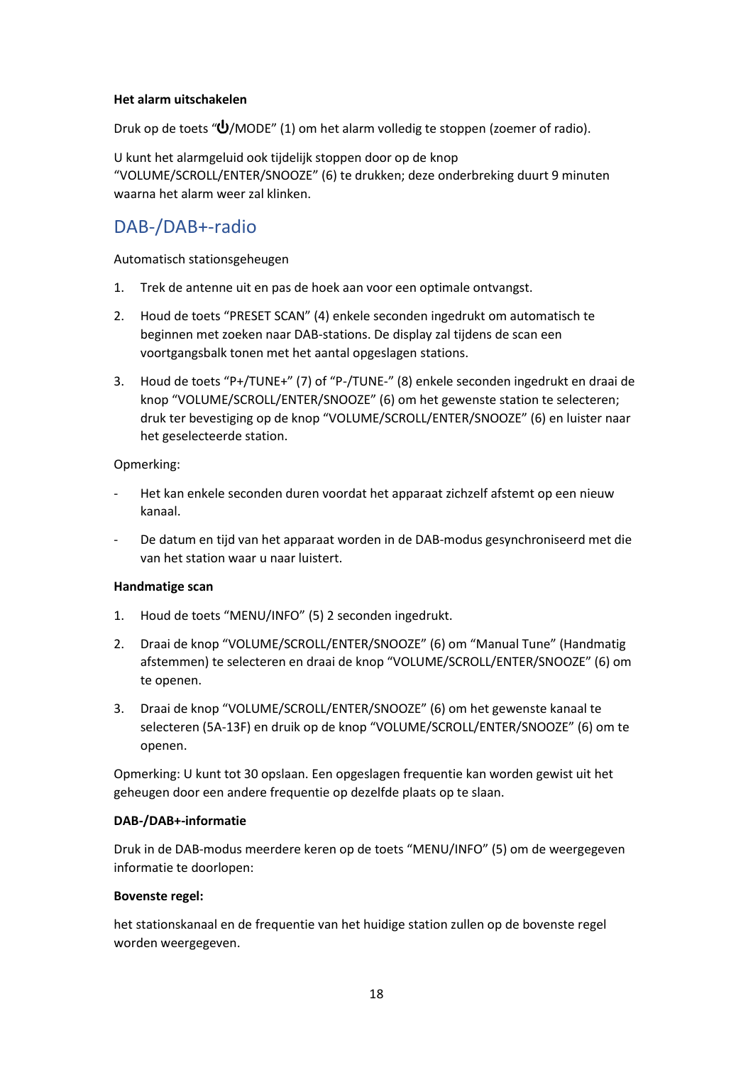**Het alarm uitschakelen**

Druk op de toets "⏻/MODE" (1) om het alarm volledig te stoppen (zoemer of radio).

U kunt het alarmgeluid ook tijdelijk stoppen door op de knop "VOLUME/SCROLL/ENTER/SNOOZE" (6) te drukken; deze onderbreking duurt 9 minuten waarna het alarm weer zal klinken.

## DAB-/DAB+-radio

Automatisch stationsgeheugen

1. Trek de antenne uit en pas de hoek aan voor een optimale ontvangst.
2. Houd de toets "PRESET SCAN" (4) enkele seconden ingedrukt om automatisch te beginnen met zoeken naar DAB-stations. De display zal tijdens de scan een voortgangsbalk tonen met het aantal opgeslagen stations.
3. Houd de toets "P+/TUNE+" (7) of "P-/TUNE-" (8) enkele seconden ingedrukt en draai de knop "VOLUME/SCROLL/ENTER/SNOOZE" (6) om het gewenste station te selecteren; druk ter bevestiging op de knop "VOLUME/SCROLL/ENTER/SNOOZE" (6) en luister naar het geselecteerde station.

Opmerking:

- Het kan enkele seconden duren voordat het apparaat zichzelf afstemt op een nieuw kanaal.
- De datum en tijd van het apparaat worden in de DAB-modus gesynchroniseerd met die van het station waar u naar luistert.

**Handmatige scan**

1. Houd de toets "MENU/INFO" (5) 2 seconden ingedrukt.
2. Draai de knop "VOLUME/SCROLL/ENTER/SNOOZE" (6) om "Manual Tune" (Handmatig afstemmen) te selecteren en draai de knop "VOLUME/SCROLL/ENTER/SNOOZE" (6) om te openen.
3. Draai de knop "VOLUME/SCROLL/ENTER/SNOOZE" (6) om het gewenste kanaal te selecteren (5A-13F) en druik op de knop "VOLUME/SCROLL/ENTER/SNOOZE" (6) om te openen.

Opmerking: U kunt tot 30 opslaan. Een opgeslagen frequentie kan worden gewist uit het geheugen door een andere frequentie op dezelfde plaats op te slaan.

**DAB-/DAB+-informatie**

Druk in de DAB-modus meerdere keren op de toets "MENU/INFO" (5) om de weergegeven informatie te doorlopen:

**Bovenste regel:**

het stationskanaal en de frequentie van het huidige station zullen op de bovenste regel worden weergegeven.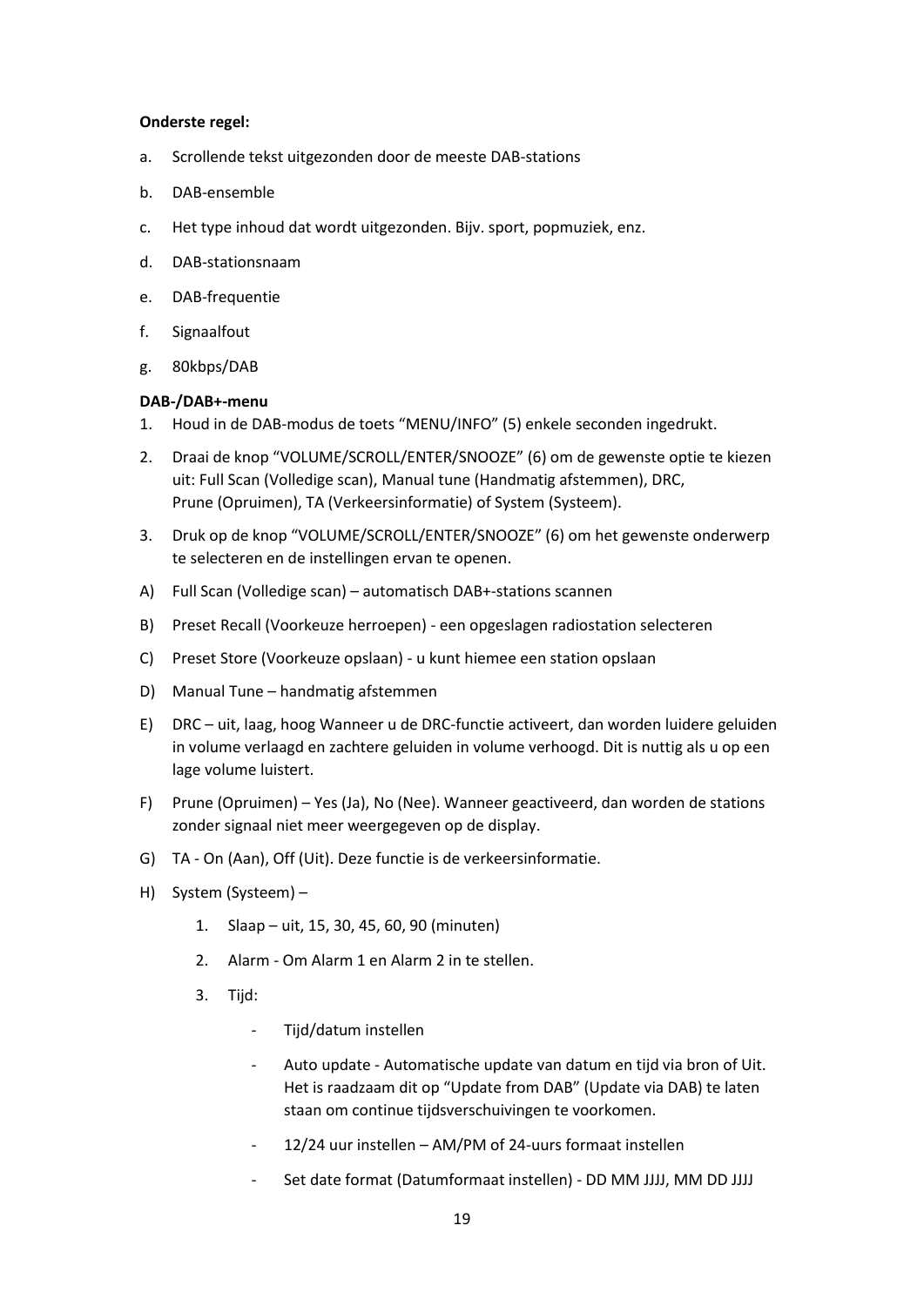**Onderste regel:**

a. Scrollende tekst uitgezonden door de meeste DAB-stations

b. DAB-ensemble

c. Het type inhoud dat wordt uitgezonden. Bijv. sport, popmuziek, enz.

d. DAB-stationsnaam

e. DAB-frequentie

f. Signaalfout

g. 80kbps/DAB

**DAB-/DAB+-menu**

1. Houd in de DAB-modus de toets “MENU/INFO” (5) enkele seconden ingedrukt.
2. Draai de knop “VOLUME/SCROLL/ENTER/SNOOZE” (6) om de gewenste optie te kiezen uit: Full Scan (Volledige scan), Manual tune (Handmatig afstemmen), DRC, Prune (Opruimen), TA (Verkeersinformatie) of System (Systeem).
3. Druk op de knop “VOLUME/SCROLL/ENTER/SNOOZE” (6) om het gewenste onderwerp te selecteren en de instellingen ervan te openen.

A) Full Scan (Volledige scan) – automatisch DAB+-stations scannen

B) Preset Recall (Voorkeuze herroepen) - een opgeslagen radiostation selecteren

C) Preset Store (Voorkeuze opslaan) - u kunt hiemee een station opslaan

D) Manual Tune – handmatig afstemmen

E) DRC – uit, laag, hoog Wanneer u de DRC-functie activeert, dan worden luidere geluiden in volume verlaagd en zachtere geluiden in volume verhoogd. Dit is nuttig als u op een lage volume luistert.

F) Prune (Opruimen) – Yes (Ja), No (Nee). Wanneer geactiveerd, dan worden de stations zonder signaal niet meer weergegeven op de display.

G) TA - On (Aan), Off (Uit). Deze functie is de verkeersinformatie.

H) System (Systeem) –

1. Slaap – uit, 15, 30, 45, 60, 90 (minuten)
2. Alarm - Om Alarm 1 en Alarm 2 in te stellen.
3. Tijd:
    - Tijd/datum instellen
    - Auto update - Automatische update van datum en tijd via bron of Uit. Het is raadzaam dit op “Update from DAB” (Update via DAB) te laten staan om continue tijdsverschuivingen te voorkomen.
    - 12/24 uur instellen – AM/PM of 24-uurs formaat instellen
    - Set date format (Datumformaat instellen) - DD MM JJJJ, MM DD JJJJ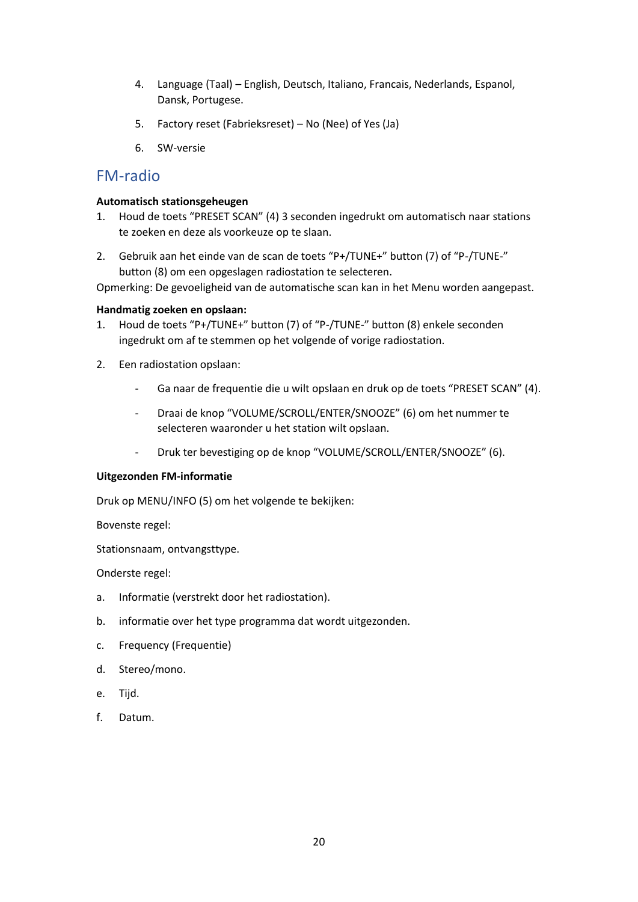4. Language (Taal) – English, Deutsch, Italiano, Francais, Nederlands, Espanol, Dansk, Portugese.

5. Factory reset (Fabrieksreset) – No (Nee) of Yes (Ja)

6. SW-versie

## FM-radio

**Automatisch stationsgeheugen**

1. Houd de toets "PRESET SCAN" (4) 3 seconden ingedrukt om automatisch naar stations te zoeken en deze als voorkeuze op te slaan.

2. Gebruik aan het einde van de scan de toets "P+/TUNE+" button (7) of "P-/TUNE-" button (8) om een opgeslagen radiostation te selecteren.

Opmerking: De gevoeligheid van de automatische scan kan in het Menu worden aangepast.

**Handmatig zoeken en opslaan:**

1. Houd de toets "P+/TUNE+" button (7) of "P-/TUNE-" button (8) enkele seconden ingedrukt om af te stemmen op het volgende of vorige radiostation.

2. Een radiostation opslaan:

   - Ga naar de frequentie die u wilt opslaan en druk op de toets "PRESET SCAN" (4).

   - Draai de knop "VOLUME/SCROLL/ENTER/SNOOZE" (6) om het nummer te selecteren waaronder u het station wilt opslaan.

   - Druk ter bevestiging op de knop "VOLUME/SCROLL/ENTER/SNOOZE" (6).

**Uitgezonden FM-informatie**

Druk op MENU/INFO (5) om het volgende te bekijken:

Bovenste regel:

Stationsnaam, ontvangsttype.

Onderste regel:

a. Informatie (verstrekt door het radiostation).

b. informatie over het type programma dat wordt uitgezonden.

c. Frequency (Frequentie)

d. Stereo/mono.

e. Tijd.

f. Datum.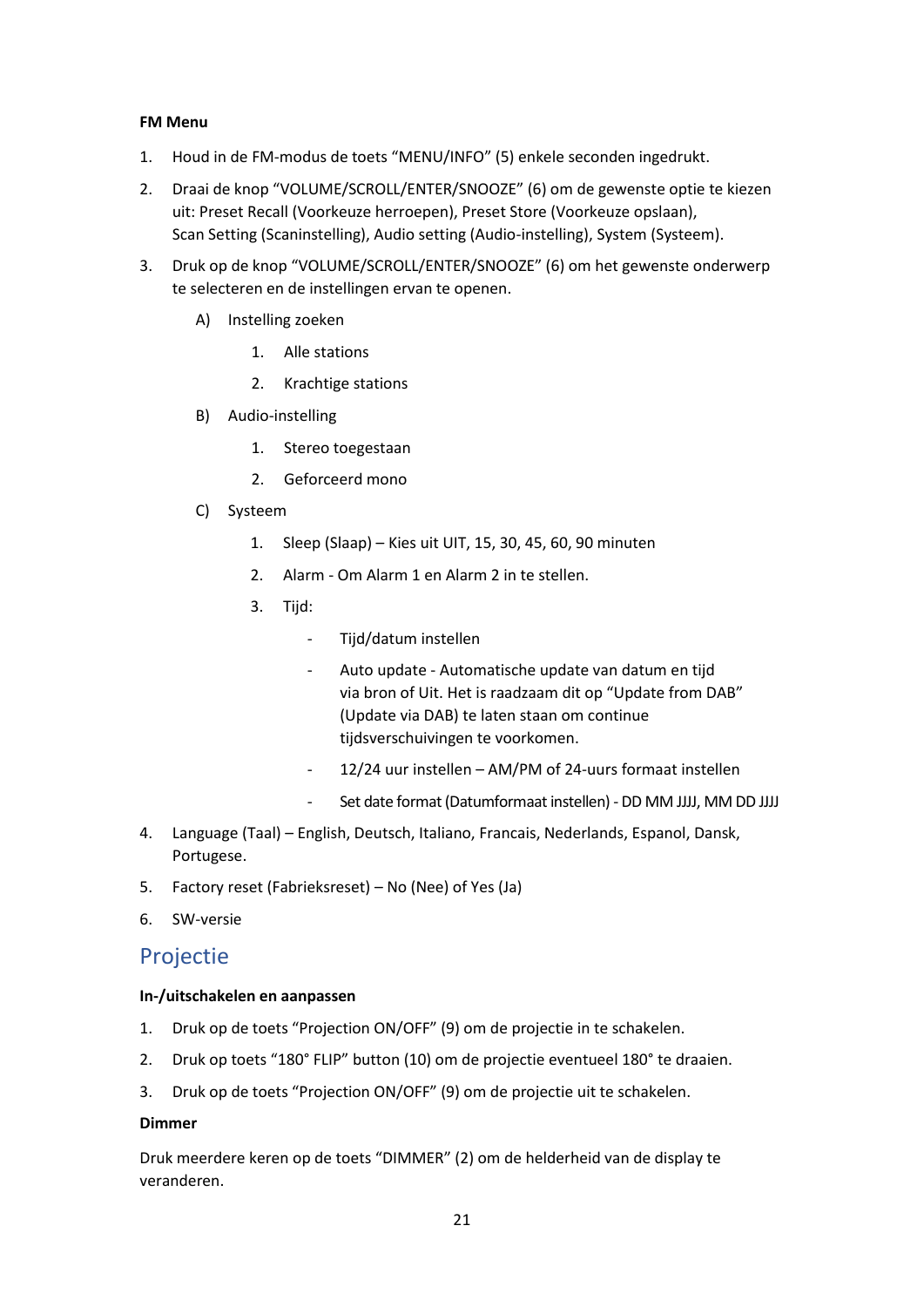**FM Menu**

1. Houd in de FM-modus de toets “MENU/INFO” (5) enkele seconden ingedrukt.
2. Draai de knop “VOLUME/SCROLL/ENTER/SNOOZE” (6) om de gewenste optie te kiezen uit: Preset Recall (Voorkeuze herroepen), Preset Store (Voorkeuze opslaan), Scan Setting (Scaninstelling), Audio setting (Audio-instelling), System (Systeem).
3. Druk op de knop “VOLUME/SCROLL/ENTER/SNOOZE” (6) om het gewenste onderwerp te selecteren en de instellingen ervan te openen.

    A) Instelling zoeken
        1. Alle stations
        2. Krachtige stations

    B) Audio-instelling
        1. Stereo toegestaan
        2. Geforceerd mono

    C) Systeem
        1. Sleep (Slaap) – Kies uit UIT, 15, 30, 45, 60, 90 minuten
        2. Alarm - Om Alarm 1 en Alarm 2 in te stellen.
        3. Tijd:
            - Tijd/datum instellen
            - Auto update - Automatische update van datum en tijd via bron of Uit. Het is raadzaam dit op “Update from DAB” (Update via DAB) te laten staan om continue tijdsverschuivingen te voorkomen.
            - 12/24 uur instellen – AM/PM of 24-uurs formaat instellen
            - Set date format (Datumformaat instellen) - DD MM JJJJ, MM DD JJJJ

4. Language (Taal) – English, Deutsch, Italiano, Francais, Nederlands, Espanol, Dansk, Portugese.
5. Factory reset (Fabrieksreset) – No (Nee) of Yes (Ja)
6. SW-versie

## Projectie

**In-/uitschakelen en aanpassen**

1. Druk op de toets “Projection ON/OFF” (9) om de projectie in te schakelen.
2. Druk op toets “180° FLIP” button (10) om de projectie eventueel 180° te draaien.
3. Druk op de toets “Projection ON/OFF” (9) om de projectie uit te schakelen.

**Dimmer**

Druk meerdere keren op de toets “DIMMER” (2) om de helderheid van de display te veranderen.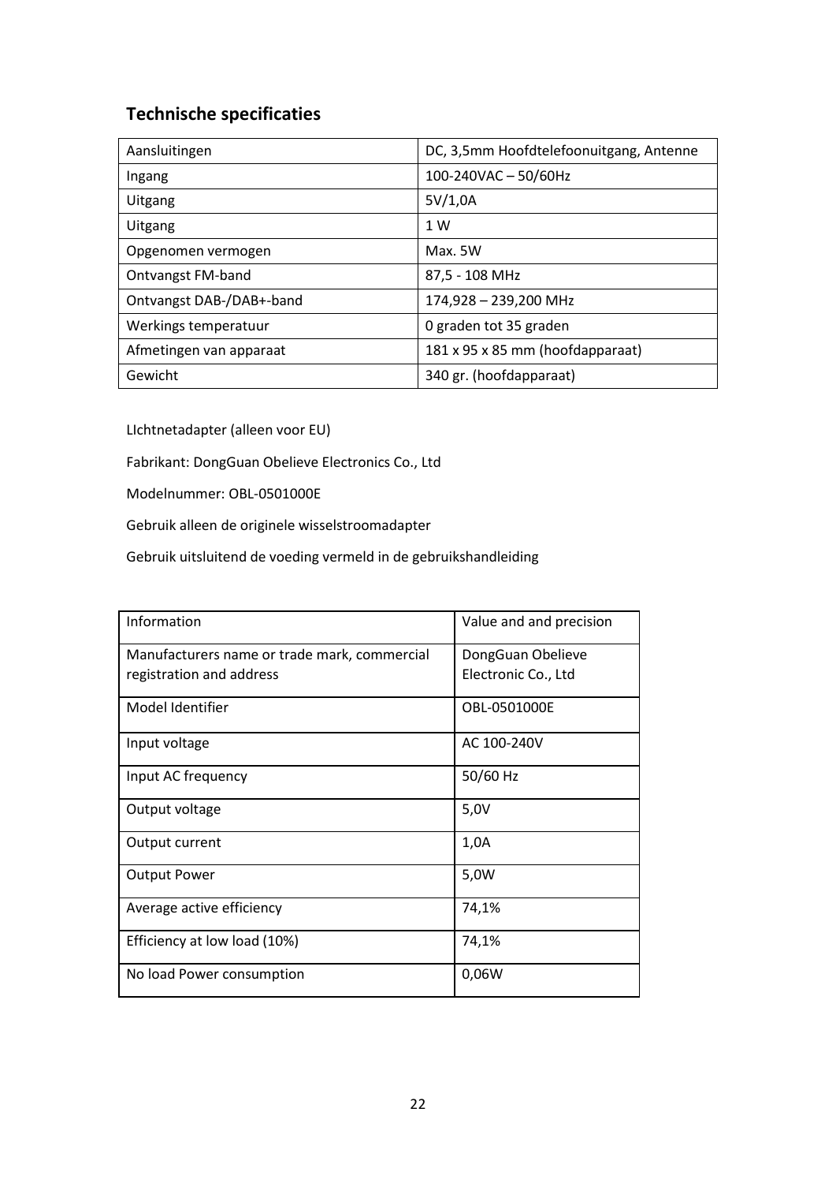## Technische specificaties

| Aansluitingen | DC, 3,5mm Hoofdtelefoonuitgang, Antenne |
| --- | --- |
| Ingang | 100-240VAC – 50/60Hz |
| Uitgang | 5V/1,0A |
| Uitgang | 1 W |
| Opgenomen vermogen | Max. 5W |
| Ontvangst FM-band | 87,5 - 108 MHz |
| Ontvangst DAB-/DAB+-band | 174,928 – 239,200 MHz |
| Werkings temperatuur | 0 graden tot 35 graden |
| Afmetingen van apparaat | 181 x 95 x 85 mm (hoofdapparaat) |
| Gewicht | 340 gr. (hoofdapparaat) |

LIchtnetadapter (alleen voor EU)

Fabrikant: DongGuan Obelieve Electronics Co., Ltd

Modelnummer: OBL-0501000E

Gebruik alleen de originele wisselstroomadapter

Gebruik uitsluitend de voeding vermeld in de gebruikshandleiding

| Information | Value and and precision |
| --- | --- |
| Manufacturers name or trade mark, commercial registration and address | DongGuan Obelieve Electronic Co., Ltd |
| Model Identifier | OBL-0501000E |
| Input voltage | AC 100-240V |
| Input AC frequency | 50/60 Hz |
| Output voltage | 5,0V |
| Output current | 1,0A |
| Output Power | 5,0W |
| Average active efficiency | 74,1% |
| Efficiency at low load (10%) | 74,1% |
| No load Power consumption | 0,06W |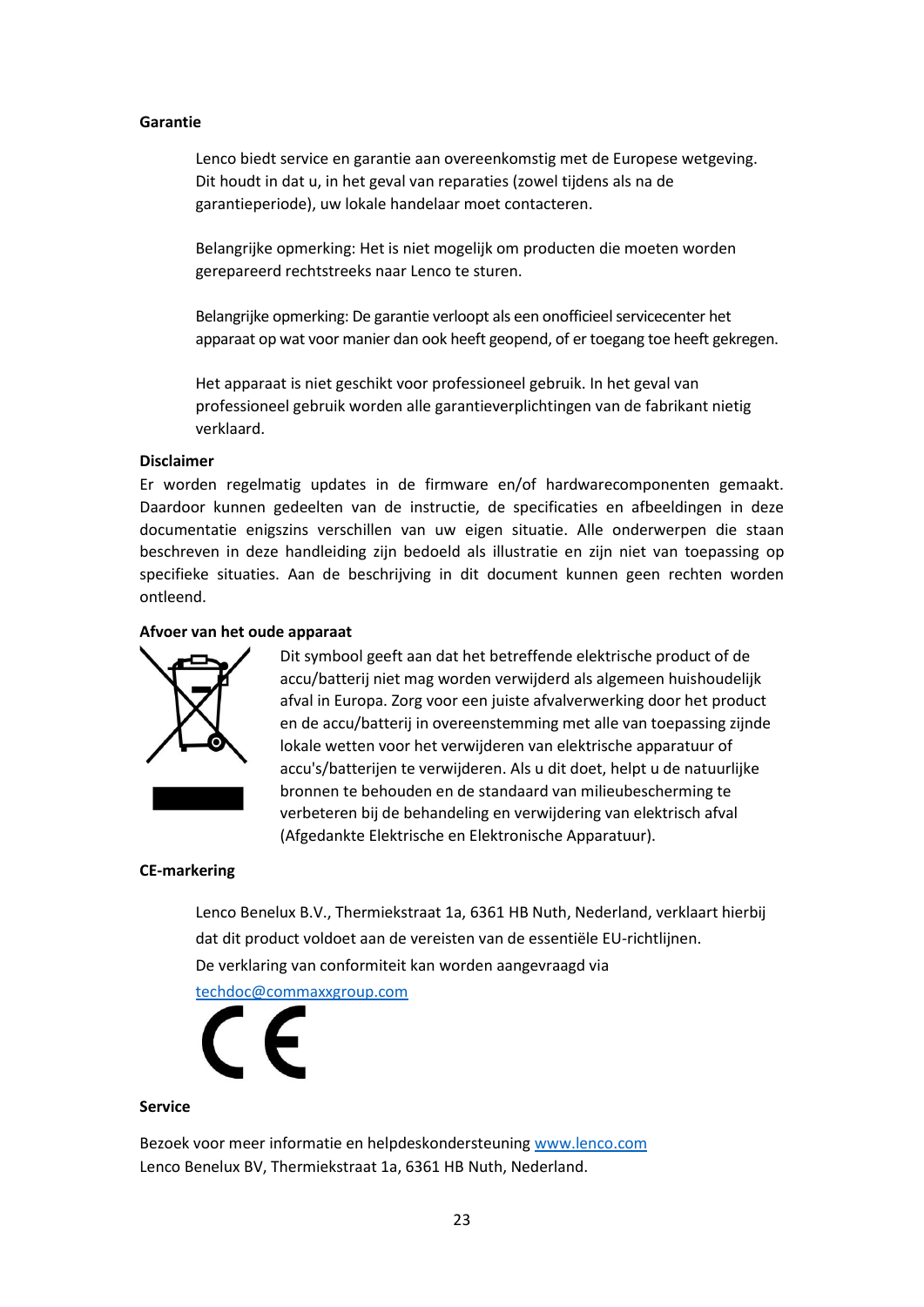**Garantie**

Lenco biedt service en garantie aan overeenkomstig met de Europese wetgeving. Dit houdt in dat u, in het geval van reparaties (zowel tijdens als na de garantieperiode), uw lokale handelaar moet contacteren.

Belangrijke opmerking: Het is niet mogelijk om producten die moeten worden gerepareerd rechtstreeks naar Lenco te sturen.

Belangrijke opmerking: De garantie verloopt als een onofficieel servicecenter het apparaat op wat voor manier dan ook heeft geopend, of er toegang toe heeft gekregen.

Het apparaat is niet geschikt voor professioneel gebruik. In het geval van professioneel gebruik worden alle garantieverplichtingen van de fabrikant nietig verklaard.

**Disclaimer**

Er worden regelmatig updates in de firmware en/of hardwarecomponenten gemaakt. Daardoor kunnen gedeelten van de instructie, de specificaties en afbeeldingen in deze documentatie enigszins verschillen van uw eigen situatie. Alle onderwerpen die staan beschreven in deze handleiding zijn bedoeld als illustratie en zijn niet van toepassing op specifieke situaties. Aan de beschrijving in dit document kunnen geen rechten worden ontleend.

**Afvoer van het oude apparaat**

Dit symbool geeft aan dat het betreffende elektrische product of de accu/batterij niet mag worden verwijderd als algemeen huishoudelijk afval in Europa. Zorg voor een juiste afvalverwerking door het product en de accu/batterij in overeenstemming met alle van toepassing zijnde lokale wetten voor het verwijderen van elektrische apparatuur of accu's/batterijen te verwijderen. Als u dit doet, helpt u de natuurlijke bronnen te behouden en de standaard van milieubescherming te verbeteren bij de behandeling en verwijdering van elektrisch afval (Afgedankte Elektrische en Elektronische Apparatuur).

**CE-markering**

Lenco Benelux B.V., Thermiekstraat 1a, 6361 HB Nuth, Nederland, verklaart hierbij dat dit product voldoet aan de vereisten van de essentiële EU-richtlijnen.
De verklaring van conformiteit kan worden aangevraagd via
techdoc@commaxxgroup.com

**Service**

Bezoek voor meer informatie en helpdeskondersteuning www.lenco.com
Lenco Benelux BV, Thermiekstraat 1a, 6361 HB Nuth, Nederland.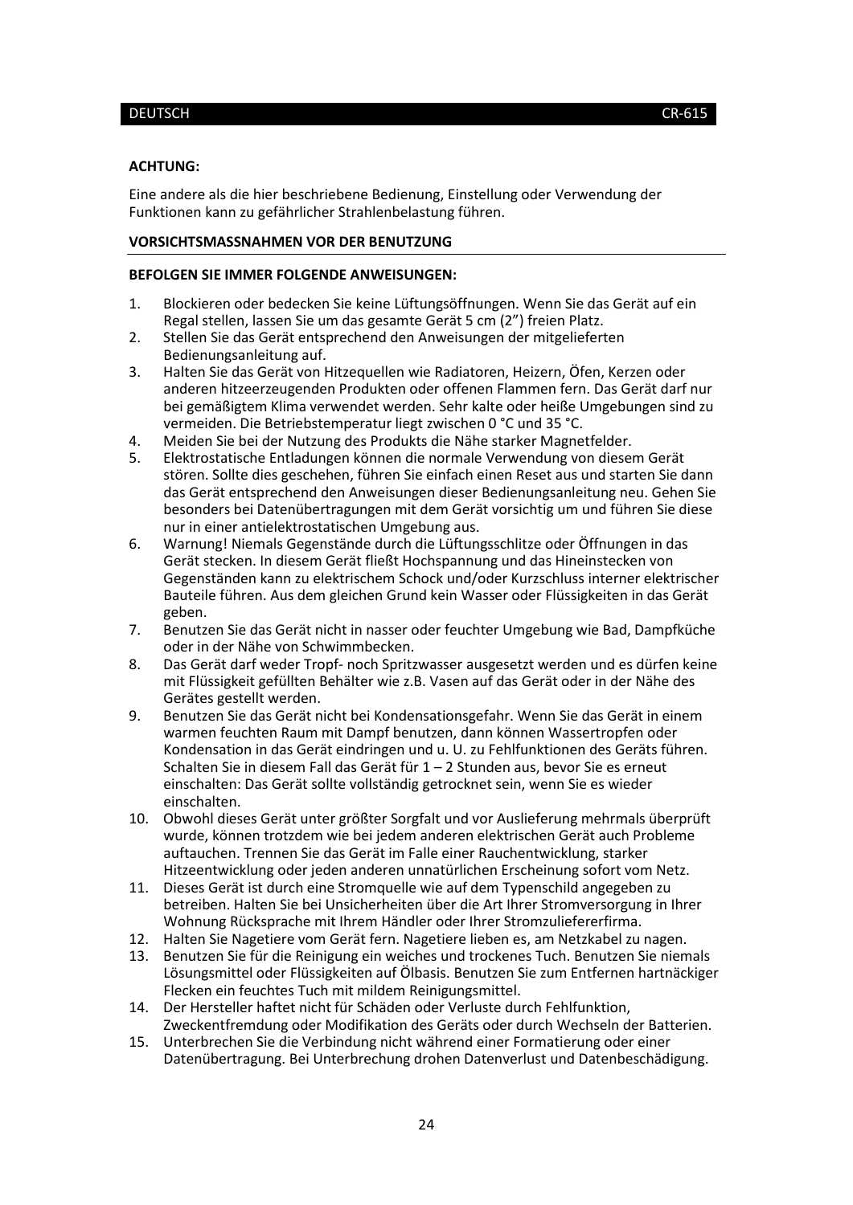**ACHTUNG:**

Eine andere als die hier beschriebene Bedienung, Einstellung oder Verwendung der Funktionen kann zu gefährlicher Strahlenbelastung führen.

## VORSICHTSMASSNAHMEN VOR DER BENUTZUNG

**BEFOLGEN SIE IMMER FOLGENDE ANWEISUNGEN:**

1. Blockieren oder bedecken Sie keine Lüftungsöffnungen. Wenn Sie das Gerät auf ein Regal stellen, lassen Sie um das gesamte Gerät 5 cm (2”) freien Platz.
2. Stellen Sie das Gerät entsprechend den Anweisungen der mitgelieferten Bedienungsanleitung auf.
3. Halten Sie das Gerät von Hitzequellen wie Radiatoren, Heizern, Öfen, Kerzen oder anderen hitzeerzeugenden Produkten oder offenen Flammen fern. Das Gerät darf nur bei gemäßigtem Klima verwendet werden. Sehr kalte oder heiße Umgebungen sind zu vermeiden. Die Betriebstemperatur liegt zwischen 0 °C und 35 °C.
4. Meiden Sie bei der Nutzung des Produkts die Nähe starker Magnetfelder.
5. Elektrostatische Entladungen können die normale Verwendung von diesem Gerät stören. Sollte dies geschehen, führen Sie einfach einen Reset aus und starten Sie dann das Gerät entsprechend den Anweisungen dieser Bedienungsanleitung neu. Gehen Sie besonders bei Datenübertragungen mit dem Gerät vorsichtig um und führen Sie diese nur in einer antielektrostatischen Umgebung aus.
6. Warnung! Niemals Gegenstände durch die Lüftungsschlitze oder Öffnungen in das Gerät stecken. In diesem Gerät fließt Hochspannung und das Hineinstecken von Gegenständen kann zu elektrischem Schock und/oder Kurzschluss interner elektrischer Bauteile führen. Aus dem gleichen Grund kein Wasser oder Flüssigkeiten in das Gerät geben.
7. Benutzen Sie das Gerät nicht in nasser oder feuchter Umgebung wie Bad, Dampfküche oder in der Nähe von Schwimmbecken.
8. Das Gerät darf weder Tropf- noch Spritzwasser ausgesetzt werden und es dürfen keine mit Flüssigkeit gefüllten Behälter wie z.B. Vasen auf das Gerät oder in der Nähe des Gerätes gestellt werden.
9. Benutzen Sie das Gerät nicht bei Kondensationsgefahr. Wenn Sie das Gerät in einem warmen feuchten Raum mit Dampf benutzen, dann können Wassertropfen oder Kondensation in das Gerät eindringen und u. U. zu Fehlfunktionen des Geräts führen. Schalten Sie in diesem Fall das Gerät für 1 – 2 Stunden aus, bevor Sie es erneut einschalten: Das Gerät sollte vollständig getrocknet sein, wenn Sie es wieder einschalten.
10. Obwohl dieses Gerät unter größter Sorgfalt und vor Auslieferung mehrmals überprüft wurde, können trotzdem wie bei jedem anderen elektrischen Gerät auch Probleme auftauchen. Trennen Sie das Gerät im Falle einer Rauchentwicklung, starker Hitzeentwicklung oder jeden anderen unnatürlichen Erscheinung sofort vom Netz.
11. Dieses Gerät ist durch eine Stromquelle wie auf dem Typenschild angegeben zu betreiben. Halten Sie bei Unsicherheiten über die Art Ihrer Stromversorgung in Ihrer Wohnung Rücksprache mit Ihrem Händler oder Ihrer Stromzuliefererfirma.
12. Halten Sie Nagetiere vom Gerät fern. Nagetiere lieben es, am Netzkabel zu nagen.
13. Benutzen Sie für die Reinigung ein weiches und trockenes Tuch. Benutzen Sie niemals Lösungsmittel oder Flüssigkeiten auf Ölbasis. Benutzen Sie zum Entfernen hartnäckiger Flecken ein feuchtes Tuch mit mildem Reinigungsmittel.
14. Der Hersteller haftet nicht für Schäden oder Verluste durch Fehlfunktion, Zweckentfremdung oder Modifikation des Geräts oder durch Wechseln der Batterien.
15. Unterbrechen Sie die Verbindung nicht während einer Formatierung oder einer Datenübertragung. Bei Unterbrechung drohen Datenverlust und Datenbeschädigung.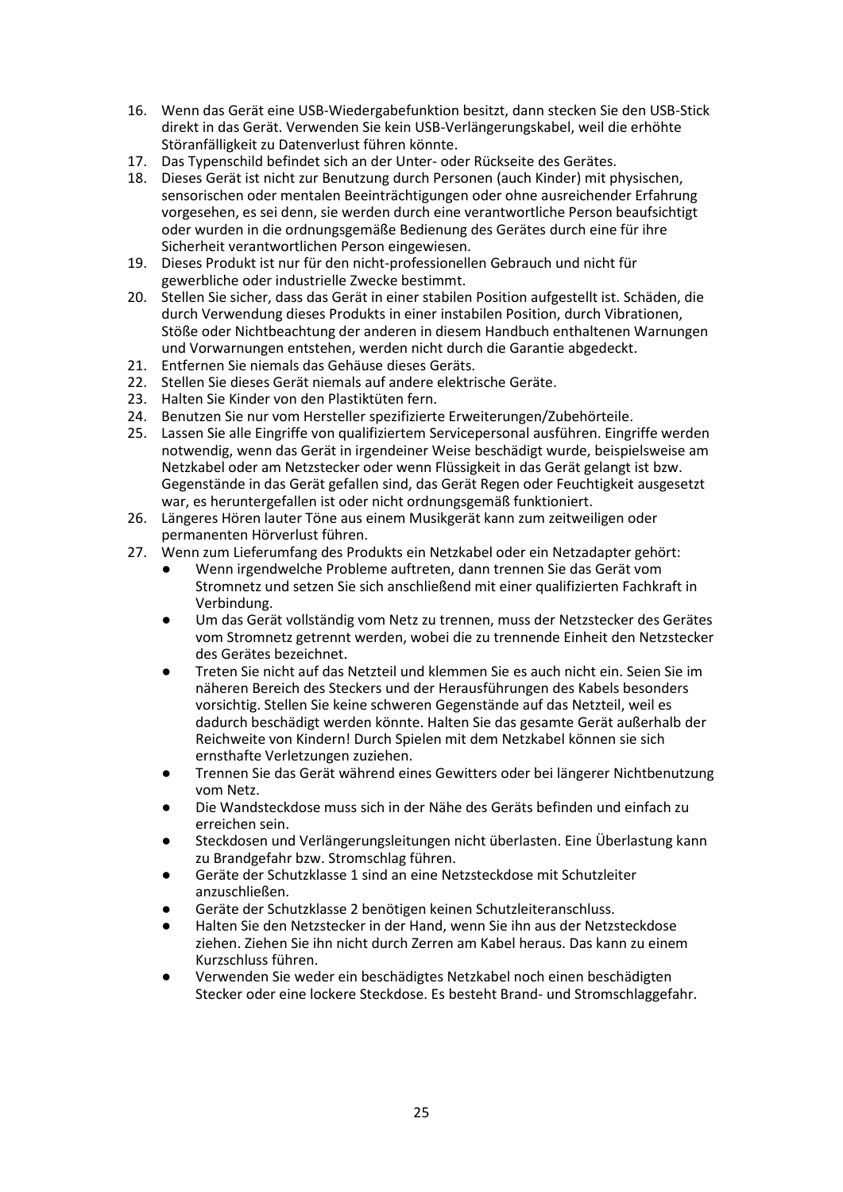16. Wenn das Gerät eine USB-Wiedergabefunktion besitzt, dann stecken Sie den USB-Stick direkt in das Gerät. Verwenden Sie kein USB-Verlängerungskabel, weil die erhöhte Störanfälligkeit zu Datenverlust führen könnte.
17. Das Typenschild befindet sich an der Unter- oder Rückseite des Gerätes.
18. Dieses Gerät ist nicht zur Benutzung durch Personen (auch Kinder) mit physischen, sensorischen oder mentalen Beeinträchtigungen oder ohne ausreichender Erfahrung vorgesehen, es sei denn, sie werden durch eine verantwortliche Person beaufsichtigt oder wurden in die ordnungsgemäße Bedienung des Gerätes durch eine für ihre Sicherheit verantwortlichen Person eingewiesen.
19. Dieses Produkt ist nur für den nicht-professionellen Gebrauch und nicht für gewerbliche oder industrielle Zwecke bestimmt.
20. Stellen Sie sicher, dass das Gerät in einer stabilen Position aufgestellt ist. Schäden, die durch Verwendung dieses Produkts in einer instabilen Position, durch Vibrationen, Stöße oder Nichtbeachtung der anderen in diesem Handbuch enthaltenen Warnungen und Vorwarnungen entstehen, werden nicht durch die Garantie abgedeckt.
21. Entfernen Sie niemals das Gehäuse dieses Geräts.
22. Stellen Sie dieses Gerät niemals auf andere elektrische Geräte.
23. Halten Sie Kinder von den Plastiktüten fern.
24. Benutzen Sie nur vom Hersteller spezifizierte Erweiterungen/Zubehörteile.
25. Lassen Sie alle Eingriffe von qualifiziertem Servicepersonal ausführen. Eingriffe werden notwendig, wenn das Gerät in irgendeiner Weise beschädigt wurde, beispielsweise am Netzkabel oder am Netzstecker oder wenn Flüssigkeit in das Gerät gelangt ist bzw. Gegenstände in das Gerät gefallen sind, das Gerät Regen oder Feuchtigkeit ausgesetzt war, es heruntergefallen ist oder nicht ordnungsgemäß funktioniert.
26. Längeres Hören lauter Töne aus einem Musikgerät kann zum zeitweiligen oder permanenten Hörverlust führen.
27. Wenn zum Lieferumfang des Produkts ein Netzkabel oder ein Netzadapter gehört:
    - Wenn irgendwelche Probleme auftreten, dann trennen Sie das Gerät vom Stromnetz und setzen Sie sich anschließend mit einer qualifizierten Fachkraft in Verbindung.
    - Um das Gerät vollständig vom Netz zu trennen, muss der Netzstecker des Gerätes vom Stromnetz getrennt werden, wobei die zu trennende Einheit den Netzstecker des Gerätes bezeichnet.
    - Treten Sie nicht auf das Netzteil und klemmen Sie es auch nicht ein. Seien Sie im näheren Bereich des Steckers und der Herausführungen des Kabels besonders vorsichtig. Stellen Sie keine schweren Gegenstände auf das Netzteil, weil es dadurch beschädigt werden könnte. Halten Sie das gesamte Gerät außerhalb der Reichweite von Kindern! Durch Spielen mit dem Netzkabel können sie sich ernsthafte Verletzungen zuziehen.
    - Trennen Sie das Gerät während eines Gewitters oder bei längerer Nichtbenutzung vom Netz.
    - Die Wandsteckdose muss sich in der Nähe des Geräts befinden und einfach zu erreichen sein.
    - Steckdosen und Verlängerungsleitungen nicht überlasten. Eine Überlastung kann zu Brandgefahr bzw. Stromschlag führen.
    - Geräte der Schutzklasse 1 sind an eine Netzsteckdose mit Schutzleiter anzuschließen.
    - Geräte der Schutzklasse 2 benötigen keinen Schutzleiteranschluss.
    - Halten Sie den Netzstecker in der Hand, wenn Sie ihn aus der Netzsteckdose ziehen. Ziehen Sie ihn nicht durch Zerren am Kabel heraus. Das kann zu einem Kurzschluss führen.
    - Verwenden Sie weder ein beschädigtes Netzkabel noch einen beschädigten Stecker oder eine lockere Steckdose. Es besteht Brand- und Stromschlaggefahr.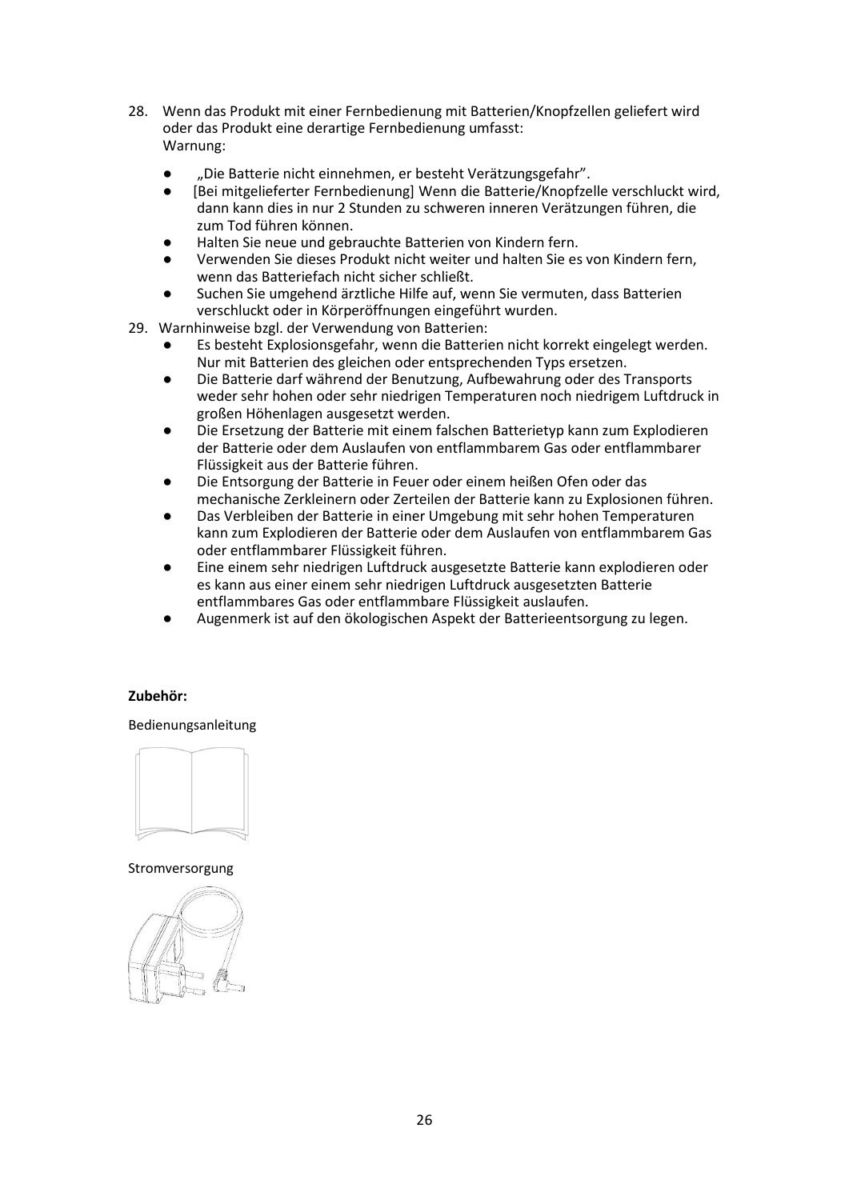28. Wenn das Produkt mit einer Fernbedienung mit Batterien/Knopfzellen geliefert wird oder das Produkt eine derartige Fernbedienung umfasst:
    Warnung:
    - „Die Batterie nicht einnehmen, er besteht Verätzungsgefahr".
    - [Bei mitgelieferter Fernbedienung] Wenn die Batterie/Knopfzelle verschluckt wird, dann kann dies in nur 2 Stunden zu schweren inneren Verätzungen führen, die zum Tod führen können.
    - Halten Sie neue und gebrauchte Batterien von Kindern fern.
    - Verwenden Sie dieses Produkt nicht weiter und halten Sie es von Kindern fern, wenn das Batteriefach nicht sicher schließt.
    - Suchen Sie umgehend ärztliche Hilfe auf, wenn Sie vermuten, dass Batterien verschluckt oder in Körperöffnungen eingeführt wurden.
29. Warnhinweise bzgl. der Verwendung von Batterien:
    - Es besteht Explosionsgefahr, wenn die Batterien nicht korrekt eingelegt werden. Nur mit Batterien des gleichen oder entsprechenden Typs ersetzen.
    - Die Batterie darf während der Benutzung, Aufbewahrung oder des Transports weder sehr hohen oder sehr niedrigen Temperaturen noch niedrigem Luftdruck in großen Höhenlagen ausgesetzt werden.
    - Die Ersetzung der Batterie mit einem falschen Batterietyp kann zum Explodieren der Batterie oder dem Auslaufen von entflammbarem Gas oder entflammbarer Flüssigkeit aus der Batterie führen.
    - Die Entsorgung der Batterie in Feuer oder einem heißen Ofen oder das mechanische Zerkleinern oder Zerteilen der Batterie kann zu Explosionen führen.
    - Das Verbleiben der Batterie in einer Umgebung mit sehr hohen Temperaturen kann zum Explodieren der Batterie oder dem Auslaufen von entflammbarem Gas oder entflammbarer Flüssigkeit führen.
    - Eine einem sehr niedrigen Luftdruck ausgesetzte Batterie kann explodieren oder es kann aus einer einem sehr niedrigen Luftdruck ausgesetzten Batterie entflammbares Gas oder entflammbare Flüssigkeit auslaufen.
    - Augenmerk ist auf den ökologischen Aspekt der Batterieentsorgung zu legen.

**Zubehör:**

Bedienungsanleitung

Stromversorgung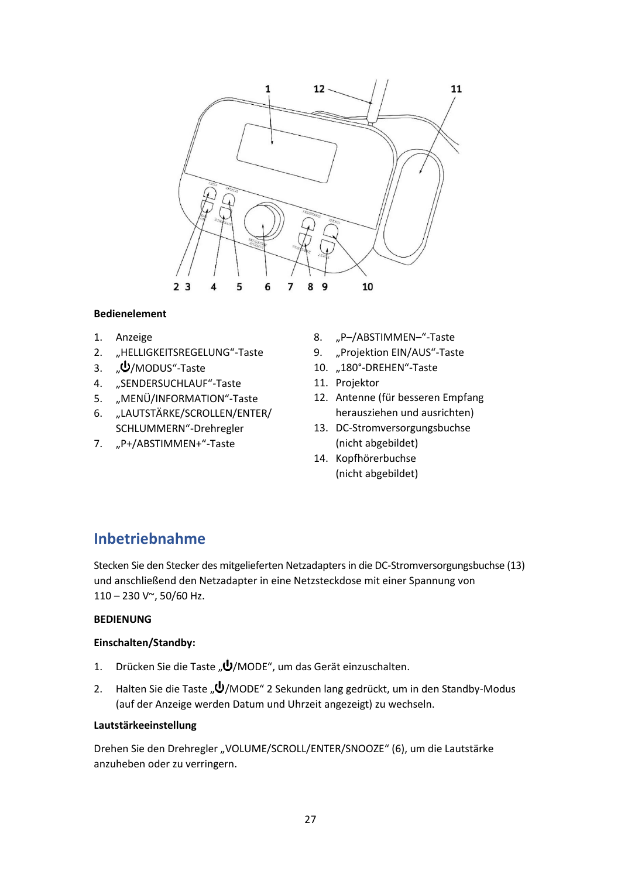**Bedienelement**

1. Anzeige
2. „HELLIGKEITSREGELUNG“-Taste
3. „⏻/MODUS“-Taste
4. „SENDERSUCHLAUF“-Taste
5. „MENÜ/INFORMATION“-Taste
6. „LAUTSTÄRKE/SCROLLEN/ENTER/SCHLUMMERN“-Drehregler
7. „P+/ABSTIMMEN+“-Taste
8. „P–/ABSTIMMEN–“-Taste
9. „Projektion EIN/AUS“-Taste
10. „180°-DREHEN“-Taste
11. Projektor
12. Antenne (für besseren Empfang herausziehen und ausrichten)
13. DC-Stromversorgungsbuchse (nicht abgebildet)
14. Kopfhörerbuchse (nicht abgebildet)

## Inbetriebnahme

Stecken Sie den Stecker des mitgelieferten Netzadapters in die DC-Stromversorgungsbuchse (13) und anschließend den Netzadapter in eine Netzsteckdose mit einer Spannung von 110 – 230 V~, 50/60 Hz.

**BEDIENUNG**

**Einschalten/Standby:**

1. Drücken Sie die Taste „⏻/MODE“, um das Gerät einzuschalten.
2. Halten Sie die Taste „⏻/MODE“ 2 Sekunden lang gedrückt, um in den Standby-Modus (auf der Anzeige werden Datum und Uhrzeit angezeigt) zu wechseln.

**Lautstärkeeinstellung**

Drehen Sie den Drehregler „VOLUME/SCROLL/ENTER/SNOOZE“ (6), um die Lautstärke anzuheben oder zu verringern.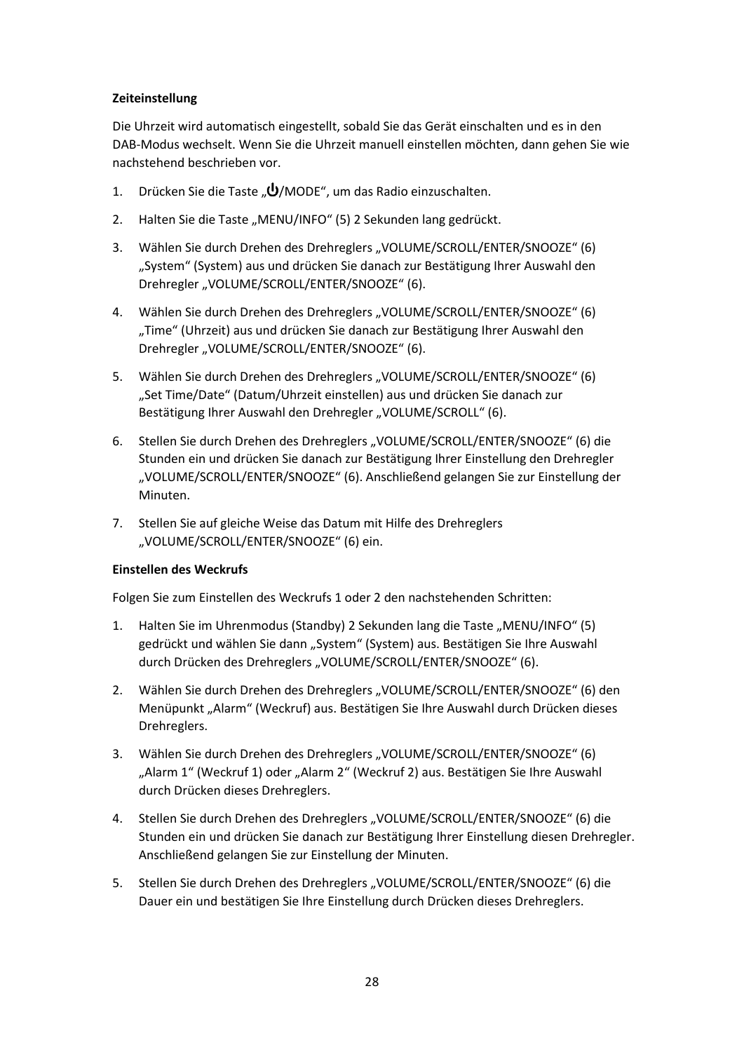**Zeiteinstellung**

Die Uhrzeit wird automatisch eingestellt, sobald Sie das Gerät einschalten und es in den DAB-Modus wechselt. Wenn Sie die Uhrzeit manuell einstellen möchten, dann gehen Sie wie nachstehend beschrieben vor.

1. Drücken Sie die Taste „⏻/MODE“, um das Radio einzuschalten.
2. Halten Sie die Taste „MENU/INFO“ (5) 2 Sekunden lang gedrückt.
3. Wählen Sie durch Drehen des Drehreglers „VOLUME/SCROLL/ENTER/SNOOZE“ (6) „System“ (System) aus und drücken Sie danach zur Bestätigung Ihrer Auswahl den Drehregler „VOLUME/SCROLL/ENTER/SNOOZE“ (6).
4. Wählen Sie durch Drehen des Drehreglers „VOLUME/SCROLL/ENTER/SNOOZE“ (6) „Time“ (Uhrzeit) aus und drücken Sie danach zur Bestätigung Ihrer Auswahl den Drehregler „VOLUME/SCROLL/ENTER/SNOOZE“ (6).
5. Wählen Sie durch Drehen des Drehreglers „VOLUME/SCROLL/ENTER/SNOOZE“ (6) „Set Time/Date“ (Datum/Uhrzeit einstellen) aus und drücken Sie danach zur Bestätigung Ihrer Auswahl den Drehregler „VOLUME/SCROLL“ (6).
6. Stellen Sie durch Drehen des Drehreglers „VOLUME/SCROLL/ENTER/SNOOZE“ (6) die Stunden ein und drücken Sie danach zur Bestätigung Ihrer Einstellung den Drehregler „VOLUME/SCROLL/ENTER/SNOOZE“ (6). Anschließend gelangen Sie zur Einstellung der Minuten.
7. Stellen Sie auf gleiche Weise das Datum mit Hilfe des Drehreglers „VOLUME/SCROLL/ENTER/SNOOZE“ (6) ein.

**Einstellen des Weckrufs**

Folgen Sie zum Einstellen des Weckrufs 1 oder 2 den nachstehenden Schritten:

1. Halten Sie im Uhrenmodus (Standby) 2 Sekunden lang die Taste „MENU/INFO“ (5) gedrückt und wählen Sie dann „System“ (System) aus. Bestätigen Sie Ihre Auswahl durch Drücken des Drehreglers „VOLUME/SCROLL/ENTER/SNOOZE“ (6).
2. Wählen Sie durch Drehen des Drehreglers „VOLUME/SCROLL/ENTER/SNOOZE“ (6) den Menüpunkt „Alarm“ (Weckruf) aus. Bestätigen Sie Ihre Auswahl durch Drücken dieses Drehreglers.
3. Wählen Sie durch Drehen des Drehreglers „VOLUME/SCROLL/ENTER/SNOOZE“ (6) „Alarm 1“ (Weckruf 1) oder „Alarm 2“ (Weckruf 2) aus. Bestätigen Sie Ihre Auswahl durch Drücken dieses Drehreglers.
4. Stellen Sie durch Drehen des Drehreglers „VOLUME/SCROLL/ENTER/SNOOZE“ (6) die Stunden ein und drücken Sie danach zur Bestätigung Ihrer Einstellung diesen Drehregler. Anschließend gelangen Sie zur Einstellung der Minuten.
5. Stellen Sie durch Drehen des Drehreglers „VOLUME/SCROLL/ENTER/SNOOZE“ (6) die Dauer ein und bestätigen Sie Ihre Einstellung durch Drücken dieses Drehreglers.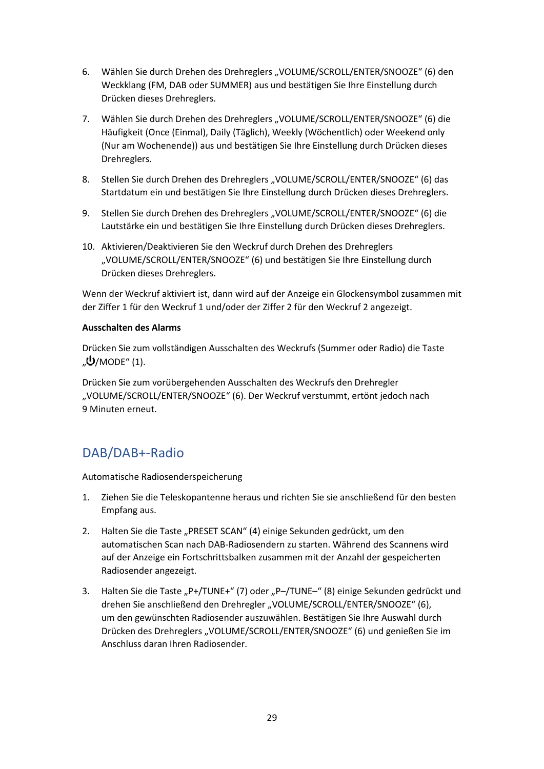6. Wählen Sie durch Drehen des Drehreglers „VOLUME/SCROLL/ENTER/SNOOZE“ (6) den Weckklang (FM, DAB oder SUMMER) aus und bestätigen Sie Ihre Einstellung durch Drücken dieses Drehreglers.
7. Wählen Sie durch Drehen des Drehreglers „VOLUME/SCROLL/ENTER/SNOOZE“ (6) die Häufigkeit (Once (Einmal), Daily (Täglich), Weekly (Wöchentlich) oder Weekend only (Nur am Wochenende)) aus und bestätigen Sie Ihre Einstellung durch Drücken dieses Drehreglers.
8. Stellen Sie durch Drehen des Drehreglers „VOLUME/SCROLL/ENTER/SNOOZE“ (6) das Startdatum ein und bestätigen Sie Ihre Einstellung durch Drücken dieses Drehreglers.
9. Stellen Sie durch Drehen des Drehreglers „VOLUME/SCROLL/ENTER/SNOOZE“ (6) die Lautstärke ein und bestätigen Sie Ihre Einstellung durch Drücken dieses Drehreglers.
10. Aktivieren/Deaktivieren Sie den Weckruf durch Drehen des Drehreglers „VOLUME/SCROLL/ENTER/SNOOZE“ (6) und bestätigen Sie Ihre Einstellung durch Drücken dieses Drehreglers.

Wenn der Weckruf aktiviert ist, dann wird auf der Anzeige ein Glockensymbol zusammen mit der Ziffer 1 für den Weckruf 1 und/oder der Ziffer 2 für den Weckruf 2 angezeigt.

**Ausschalten des Alarms**

Drücken Sie zum vollständigen Ausschalten des Weckrufs (Summer oder Radio) die Taste „⏻/MODE“ (1).

Drücken Sie zum vorübergehenden Ausschalten des Weckrufs den Drehregler „VOLUME/SCROLL/ENTER/SNOOZE“ (6). Der Weckruf verstummt, ertönt jedoch nach 9 Minuten erneut.

## DAB/DAB+-Radio

Automatische Radiosenderspeicherung

1. Ziehen Sie die Teleskopantenne heraus und richten Sie sie anschließend für den besten Empfang aus.
2. Halten Sie die Taste „PRESET SCAN“ (4) einige Sekunden gedrückt, um den automatischen Scan nach DAB-Radiosendern zu starten. Während des Scannens wird auf der Anzeige ein Fortschrittsbalken zusammen mit der Anzahl der gespeicherten Radiosender angezeigt.
3. Halten Sie die Taste „P+/TUNE+“ (7) oder „P–/TUNE–“ (8) einige Sekunden gedrückt und drehen Sie anschließend den Drehregler „VOLUME/SCROLL/ENTER/SNOOZE“ (6), um den gewünschten Radiosender auszuwählen. Bestätigen Sie Ihre Auswahl durch Drücken des Drehreglers „VOLUME/SCROLL/ENTER/SNOOZE“ (6) und genießen Sie im Anschluss daran Ihren Radiosender.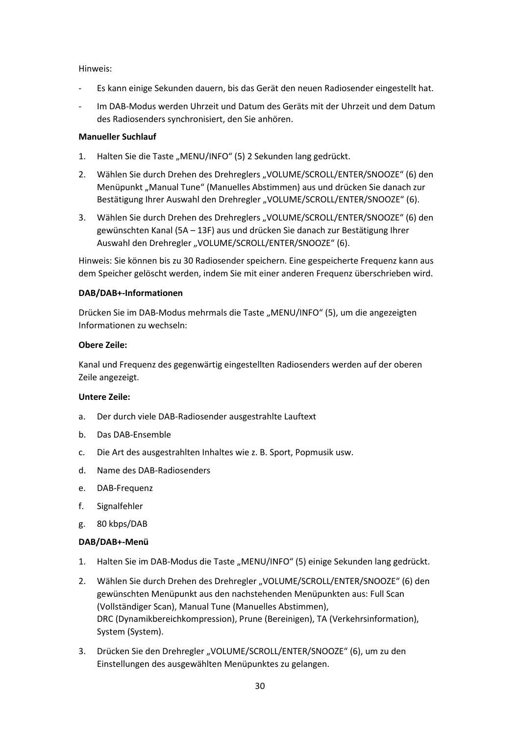Hinweis:

- Es kann einige Sekunden dauern, bis das Gerät den neuen Radiosender eingestellt hat.
- Im DAB-Modus werden Uhrzeit und Datum des Geräts mit der Uhrzeit und dem Datum des Radiosenders synchronisiert, den Sie anhören.

**Manueller Suchlauf**

1. Halten Sie die Taste „MENU/INFO“ (5) 2 Sekunden lang gedrückt.
2. Wählen Sie durch Drehen des Drehreglers „VOLUME/SCROLL/ENTER/SNOOZE“ (6) den Menüpunkt „Manual Tune“ (Manuelles Abstimmen) aus und drücken Sie danach zur Bestätigung Ihrer Auswahl den Drehregler „VOLUME/SCROLL/ENTER/SNOOZE“ (6).
3. Wählen Sie durch Drehen des Drehreglers „VOLUME/SCROLL/ENTER/SNOOZE“ (6) den gewünschten Kanal (5A – 13F) aus und drücken Sie danach zur Bestätigung Ihrer Auswahl den Drehregler „VOLUME/SCROLL/ENTER/SNOOZE“ (6).

Hinweis: Sie können bis zu 30 Radiosender speichern. Eine gespeicherte Frequenz kann aus dem Speicher gelöscht werden, indem Sie mit einer anderen Frequenz überschrieben wird.

**DAB/DAB+-Informationen**

Drücken Sie im DAB-Modus mehrmals die Taste „MENU/INFO“ (5), um die angezeigten Informationen zu wechseln:

**Obere Zeile:**

Kanal und Frequenz des gegenwärtig eingestellten Radiosenders werden auf der oberen Zeile angezeigt.

**Untere Zeile:**

a. Der durch viele DAB-Radiosender ausgestrahlte Lauftext
b. Das DAB-Ensemble
c. Die Art des ausgestrahlten Inhaltes wie z. B. Sport, Popmusik usw.
d. Name des DAB-Radiosenders
e. DAB-Frequenz
f. Signalfehler
g. 80 kbps/DAB

**DAB/DAB+-Menü**

1. Halten Sie im DAB-Modus die Taste „MENU/INFO“ (5) einige Sekunden lang gedrückt.
2. Wählen Sie durch Drehen des Drehregler „VOLUME/SCROLL/ENTER/SNOOZE“ (6) den gewünschten Menüpunkt aus den nachstehenden Menüpunkten aus: Full Scan (Vollständiger Scan), Manual Tune (Manuelles Abstimmen), DRC (Dynamikbereichkompression), Prune (Bereinigen), TA (Verkehrsinformation), System (System).
3. Drücken Sie den Drehregler „VOLUME/SCROLL/ENTER/SNOOZE“ (6), um zu den Einstellungen des ausgewählten Menüpunktes zu gelangen.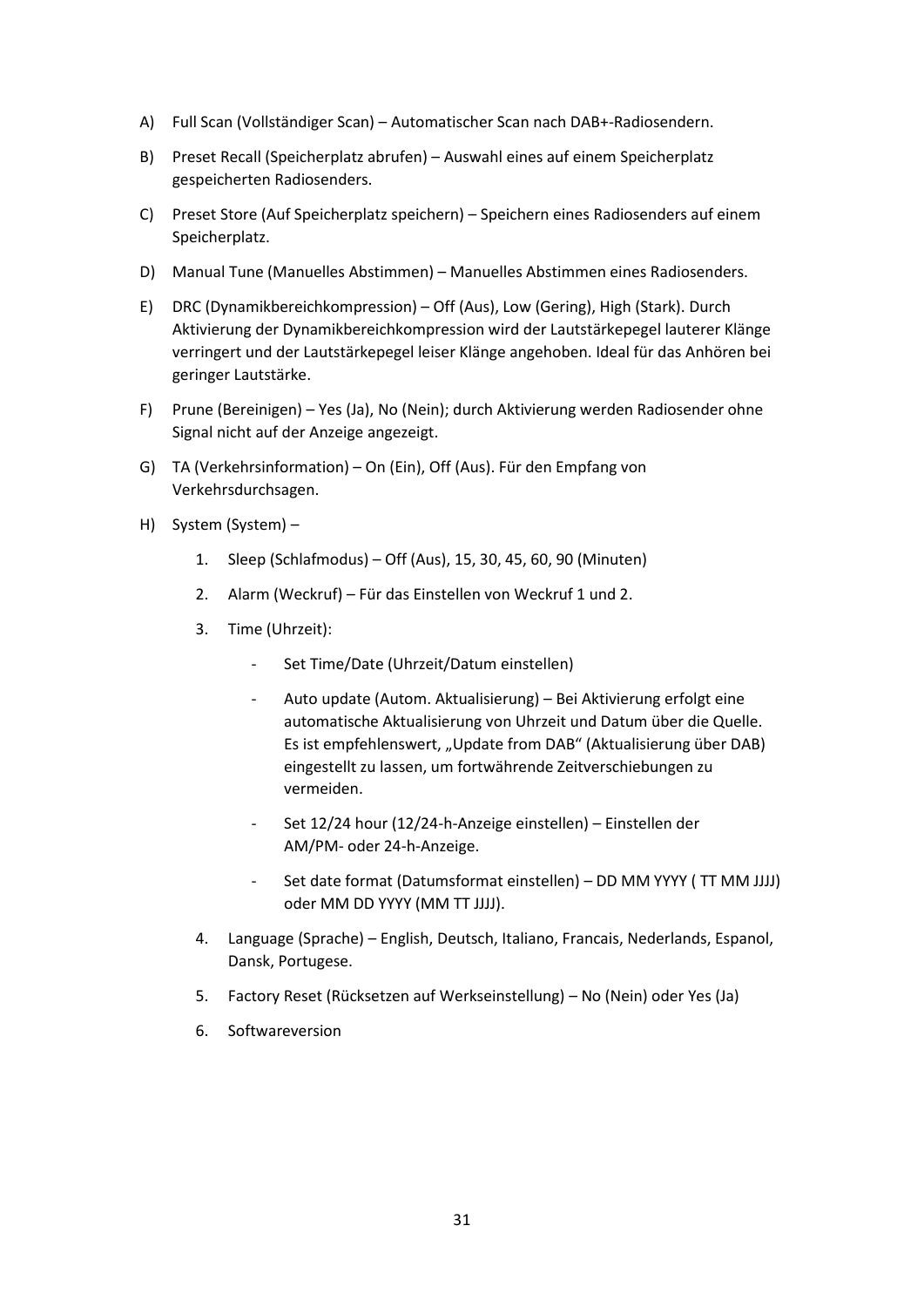A) Full Scan (Vollständiger Scan) – Automatischer Scan nach DAB+-Radiosendern.

B) Preset Recall (Speicherplatz abrufen) – Auswahl eines auf einem Speicherplatz gespeicherten Radiosenders.

C) Preset Store (Auf Speicherplatz speichern) – Speichern eines Radiosenders auf einem Speicherplatz.

D) Manual Tune (Manuelles Abstimmen) – Manuelles Abstimmen eines Radiosenders.

E) DRC (Dynamikbereichkompression) – Off (Aus), Low (Gering), High (Stark). Durch Aktivierung der Dynamikbereichkompression wird der Lautstärkepegel lauterer Klänge verringert und der Lautstärkepegel leiser Klänge angehoben. Ideal für das Anhören bei geringer Lautstärke.

F) Prune (Bereinigen) – Yes (Ja), No (Nein); durch Aktivierung werden Radiosender ohne Signal nicht auf der Anzeige angezeigt.

G) TA (Verkehrsinformation) – On (Ein), Off (Aus). Für den Empfang von Verkehrsdurchsagen.

H) System (System) –

   1. Sleep (Schlafmodus) – Off (Aus), 15, 30, 45, 60, 90 (Minuten)

   2. Alarm (Weckruf) – Für das Einstellen von Weckruf 1 und 2.

   3. Time (Uhrzeit):

      - Set Time/Date (Uhrzeit/Datum einstellen)

      - Auto update (Autom. Aktualisierung) – Bei Aktivierung erfolgt eine automatische Aktualisierung von Uhrzeit und Datum über die Quelle. Es ist empfehlenswert, „Update from DAB“ (Aktualisierung über DAB) eingestellt zu lassen, um fortwährende Zeitverschiebungen zu vermeiden.

      - Set 12/24 hour (12/24-h-Anzeige einstellen) – Einstellen der AM/PM- oder 24-h-Anzeige.

      - Set date format (Datumsformat einstellen) – DD MM YYYY ( TT MM JJJJ) oder MM DD YYYY (MM TT JJJJ).

   4. Language (Sprache) – English, Deutsch, Italiano, Francais, Nederlands, Espanol, Dansk, Portugese.

   5. Factory Reset (Rücksetzen auf Werkseinstellung) – No (Nein) oder Yes (Ja)

   6. Softwareversion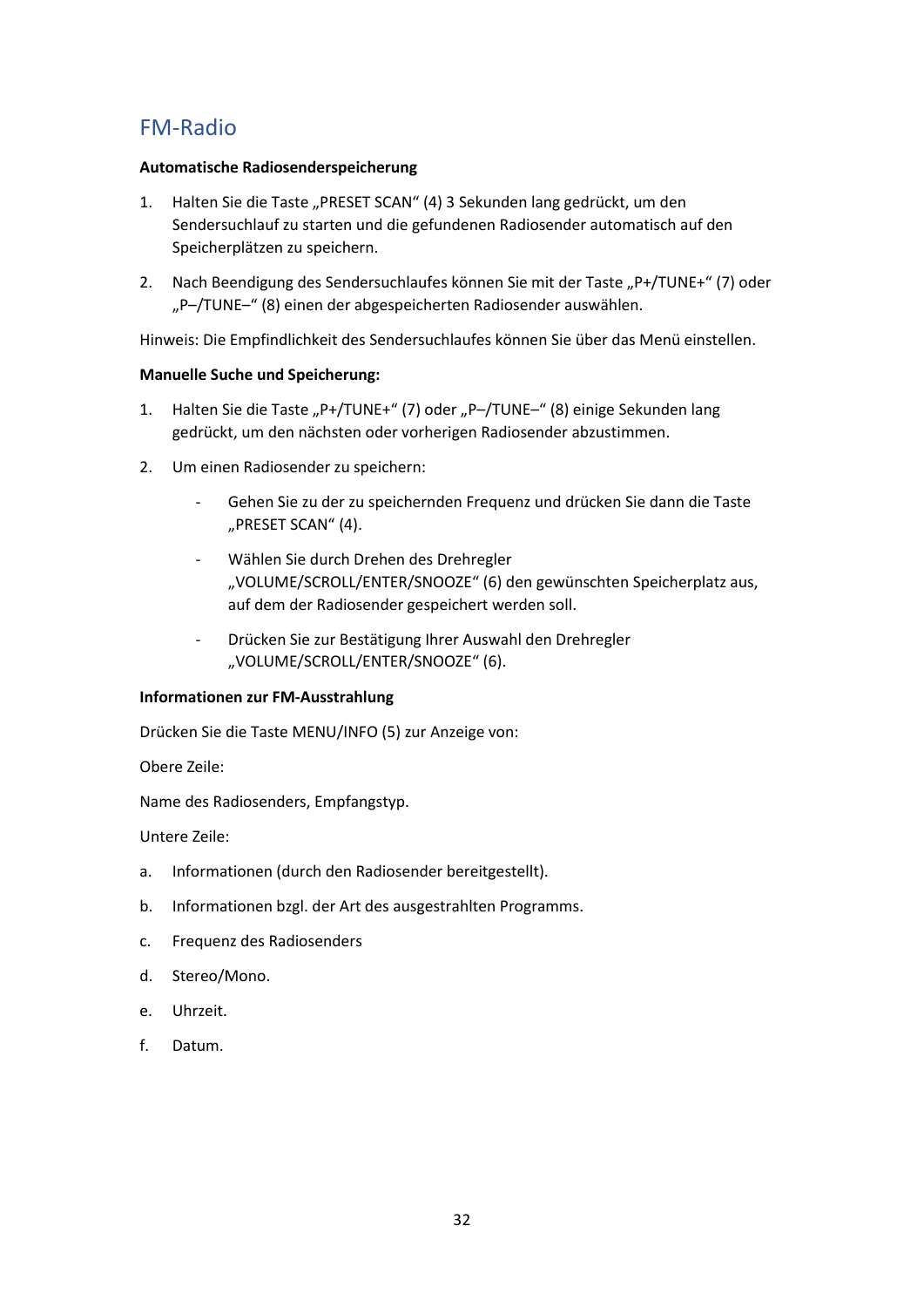## FM-Radio

**Automatische Radiosenderspeicherung**

1. Halten Sie die Taste „PRESET SCAN“ (4) 3 Sekunden lang gedrückt, um den Sendersuchlauf zu starten und die gefundenen Radiosender automatisch auf den Speicherplätzen zu speichern.
2. Nach Beendigung des Sendersuchlaufes können Sie mit der Taste „P+/TUNE+“ (7) oder „P–/TUNE–“ (8) einen der abgespeicherten Radiosender auswählen.

Hinweis: Die Empfindlichkeit des Sendersuchlaufes können Sie über das Menü einstellen.

**Manuelle Suche und Speicherung:**

1. Halten Sie die Taste „P+/TUNE+“ (7) oder „P–/TUNE–“ (8) einige Sekunden lang gedrückt, um den nächsten oder vorherigen Radiosender abzustimmen.
2. Um einen Radiosender zu speichern:
   - Gehen Sie zu der zu speichernden Frequenz und drücken Sie dann die Taste „PRESET SCAN“ (4).
   - Wählen Sie durch Drehen des Drehregler „VOLUME/SCROLL/ENTER/SNOOZE“ (6) den gewünschten Speicherplatz aus, auf dem der Radiosender gespeichert werden soll.
   - Drücken Sie zur Bestätigung Ihrer Auswahl den Drehregler „VOLUME/SCROLL/ENTER/SNOOZE“ (6).

**Informationen zur FM-Ausstrahlung**

Drücken Sie die Taste MENU/INFO (5) zur Anzeige von:

Obere Zeile:

Name des Radiosenders, Empfangstyp.

Untere Zeile:

a. Informationen (durch den Radiosender bereitgestellt).

b. Informationen bzgl. der Art des ausgestrahlten Programms.

c. Frequenz des Radiosenders

d. Stereo/Mono.

e. Uhrzeit.

f. Datum.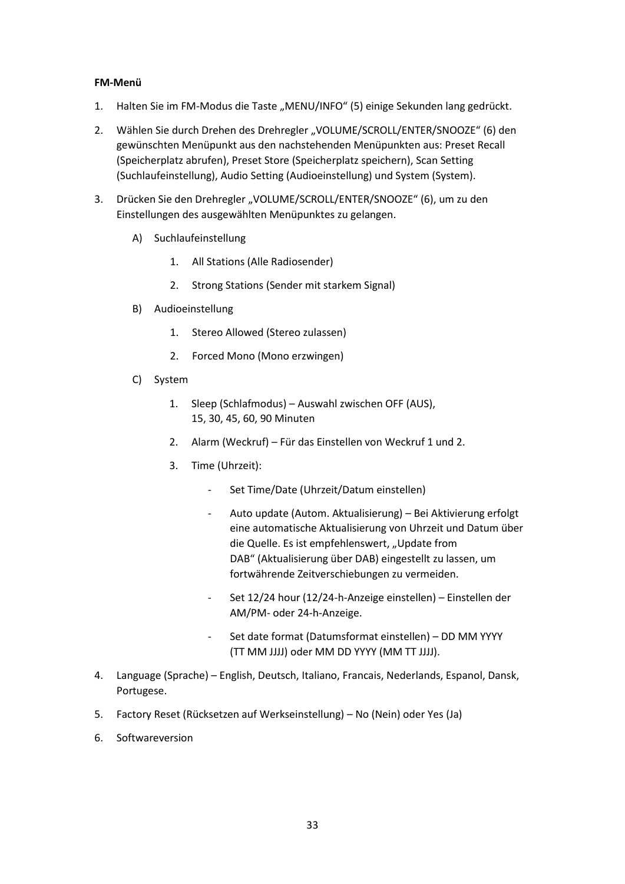**FM-Menü**

1. Halten Sie im FM-Modus die Taste „MENU/INFO" (5) einige Sekunden lang gedrückt.
2. Wählen Sie durch Drehen des Drehregler „VOLUME/SCROLL/ENTER/SNOOZE" (6) den gewünschten Menüpunkt aus den nachstehenden Menüpunkten aus: Preset Recall (Speicherplatz abrufen), Preset Store (Speicherplatz speichern), Scan Setting (Suchlaufeinstellung), Audio Setting (Audioeinstellung) und System (System).
3. Drücken Sie den Drehregler „VOLUME/SCROLL/ENTER/SNOOZE" (6), um zu den Einstellungen des ausgewählten Menüpunktes zu gelangen.

   A) Suchlaufeinstellung

      1. All Stations (Alle Radiosender)
      2. Strong Stations (Sender mit starkem Signal)

   B) Audioeinstellung

      1. Stereo Allowed (Stereo zulassen)
      2. Forced Mono (Mono erzwingen)

   C) System

      1. Sleep (Schlafmodus) – Auswahl zwischen OFF (AUS), 15, 30, 45, 60, 90 Minuten
      2. Alarm (Weckruf) – Für das Einstellen von Weckruf 1 und 2.
      3. Time (Uhrzeit):
         - Set Time/Date (Uhrzeit/Datum einstellen)
         - Auto update (Autom. Aktualisierung) – Bei Aktivierung erfolgt eine automatische Aktualisierung von Uhrzeit und Datum über die Quelle. Es ist empfehlenswert, „Update from DAB" (Aktualisierung über DAB) eingestellt zu lassen, um fortwährende Zeitverschiebungen zu vermeiden.
         - Set 12/24 hour (12/24-h-Anzeige einstellen) – Einstellen der AM/PM- oder 24-h-Anzeige.
         - Set date format (Datumsformat einstellen) – DD MM YYYY (TT MM JJJJ) oder MM DD YYYY (MM TT JJJJ).

4. Language (Sprache) – English, Deutsch, Italiano, Francais, Nederlands, Espanol, Dansk, Portugese.
5. Factory Reset (Rücksetzen auf Werkseinstellung) – No (Nein) oder Yes (Ja)
6. Softwareversion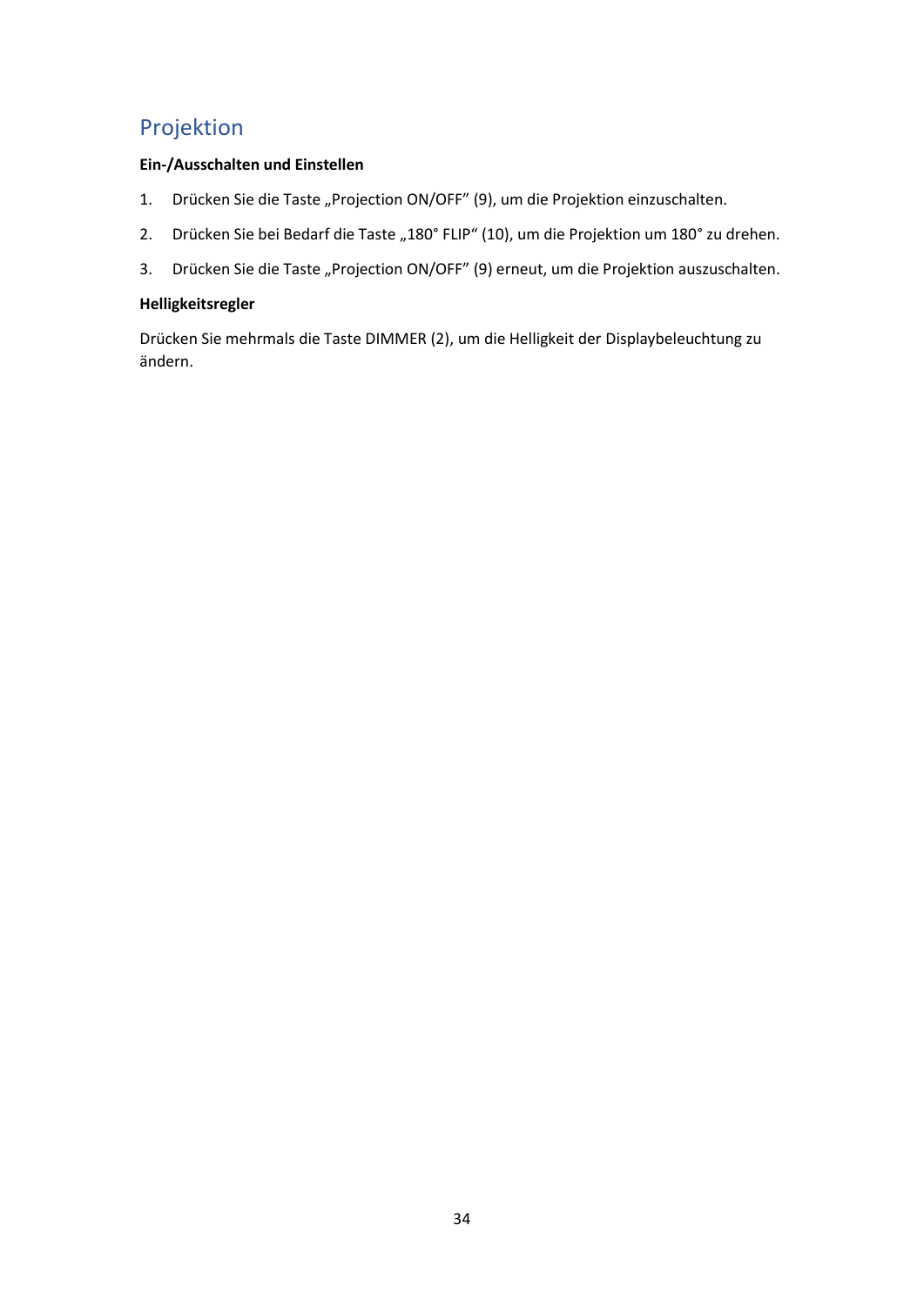# Projektion

**Ein-/Ausschalten und Einstellen**

1. Drücken Sie die Taste „Projection ON/OFF” (9), um die Projektion einzuschalten.
2. Drücken Sie bei Bedarf die Taste „180° FLIP“ (10), um die Projektion um 180° zu drehen.
3. Drücken Sie die Taste „Projection ON/OFF” (9) erneut, um die Projektion auszuschalten.

**Helligkeitsregler**

Drücken Sie mehrmals die Taste DIMMER (2), um die Helligkeit der Displaybeleuchtung zu ändern.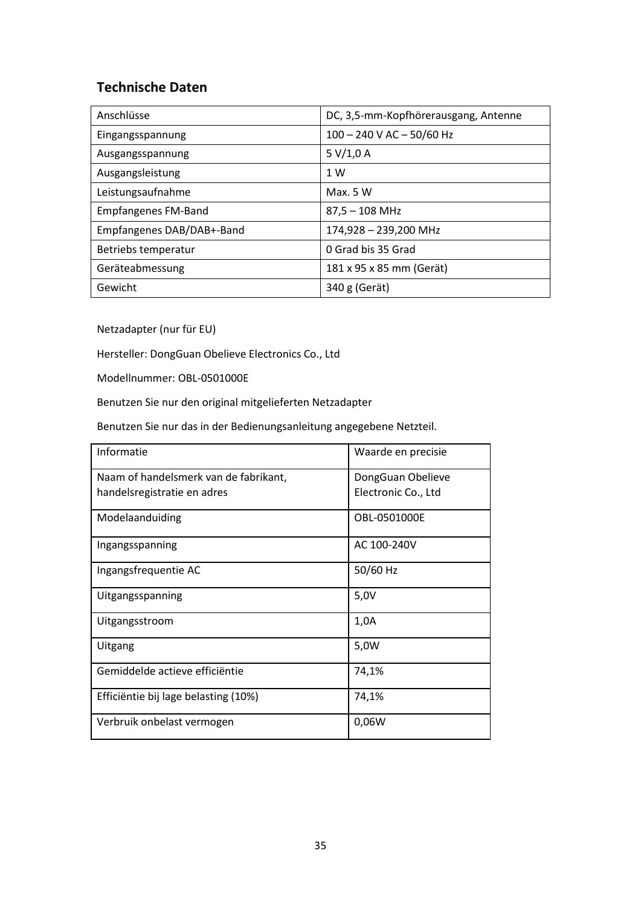## Technische Daten

| Anschlüsse | DC, 3,5-mm-Kopfhörerausgang, Antenne |
|---|---|
| Eingangsspannung | 100 – 240 V AC – 50/60 Hz |
| Ausgangsspannung | 5 V/1,0 A |
| Ausgangsleistung | 1 W |
| Leistungsaufnahme | Max. 5 W |
| Empfangenes FM-Band | 87,5 – 108 MHz |
| Empfangenes DAB/DAB+-Band | 174,928 – 239,200 MHz |
| Betriebs temperatur | 0 Grad bis 35 Grad |
| Geräteabmessung | 181 x 95 x 85 mm (Gerät) |
| Gewicht | 340 g (Gerät) |

Netzadapter (nur für EU)

Hersteller: DongGuan Obelieve Electronics Co., Ltd

Modellnummer: OBL-0501000E

Benutzen Sie nur den original mitgelieferten Netzadapter

Benutzen Sie nur das in der Bedienungsanleitung angegebene Netzteil.

| Informatie | Waarde en precisie |
|---|---|
| Naam of handelsmerk van de fabrikant, handelsregistratie en adres | DongGuan Obelieve Electronic Co., Ltd |
| Modelaanduiding | OBL-0501000E |
| Ingangsspanning | AC 100-240V |
| Ingangsfrequentie AC | 50/60 Hz |
| Uitgangsspanning | 5,0V |
| Uitgangsstroom | 1,0A |
| Uitgang | 5,0W |
| Gemiddelde actieve efficiëntie | 74,1% |
| Efficiëntie bij lage belasting (10%) | 74,1% |
| Verbruik onbelast vermogen | 0,06W |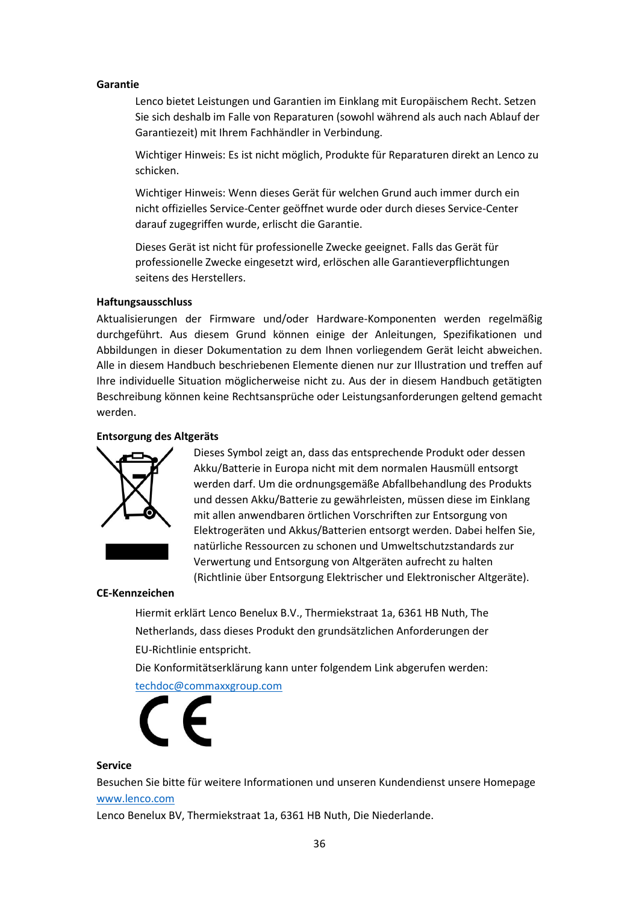**Garantie**

Lenco bietet Leistungen und Garantien im Einklang mit Europäischem Recht. Setzen Sie sich deshalb im Falle von Reparaturen (sowohl während als auch nach Ablauf der Garantiezeit) mit Ihrem Fachhändler in Verbindung.

Wichtiger Hinweis: Es ist nicht möglich, Produkte für Reparaturen direkt an Lenco zu schicken.

Wichtiger Hinweis: Wenn dieses Gerät für welchen Grund auch immer durch ein nicht offizielles Service-Center geöffnet wurde oder durch dieses Service-Center darauf zugegriffen wurde, erlischt die Garantie.

Dieses Gerät ist nicht für professionelle Zwecke geeignet. Falls das Gerät für professionelle Zwecke eingesetzt wird, erlöschen alle Garantieverpflichtungen seitens des Herstellers.

**Haftungsausschluss**

Aktualisierungen der Firmware und/oder Hardware-Komponenten werden regelmäßig durchgeführt. Aus diesem Grund können einige der Anleitungen, Spezifikationen und Abbildungen in dieser Dokumentation zu dem Ihnen vorliegendem Gerät leicht abweichen. Alle in diesem Handbuch beschriebenen Elemente dienen nur zur Illustration und treffen auf Ihre individuelle Situation möglicherweise nicht zu. Aus der in diesem Handbuch getätigten Beschreibung können keine Rechtsansprüche oder Leistungsanforderungen geltend gemacht werden.

**Entsorgung des Altgeräts**

Dieses Symbol zeigt an, dass das entsprechende Produkt oder dessen Akku/Batterie in Europa nicht mit dem normalen Hausmüll entsorgt werden darf. Um die ordnungsgemäße Abfallbehandlung des Produkts und dessen Akku/Batterie zu gewährleisten, müssen diese im Einklang mit allen anwendbaren örtlichen Vorschriften zur Entsorgung von Elektrogeräten und Akkus/Batterien entsorgt werden. Dabei helfen Sie, natürliche Ressourcen zu schonen und Umweltschutzstandards zur Verwertung und Entsorgung von Altgeräten aufrecht zu halten (Richtlinie über Entsorgung Elektrischer und Elektronischer Altgeräte).

**CE-Kennzeichen**

Hiermit erklärt Lenco Benelux B.V., Thermiekstraat 1a, 6361 HB Nuth, The Netherlands, dass dieses Produkt den grundsätzlichen Anforderungen der EU-Richtlinie entspricht.

Die Konformitätserklärung kann unter folgendem Link abgerufen werden: techdoc@commaxxgroup.com

**Service**

Besuchen Sie bitte für weitere Informationen und unseren Kundendienst unsere Homepage www.lenco.com

Lenco Benelux BV, Thermiekstraat 1a, 6361 HB Nuth, Die Niederlande.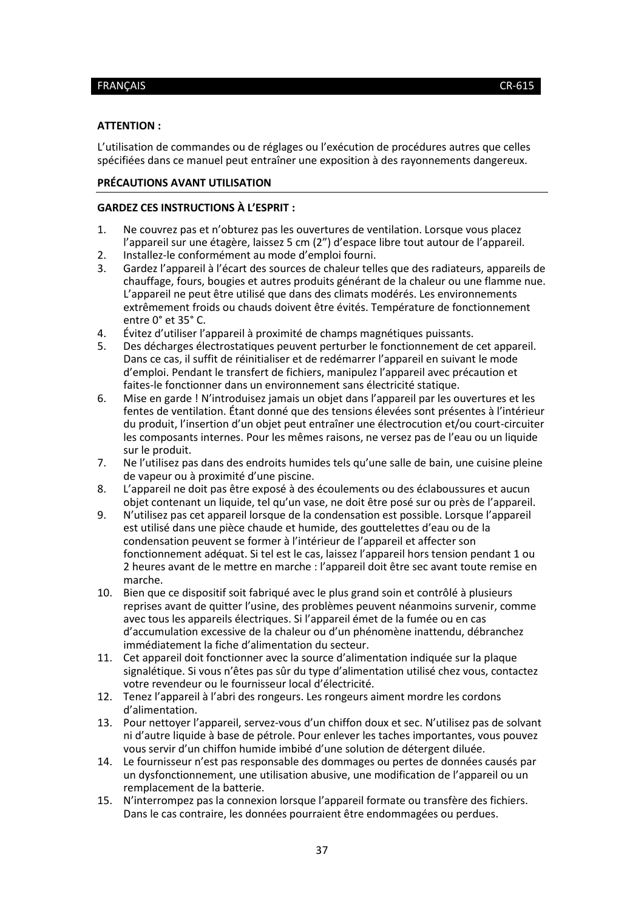**ATTENTION :**

L’utilisation de commandes ou de réglages ou l’exécution de procédures autres que celles spécifiées dans ce manuel peut entraîner une exposition à des rayonnements dangereux.

**PRÉCAUTIONS AVANT UTILISATION**

**GARDEZ CES INSTRUCTIONS À L’ESPRIT :**

1. Ne couvrez pas et n’obturez pas les ouvertures de ventilation. Lorsque vous placez l’appareil sur une étagère, laissez 5 cm (2”) d’espace libre tout autour de l’appareil.
2. Installez-le conformément au mode d’emploi fourni.
3. Gardez l’appareil à l’écart des sources de chaleur telles que des radiateurs, appareils de chauffage, fours, bougies et autres produits générant de la chaleur ou une flamme nue. L’appareil ne peut être utilisé que dans des climats modérés. Les environnements extrêmement froids ou chauds doivent être évités. Température de fonctionnement entre 0° et 35° C.
4. Évitez d’utiliser l’appareil à proximité de champs magnétiques puissants.
5. Des décharges électrostatiques peuvent perturber le fonctionnement de cet appareil. Dans ce cas, il suffit de réinitialiser et de redémarrer l’appareil en suivant le mode d’emploi. Pendant le transfert de fichiers, manipulez l’appareil avec précaution et faites-le fonctionner dans un environnement sans électricité statique.
6. Mise en garde ! N’introduisez jamais un objet dans l’appareil par les ouvertures et les fentes de ventilation. Étant donné que des tensions élevées sont présentes à l’intérieur du produit, l’insertion d’un objet peut entraîner une électrocution et/ou court-circuiter les composants internes. Pour les mêmes raisons, ne versez pas de l’eau ou un liquide sur le produit.
7. Ne l’utilisez pas dans des endroits humides tels qu’une salle de bain, une cuisine pleine de vapeur ou à proximité d’une piscine.
8. L’appareil ne doit pas être exposé à des écoulements ou des éclaboussures et aucun objet contenant un liquide, tel qu’un vase, ne doit être posé sur ou près de l’appareil.
9. N’utilisez pas cet appareil lorsque de la condensation est possible. Lorsque l’appareil est utilisé dans une pièce chaude et humide, des gouttelettes d’eau ou de la condensation peuvent se former à l’intérieur de l’appareil et affecter son fonctionnement adéquat. Si tel est le cas, laissez l’appareil hors tension pendant 1 ou 2 heures avant de le mettre en marche : l’appareil doit être sec avant toute remise en marche.
10. Bien que ce dispositif soit fabriqué avec le plus grand soin et contrôlé à plusieurs reprises avant de quitter l’usine, des problèmes peuvent néanmoins survenir, comme avec tous les appareils électriques. Si l’appareil émet de la fumée ou en cas d’accumulation excessive de la chaleur ou d’un phénomène inattendu, débranchez immédiatement la fiche d’alimentation du secteur.
11. Cet appareil doit fonctionner avec la source d’alimentation indiquée sur la plaque signalétique. Si vous n’êtes pas sûr du type d’alimentation utilisé chez vous, contactez votre revendeur ou le fournisseur local d’électricité.
12. Tenez l’appareil à l’abri des rongeurs. Les rongeurs aiment mordre les cordons d’alimentation.
13. Pour nettoyer l’appareil, servez-vous d’un chiffon doux et sec. N’utilisez pas de solvant ni d’autre liquide à base de pétrole. Pour enlever les taches importantes, vous pouvez vous servir d’un chiffon humide imbibé d’une solution de détergent diluée.
14. Le fournisseur n’est pas responsable des dommages ou pertes de données causés par un dysfonctionnement, une utilisation abusive, une modification de l’appareil ou un remplacement de la batterie.
15. N’interrompez pas la connexion lorsque l’appareil formate ou transfère des fichiers. Dans le cas contraire, les données pourraient être endommagées ou perdues.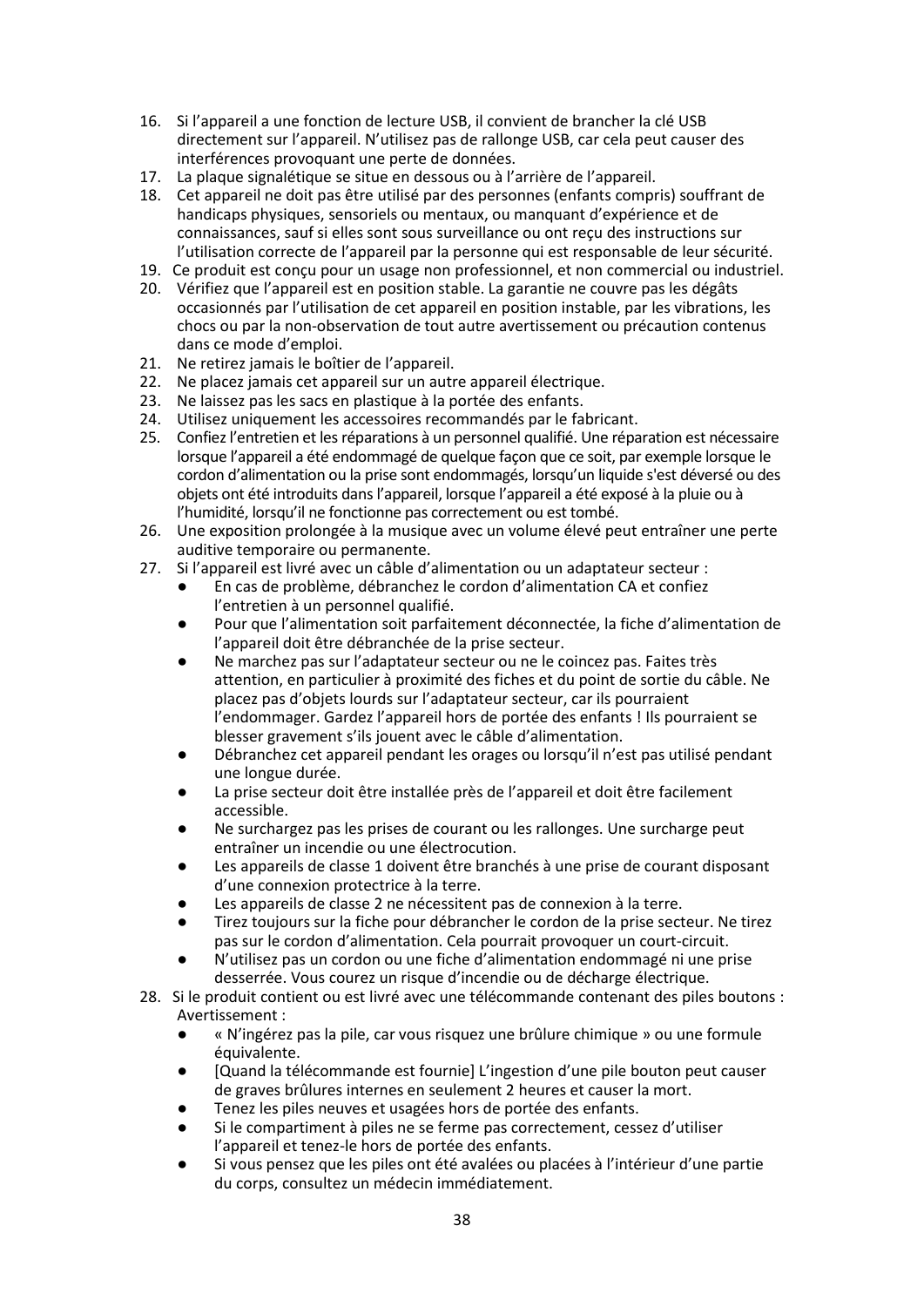16. Si l'appareil a une fonction de lecture USB, il convient de brancher la clé USB directement sur l'appareil. N'utilisez pas de rallonge USB, car cela peut causer des interférences provoquant une perte de données.
17. La plaque signalétique se situe en dessous ou à l'arrière de l'appareil.
18. Cet appareil ne doit pas être utilisé par des personnes (enfants compris) souffrant de handicaps physiques, sensoriels ou mentaux, ou manquant d'expérience et de connaissances, sauf si elles sont sous surveillance ou ont reçu des instructions sur l'utilisation correcte de l'appareil par la personne qui est responsable de leur sécurité.
19. Ce produit est conçu pour un usage non professionnel, et non commercial ou industriel.
20. Vérifiez que l'appareil est en position stable. La garantie ne couvre pas les dégâts occasionnés par l'utilisation de cet appareil en position instable, par les vibrations, les chocs ou par la non-observation de tout autre avertissement ou précaution contenus dans ce mode d'emploi.
21. Ne retirez jamais le boîtier de l'appareil.
22. Ne placez jamais cet appareil sur un autre appareil électrique.
23. Ne laissez pas les sacs en plastique à la portée des enfants.
24. Utilisez uniquement les accessoires recommandés par le fabricant.
25. Confiez l'entretien et les réparations à un personnel qualifié. Une réparation est nécessaire lorsque l'appareil a été endommagé de quelque façon que ce soit, par exemple lorsque le cordon d'alimentation ou la prise sont endommagés, lorsqu'un liquide s'est déversé ou des objets ont été introduits dans l'appareil, lorsque l'appareil a été exposé à la pluie ou à l'humidité, lorsqu'il ne fonctionne pas correctement ou est tombé.
26. Une exposition prolongée à la musique avec un volume élevé peut entraîner une perte auditive temporaire ou permanente.
27. Si l'appareil est livré avec un câble d'alimentation ou un adaptateur secteur :
    - En cas de problème, débranchez le cordon d'alimentation CA et confiez l'entretien à un personnel qualifié.
    - Pour que l'alimentation soit parfaitement déconnectée, la fiche d'alimentation de l'appareil doit être débranchée de la prise secteur.
    - Ne marchez pas sur l'adaptateur secteur ou ne le coincez pas. Faites très attention, en particulier à proximité des fiches et du point de sortie du câble. Ne placez pas d'objets lourds sur l'adaptateur secteur, car ils pourraient l'endommager. Gardez l'appareil hors de portée des enfants ! Ils pourraient se blesser gravement s'ils jouent avec le câble d'alimentation.
    - Débranchez cet appareil pendant les orages ou lorsqu'il n'est pas utilisé pendant une longue durée.
    - La prise secteur doit être installée près de l'appareil et doit être facilement accessible.
    - Ne surchargez pas les prises de courant ou les rallonges. Une surcharge peut entraîner un incendie ou une électrocution.
    - Les appareils de classe 1 doivent être branchés à une prise de courant disposant d'une connexion protectrice à la terre.
    - Les appareils de classe 2 ne nécessitent pas de connexion à la terre.
    - Tirez toujours sur la fiche pour débrancher le cordon de la prise secteur. Ne tirez pas sur le cordon d'alimentation. Cela pourrait provoquer un court-circuit.
    - N'utilisez pas un cordon ou une fiche d'alimentation endommagé ni une prise desserrée. Vous courez un risque d'incendie ou de décharge électrique.
28. Si le produit contient ou est livré avec une télécommande contenant des piles boutons : Avertissement :
    - « N'ingérez pas la pile, car vous risquez une brûlure chimique » ou une formule équivalente.
    - [Quand la télécommande est fournie] L'ingestion d'une pile bouton peut causer de graves brûlures internes en seulement 2 heures et causer la mort.
    - Tenez les piles neuves et usagées hors de portée des enfants.
    - Si le compartiment à piles ne se ferme pas correctement, cessez d'utiliser l'appareil et tenez-le hors de portée des enfants.
    - Si vous pensez que les piles ont été avalées ou placées à l'intérieur d'une partie du corps, consultez un médecin immédiatement.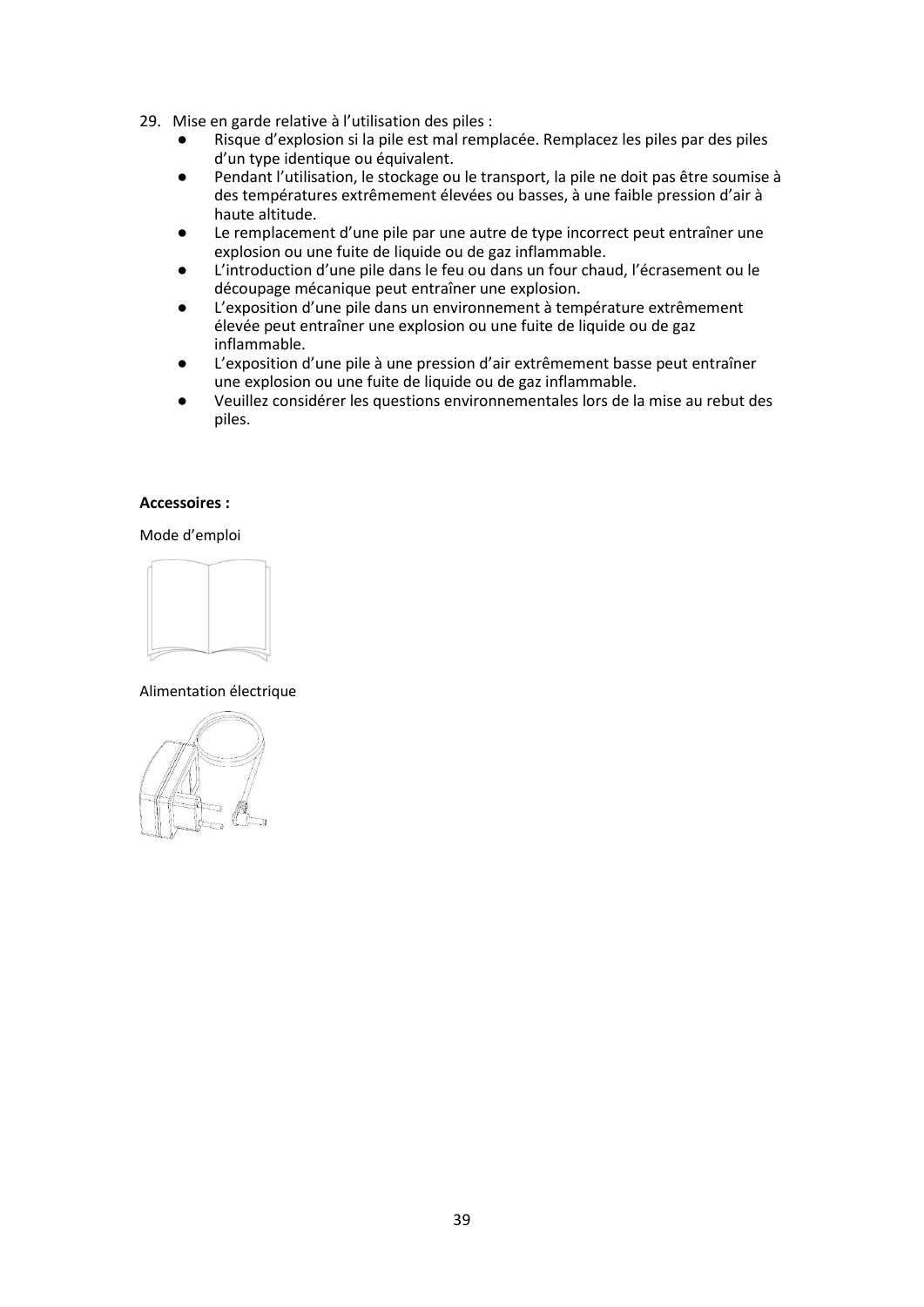29. Mise en garde relative à l'utilisation des piles :
    - Risque d'explosion si la pile est mal remplacée. Remplacez les piles par des piles d'un type identique ou équivalent.
    - Pendant l'utilisation, le stockage ou le transport, la pile ne doit pas être soumise à des températures extrêmement élevées ou basses, à une faible pression d'air à haute altitude.
    - Le remplacement d'une pile par une autre de type incorrect peut entraîner une explosion ou une fuite de liquide ou de gaz inflammable.
    - L'introduction d'une pile dans le feu ou dans un four chaud, l'écrasement ou le découpage mécanique peut entraîner une explosion.
    - L'exposition d'une pile dans un environnement à température extrêmement élevée peut entraîner une explosion ou une fuite de liquide ou de gaz inflammable.
    - L'exposition d'une pile à une pression d'air extrêmement basse peut entraîner une explosion ou une fuite de liquide ou de gaz inflammable.
    - Veuillez considérer les questions environnementales lors de la mise au rebut des piles.

**Accessoires :**

Mode d'emploi

Alimentation électrique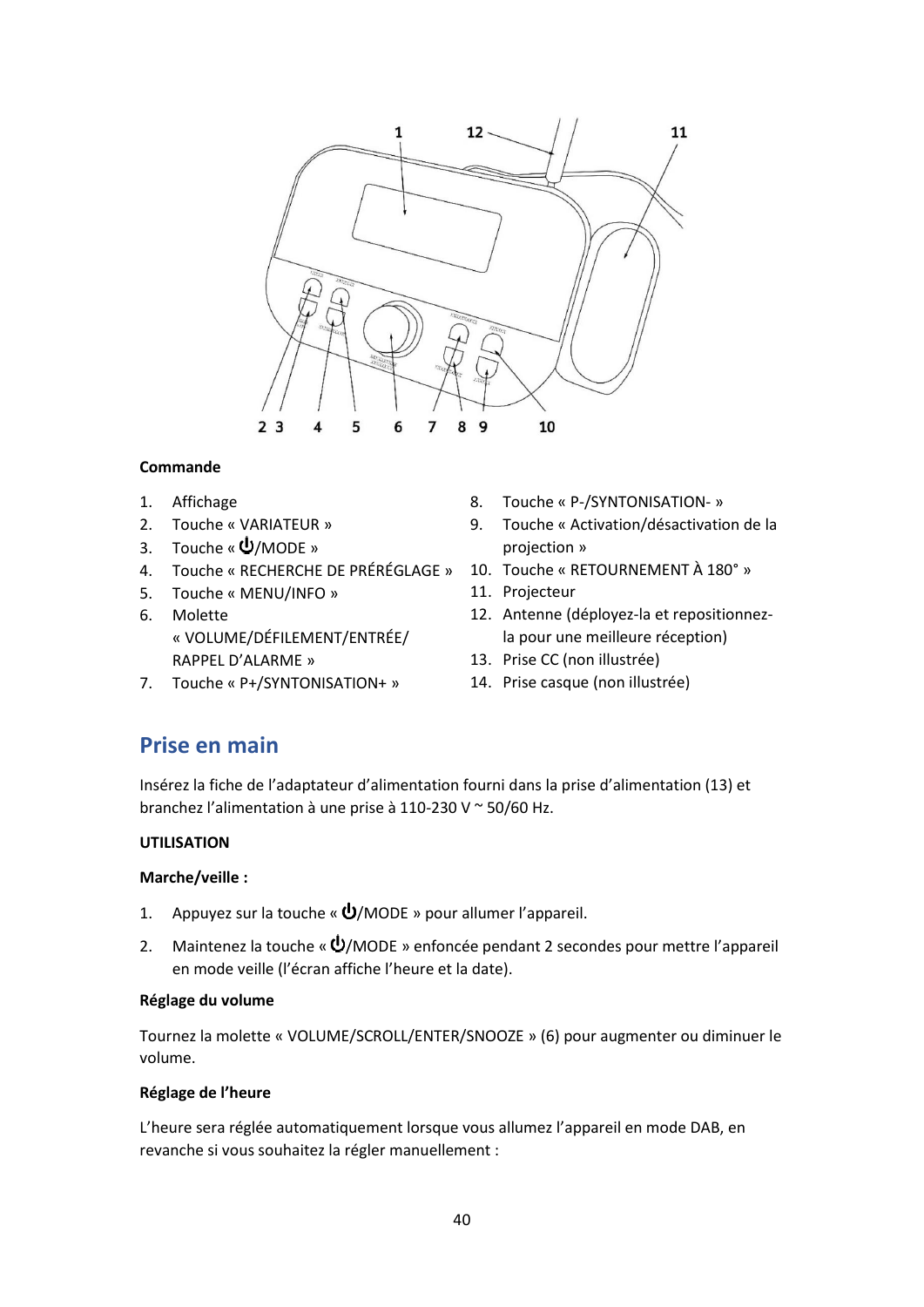**Commande**

1. Affichage
2. Touche « VARIATEUR »
3. Touche « ⏻/MODE »
4. Touche « RECHERCHE DE PRÉRÉGLAGE »
5. Touche « MENU/INFO »
6. Molette « VOLUME/DÉFILEMENT/ENTRÉE/ RAPPEL D'ALARME »
7. Touche « P+/SYNTONISATION+ »
8. Touche « P-/SYNTONISATION- »
9. Touche « Activation/désactivation de la projection »
10. Touche « RETOURNEMENT À 180° »
11. Projecteur
12. Antenne (déployez-la et repositionnez-la pour une meilleure réception)
13. Prise CC (non illustrée)
14. Prise casque (non illustrée)

## Prise en main

Insérez la fiche de l'adaptateur d'alimentation fourni dans la prise d'alimentation (13) et branchez l'alimentation à une prise à 110-230 V ~ 50/60 Hz.

**UTILISATION**

**Marche/veille :**

1. Appuyez sur la touche « ⏻/MODE » pour allumer l'appareil.
2. Maintenez la touche « ⏻/MODE » enfoncée pendant 2 secondes pour mettre l'appareil en mode veille (l'écran affiche l'heure et la date).

**Réglage du volume**

Tournez la molette « VOLUME/SCROLL/ENTER/SNOOZE » (6) pour augmenter ou diminuer le volume.

**Réglage de l'heure**

L'heure sera réglée automatiquement lorsque vous allumez l'appareil en mode DAB, en revanche si vous souhaitez la régler manuellement :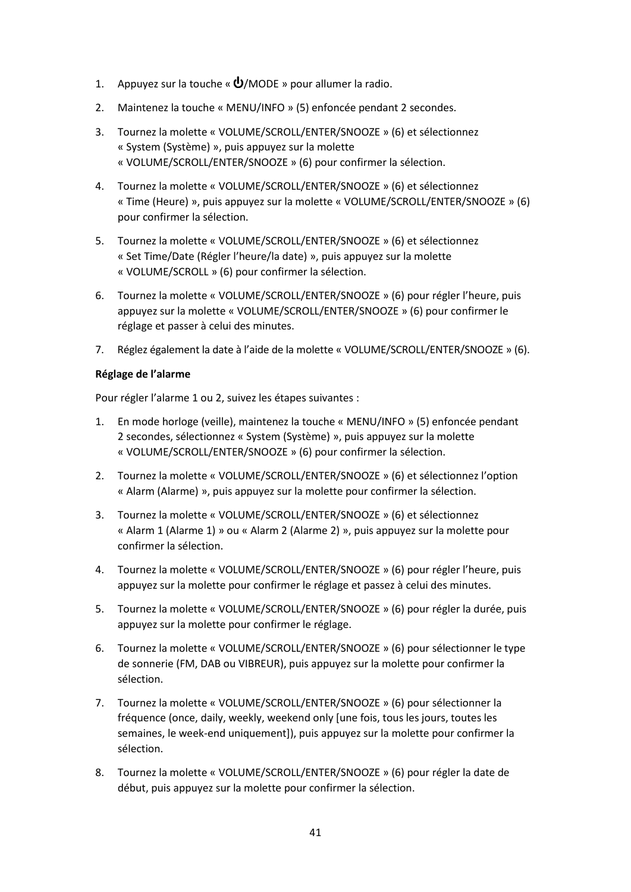1. Appuyez sur la touche « ⏻/MODE » pour allumer la radio.
2. Maintenez la touche « MENU/INFO » (5) enfoncée pendant 2 secondes.
3. Tournez la molette « VOLUME/SCROLL/ENTER/SNOOZE » (6) et sélectionnez « System (Système) », puis appuyez sur la molette « VOLUME/SCROLL/ENTER/SNOOZE » (6) pour confirmer la sélection.
4. Tournez la molette « VOLUME/SCROLL/ENTER/SNOOZE » (6) et sélectionnez « Time (Heure) », puis appuyez sur la molette « VOLUME/SCROLL/ENTER/SNOOZE » (6) pour confirmer la sélection.
5. Tournez la molette « VOLUME/SCROLL/ENTER/SNOOZE » (6) et sélectionnez « Set Time/Date (Régler l'heure/la date) », puis appuyez sur la molette « VOLUME/SCROLL » (6) pour confirmer la sélection.
6. Tournez la molette « VOLUME/SCROLL/ENTER/SNOOZE » (6) pour régler l'heure, puis appuyez sur la molette « VOLUME/SCROLL/ENTER/SNOOZE » (6) pour confirmer le réglage et passer à celui des minutes.
7. Réglez également la date à l'aide de la molette « VOLUME/SCROLL/ENTER/SNOOZE » (6).

**Réglage de l'alarme**

Pour régler l'alarme 1 ou 2, suivez les étapes suivantes :

1. En mode horloge (veille), maintenez la touche « MENU/INFO » (5) enfoncée pendant 2 secondes, sélectionnez « System (Système) », puis appuyez sur la molette « VOLUME/SCROLL/ENTER/SNOOZE » (6) pour confirmer la sélection.
2. Tournez la molette « VOLUME/SCROLL/ENTER/SNOOZE » (6) et sélectionnez l'option « Alarm (Alarme) », puis appuyez sur la molette pour confirmer la sélection.
3. Tournez la molette « VOLUME/SCROLL/ENTER/SNOOZE » (6) et sélectionnez « Alarm 1 (Alarme 1) » ou « Alarm 2 (Alarme 2) », puis appuyez sur la molette pour confirmer la sélection.
4. Tournez la molette « VOLUME/SCROLL/ENTER/SNOOZE » (6) pour régler l'heure, puis appuyez sur la molette pour confirmer le réglage et passez à celui des minutes.
5. Tournez la molette « VOLUME/SCROLL/ENTER/SNOOZE » (6) pour régler la durée, puis appuyez sur la molette pour confirmer le réglage.
6. Tournez la molette « VOLUME/SCROLL/ENTER/SNOOZE » (6) pour sélectionner le type de sonnerie (FM, DAB ou VIBREUR), puis appuyez sur la molette pour confirmer la sélection.
7. Tournez la molette « VOLUME/SCROLL/ENTER/SNOOZE » (6) pour sélectionner la fréquence (once, daily, weekly, weekend only [une fois, tous les jours, toutes les semaines, le week-end uniquement]), puis appuyez sur la molette pour confirmer la sélection.
8. Tournez la molette « VOLUME/SCROLL/ENTER/SNOOZE » (6) pour régler la date de début, puis appuyez sur la molette pour confirmer la sélection.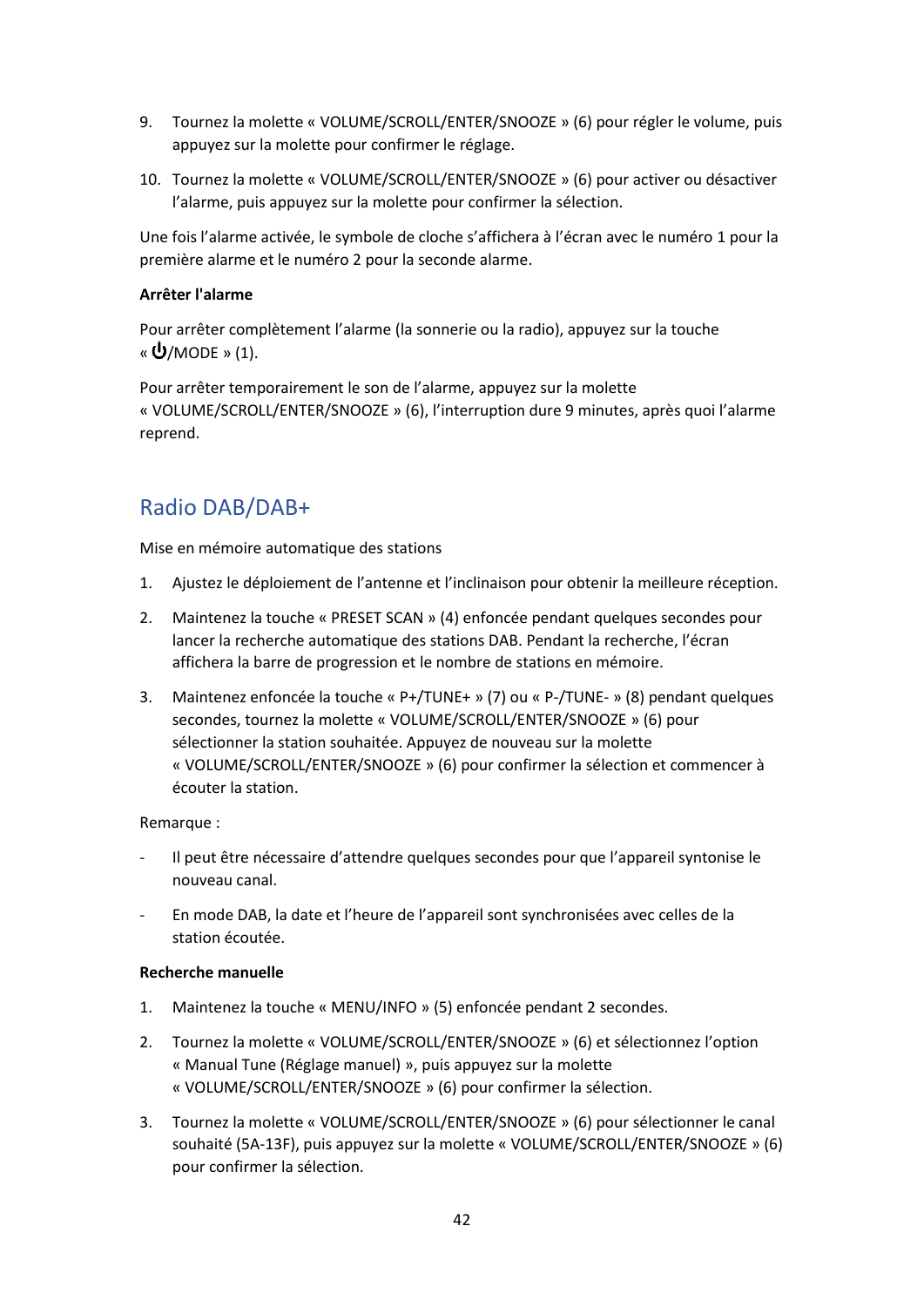9. Tournez la molette « VOLUME/SCROLL/ENTER/SNOOZE » (6) pour régler le volume, puis appuyez sur la molette pour confirmer le réglage.

10. Tournez la molette « VOLUME/SCROLL/ENTER/SNOOZE » (6) pour activer ou désactiver l'alarme, puis appuyez sur la molette pour confirmer la sélection.

Une fois l'alarme activée, le symbole de cloche s'affichera à l'écran avec le numéro 1 pour la première alarme et le numéro 2 pour la seconde alarme.

**Arrêter l'alarme**

Pour arrêter complètement l'alarme (la sonnerie ou la radio), appuyez sur la touche « ⏻/MODE » (1).

Pour arrêter temporairement le son de l'alarme, appuyez sur la molette « VOLUME/SCROLL/ENTER/SNOOZE » (6), l'interruption dure 9 minutes, après quoi l'alarme reprend.

## Radio DAB/DAB+

Mise en mémoire automatique des stations

1. Ajustez le déploiement de l'antenne et l'inclinaison pour obtenir la meilleure réception.

2. Maintenez la touche « PRESET SCAN » (4) enfoncée pendant quelques secondes pour lancer la recherche automatique des stations DAB. Pendant la recherche, l'écran affichera la barre de progression et le nombre de stations en mémoire.

3. Maintenez enfoncée la touche « P+/TUNE+ » (7) ou « P-/TUNE- » (8) pendant quelques secondes, tournez la molette « VOLUME/SCROLL/ENTER/SNOOZE » (6) pour sélectionner la station souhaitée. Appuyez de nouveau sur la molette « VOLUME/SCROLL/ENTER/SNOOZE » (6) pour confirmer la sélection et commencer à écouter la station.

Remarque :

- Il peut être nécessaire d'attendre quelques secondes pour que l'appareil syntonise le nouveau canal.
- En mode DAB, la date et l'heure de l'appareil sont synchronisées avec celles de la station écoutée.

**Recherche manuelle**

1. Maintenez la touche « MENU/INFO » (5) enfoncée pendant 2 secondes.

2. Tournez la molette « VOLUME/SCROLL/ENTER/SNOOZE » (6) et sélectionnez l'option « Manual Tune (Réglage manuel) », puis appuyez sur la molette « VOLUME/SCROLL/ENTER/SNOOZE » (6) pour confirmer la sélection.

3. Tournez la molette « VOLUME/SCROLL/ENTER/SNOOZE » (6) pour sélectionner le canal souhaité (5A-13F), puis appuyez sur la molette « VOLUME/SCROLL/ENTER/SNOOZE » (6) pour confirmer la sélection.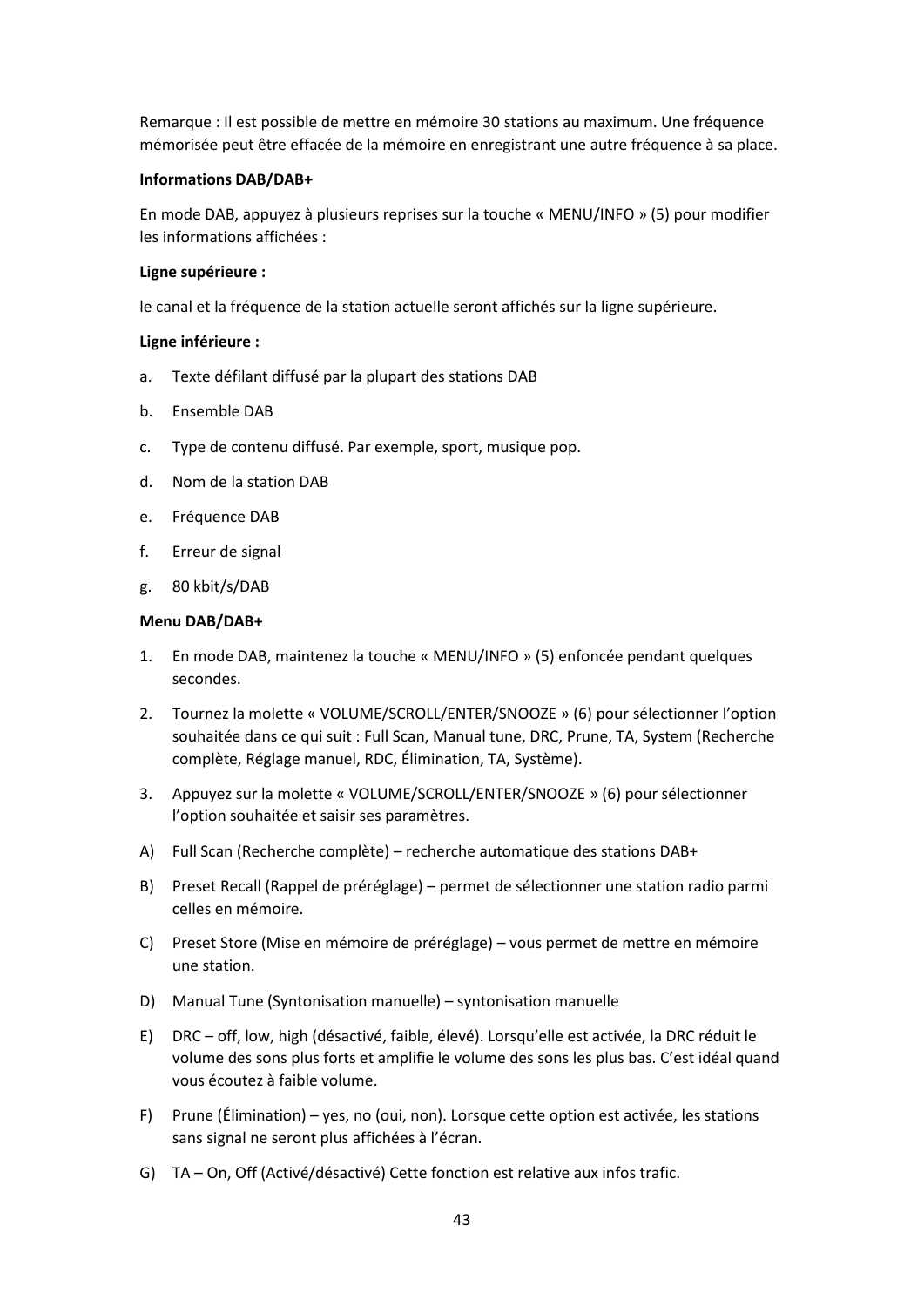Remarque : Il est possible de mettre en mémoire 30 stations au maximum. Une fréquence mémorisée peut être effacée de la mémoire en enregistrant une autre fréquence à sa place.

**Informations DAB/DAB+**

En mode DAB, appuyez à plusieurs reprises sur la touche « MENU/INFO » (5) pour modifier les informations affichées :

**Ligne supérieure :**

le canal et la fréquence de la station actuelle seront affichés sur la ligne supérieure.

**Ligne inférieure :**

a. Texte défilant diffusé par la plupart des stations DAB
b. Ensemble DAB
c. Type de contenu diffusé. Par exemple, sport, musique pop.
d. Nom de la station DAB
e. Fréquence DAB
f. Erreur de signal
g. 80 kbit/s/DAB

**Menu DAB/DAB+**

1. En mode DAB, maintenez la touche « MENU/INFO » (5) enfoncée pendant quelques secondes.
2. Tournez la molette « VOLUME/SCROLL/ENTER/SNOOZE » (6) pour sélectionner l'option souhaitée dans ce qui suit : Full Scan, Manual tune, DRC, Prune, TA, System (Recherche complète, Réglage manuel, RDC, Élimination, TA, Système).
3. Appuyez sur la molette « VOLUME/SCROLL/ENTER/SNOOZE » (6) pour sélectionner l'option souhaitée et saisir ses paramètres.

A) Full Scan (Recherche complète) – recherche automatique des stations DAB+

B) Preset Recall (Rappel de préréglage) – permet de sélectionner une station radio parmi celles en mémoire.

C) Preset Store (Mise en mémoire de préréglage) – vous permet de mettre en mémoire une station.

D) Manual Tune (Syntonisation manuelle) – syntonisation manuelle

E) DRC – off, low, high (désactivé, faible, élevé). Lorsqu'elle est activée, la DRC réduit le volume des sons plus forts et amplifie le volume des sons les plus bas. C'est idéal quand vous écoutez à faible volume.

F) Prune (Élimination) – yes, no (oui, non). Lorsque cette option est activée, les stations sans signal ne seront plus affichées à l'écran.

G) TA – On, Off (Activé/désactivé) Cette fonction est relative aux infos trafic.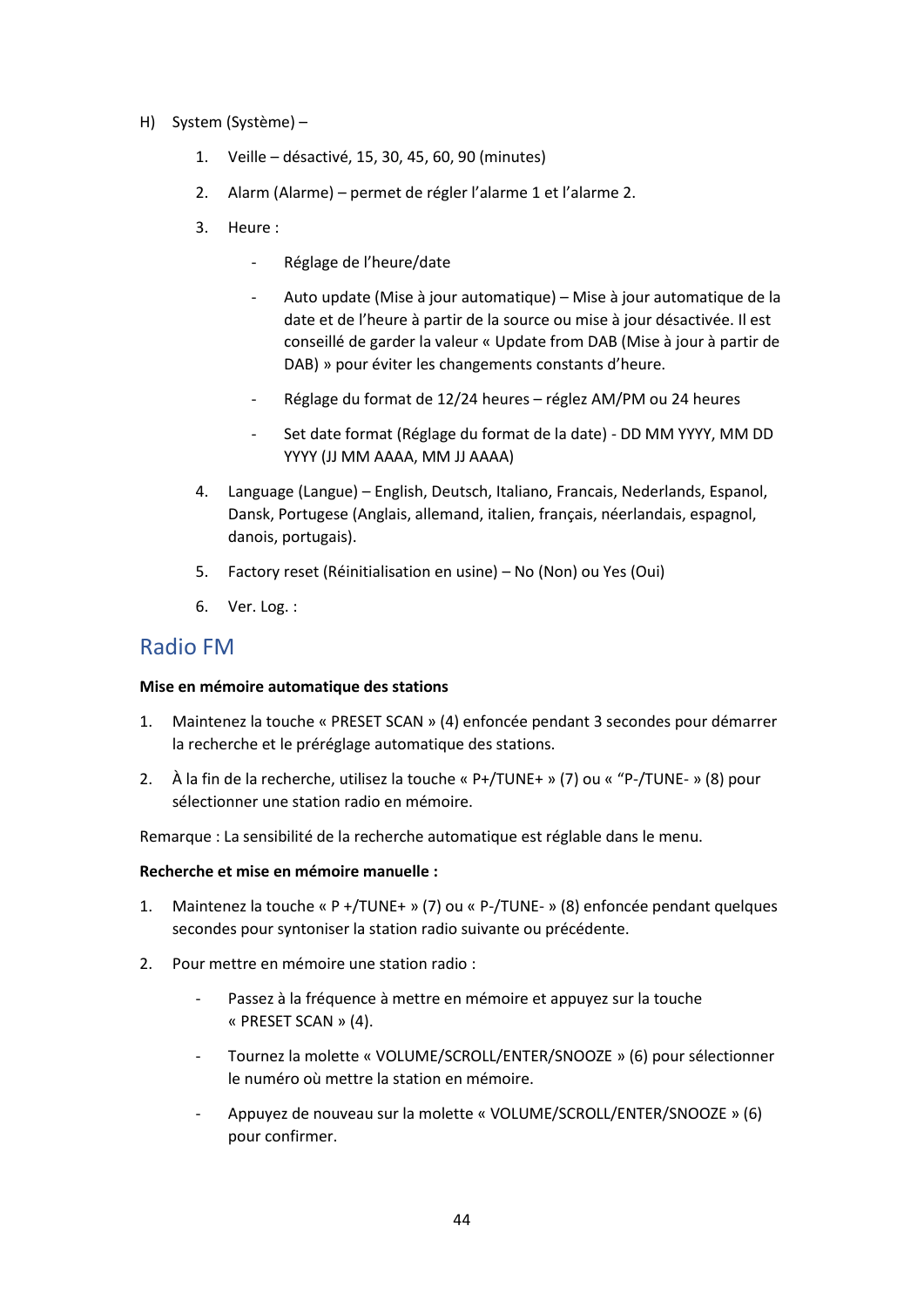H) System (Système) –

1. Veille – désactivé, 15, 30, 45, 60, 90 (minutes)
2. Alarm (Alarme) – permet de régler l'alarme 1 et l'alarme 2.
3. Heure :
   - Réglage de l'heure/date
   - Auto update (Mise à jour automatique) – Mise à jour automatique de la date et de l'heure à partir de la source ou mise à jour désactivée. Il est conseillé de garder la valeur « Update from DAB (Mise à jour à partir de DAB) » pour éviter les changements constants d'heure.
   - Réglage du format de 12/24 heures – réglez AM/PM ou 24 heures
   - Set date format (Réglage du format de la date) - DD MM YYYY, MM DD YYYY (JJ MM AAAA, MM JJ AAAA)
4. Language (Langue) – English, Deutsch, Italiano, Francais, Nederlands, Espanol, Dansk, Portugese (Anglais, allemand, italien, français, néerlandais, espagnol, danois, portugais).
5. Factory reset (Réinitialisation en usine) – No (Non) ou Yes (Oui)
6. Ver. Log. :

## Radio FM

**Mise en mémoire automatique des stations**

1. Maintenez la touche « PRESET SCAN » (4) enfoncée pendant 3 secondes pour démarrer la recherche et le préréglage automatique des stations.
2. À la fin de la recherche, utilisez la touche « P+/TUNE+ » (7) ou « "P-/TUNE- » (8) pour sélectionner une station radio en mémoire.

Remarque : La sensibilité de la recherche automatique est réglable dans le menu.

**Recherche et mise en mémoire manuelle :**

1. Maintenez la touche « P +/TUNE+ » (7) ou « P-/TUNE- » (8) enfoncée pendant quelques secondes pour syntoniser la station radio suivante ou précédente.
2. Pour mettre en mémoire une station radio :
   - Passez à la fréquence à mettre en mémoire et appuyez sur la touche « PRESET SCAN » (4).
   - Tournez la molette « VOLUME/SCROLL/ENTER/SNOOZE » (6) pour sélectionner le numéro où mettre la station en mémoire.
   - Appuyez de nouveau sur la molette « VOLUME/SCROLL/ENTER/SNOOZE » (6) pour confirmer.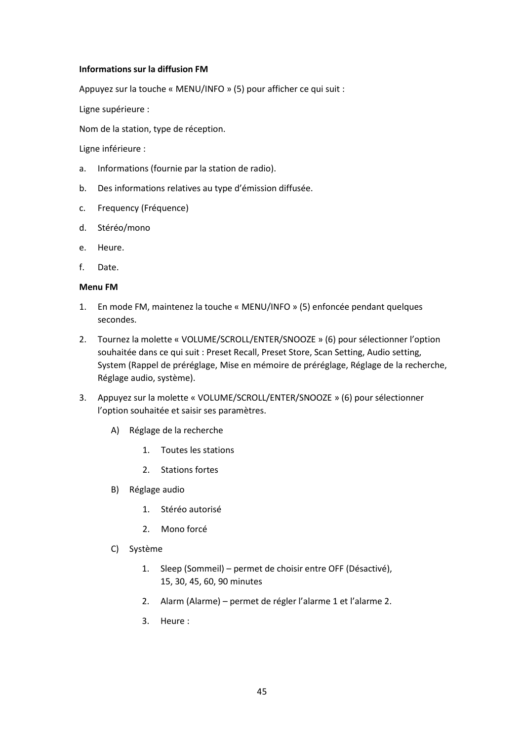**Informations sur la diffusion FM**

Appuyez sur la touche « MENU/INFO » (5) pour afficher ce qui suit :

Ligne supérieure :

Nom de la station, type de réception.

Ligne inférieure :

a. Informations (fournie par la station de radio).

b. Des informations relatives au type d'émission diffusée.

c. Frequency (Fréquence)

d. Stéréo/mono

e. Heure.

f. Date.

**Menu FM**

1. En mode FM, maintenez la touche « MENU/INFO » (5) enfoncée pendant quelques secondes.
2. Tournez la molette « VOLUME/SCROLL/ENTER/SNOOZE » (6) pour sélectionner l'option souhaitée dans ce qui suit : Preset Recall, Preset Store, Scan Setting, Audio setting, System (Rappel de préréglage, Mise en mémoire de préréglage, Réglage de la recherche, Réglage audio, système).
3. Appuyez sur la molette « VOLUME/SCROLL/ENTER/SNOOZE » (6) pour sélectionner l'option souhaitée et saisir ses paramètres.

   A) Réglage de la recherche

      1. Toutes les stations
      2. Stations fortes

   B) Réglage audio

      1. Stéréo autorisé
      2. Mono forcé

   C) Système

      1. Sleep (Sommeil) – permet de choisir entre OFF (Désactivé), 15, 30, 45, 60, 90 minutes
      2. Alarm (Alarme) – permet de régler l'alarme 1 et l'alarme 2.
      3. Heure :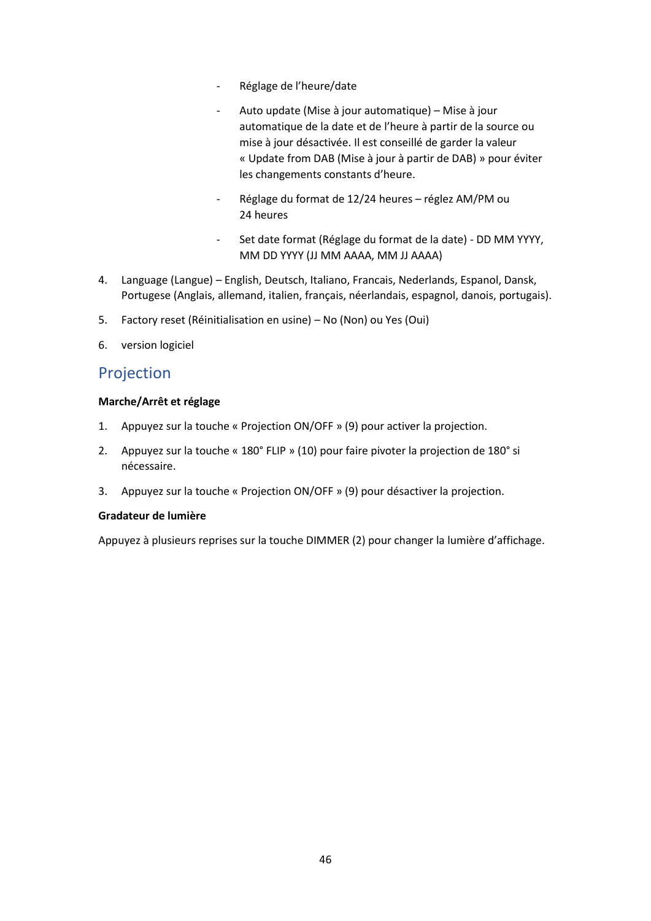- Réglage de l'heure/date
- Auto update (Mise à jour automatique) – Mise à jour automatique de la date et de l'heure à partir de la source ou mise à jour désactivée. Il est conseillé de garder la valeur « Update from DAB (Mise à jour à partir de DAB) » pour éviter les changements constants d'heure.
- Réglage du format de 12/24 heures – réglez AM/PM ou 24 heures
- Set date format (Réglage du format de la date) - DD MM YYYY, MM DD YYYY (JJ MM AAAA, MM JJ AAAA)

4. Language (Langue) – English, Deutsch, Italiano, Francais, Nederlands, Espanol, Dansk, Portugese (Anglais, allemand, italien, français, néerlandais, espagnol, danois, portugais).
5. Factory reset (Réinitialisation en usine) – No (Non) ou Yes (Oui)
6. version logiciel

## Projection

**Marche/Arrêt et réglage**

1. Appuyez sur la touche « Projection ON/OFF » (9) pour activer la projection.
2. Appuyez sur la touche « 180° FLIP » (10) pour faire pivoter la projection de 180° si nécessaire.
3. Appuyez sur la touche « Projection ON/OFF » (9) pour désactiver la projection.

**Gradateur de lumière**

Appuyez à plusieurs reprises sur la touche DIMMER (2) pour changer la lumière d'affichage.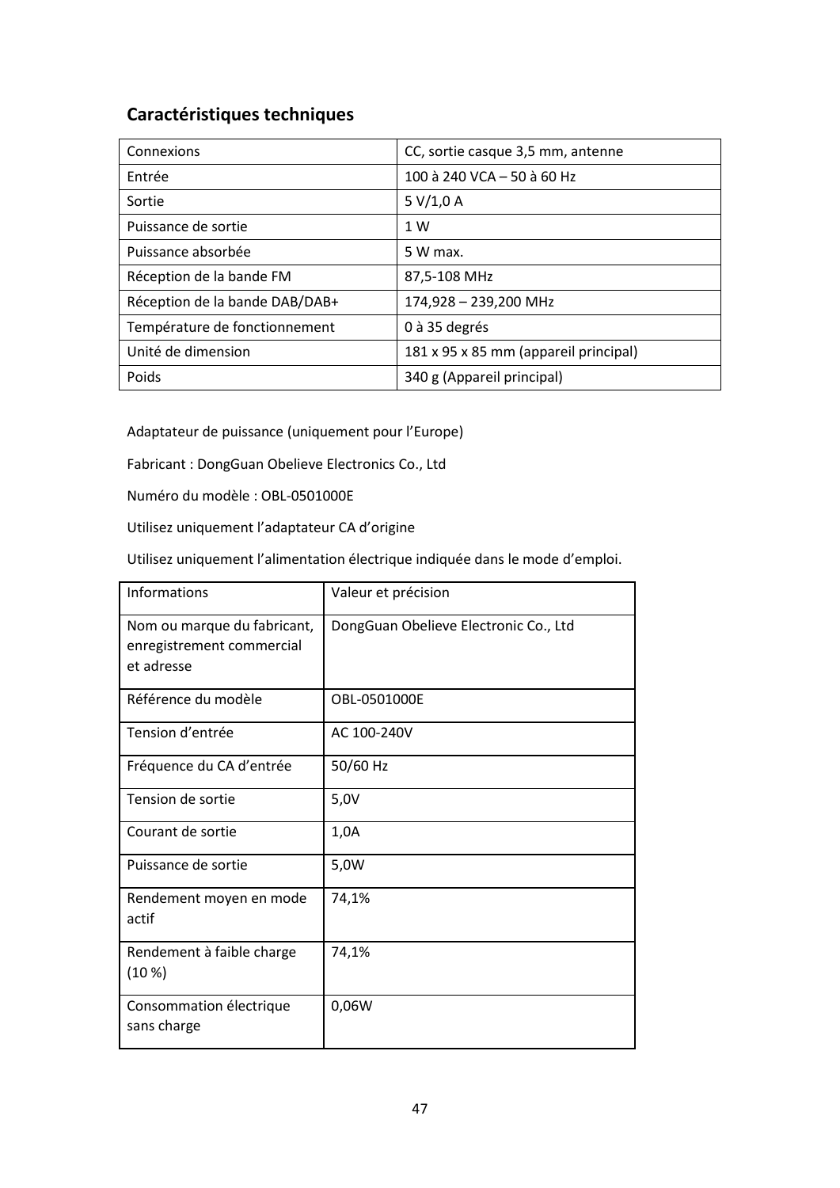## Caractéristiques techniques

| Connexions | CC, sortie casque 3,5 mm, antenne |
|---|---|
| Entrée | 100 à 240 VCA – 50 à 60 Hz |
| Sortie | 5 V/1,0 A |
| Puissance de sortie | 1 W |
| Puissance absorbée | 5 W max. |
| Réception de la bande FM | 87,5-108 MHz |
| Réception de la bande DAB/DAB+ | 174,928 – 239,200 MHz |
| Température de fonctionnement | 0 à 35 degrés |
| Unité de dimension | 181 x 95 x 85 mm (appareil principal) |
| Poids | 340 g (Appareil principal) |

Adaptateur de puissance (uniquement pour l'Europe)

Fabricant : DongGuan Obelieve Electronics Co., Ltd

Numéro du modèle : OBL-0501000E

Utilisez uniquement l'adaptateur CA d'origine

Utilisez uniquement l'alimentation électrique indiquée dans le mode d'emploi.

| Informations | Valeur et précision |
|---|---|
| Nom ou marque du fabricant, enregistrement commercial et adresse | DongGuan Obelieve Electronic Co., Ltd |
| Référence du modèle | OBL-0501000E |
| Tension d'entrée | AC 100-240V |
| Fréquence du CA d'entrée | 50/60 Hz |
| Tension de sortie | 5,0V |
| Courant de sortie | 1,0A |
| Puissance de sortie | 5,0W |
| Rendement moyen en mode actif | 74,1% |
| Rendement à faible charge (10 %) | 74,1% |
| Consommation électrique sans charge | 0,06W |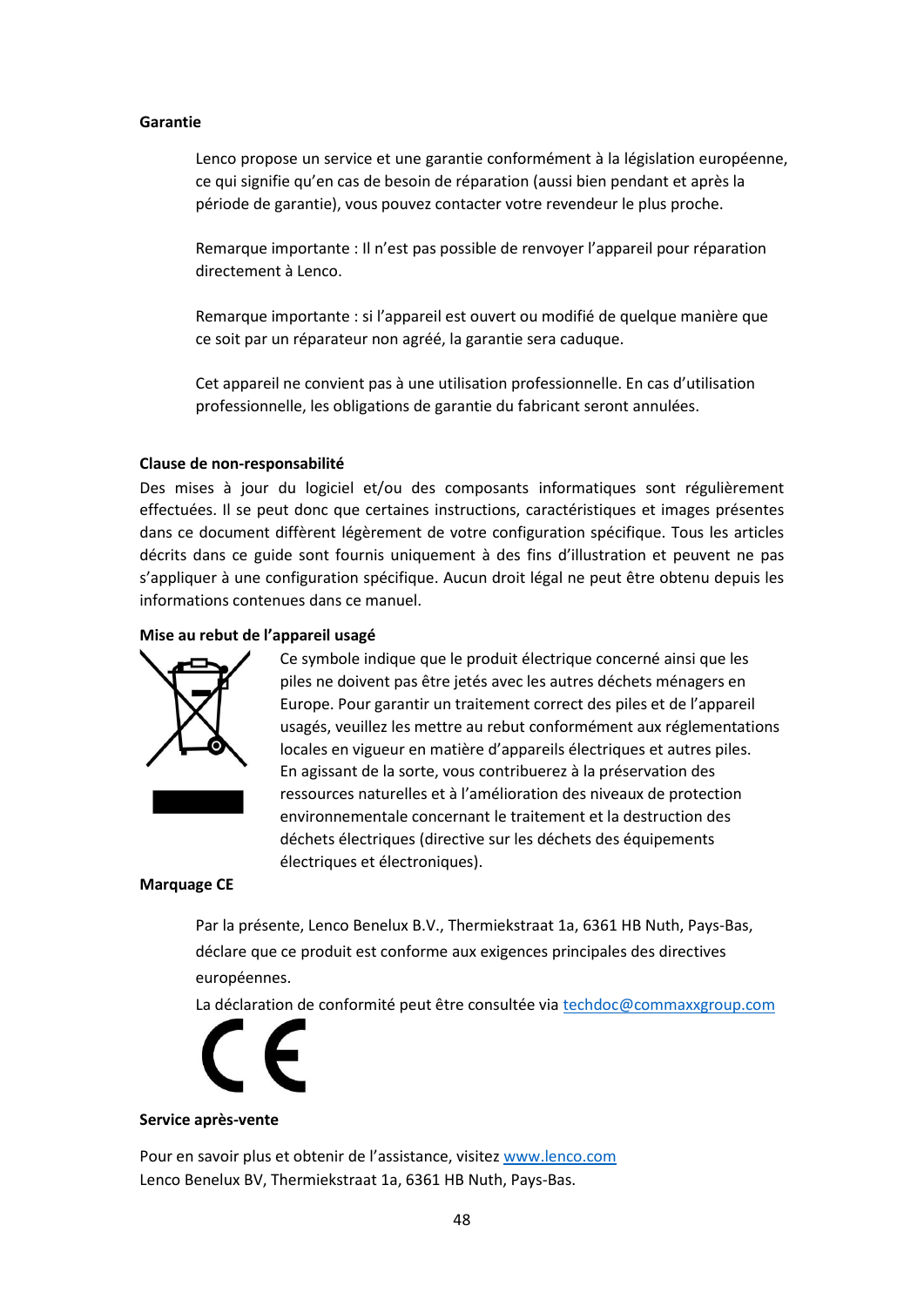**Garantie**

Lenco propose un service et une garantie conformément à la législation européenne, ce qui signifie qu'en cas de besoin de réparation (aussi bien pendant et après la période de garantie), vous pouvez contacter votre revendeur le plus proche.

Remarque importante : Il n'est pas possible de renvoyer l'appareil pour réparation directement à Lenco.

Remarque importante : si l'appareil est ouvert ou modifié de quelque manière que ce soit par un réparateur non agréé, la garantie sera caduque.

Cet appareil ne convient pas à une utilisation professionnelle. En cas d'utilisation professionnelle, les obligations de garantie du fabricant seront annulées.

**Clause de non-responsabilité**

Des mises à jour du logiciel et/ou des composants informatiques sont régulièrement effectuées. Il se peut donc que certaines instructions, caractéristiques et images présentes dans ce document diffèrent légèrement de votre configuration spécifique. Tous les articles décrits dans ce guide sont fournis uniquement à des fins d'illustration et peuvent ne pas s'appliquer à une configuration spécifique. Aucun droit légal ne peut être obtenu depuis les informations contenues dans ce manuel.

**Mise au rebut de l'appareil usagé**

Ce symbole indique que le produit électrique concerné ainsi que les piles ne doivent pas être jetés avec les autres déchets ménagers en Europe. Pour garantir un traitement correct des piles et de l'appareil usagés, veuillez les mettre au rebut conformément aux réglementations locales en vigueur en matière d'appareils électriques et autres piles. En agissant de la sorte, vous contribuerez à la préservation des ressources naturelles et à l'amélioration des niveaux de protection environnementale concernant le traitement et la destruction des déchets électriques (directive sur les déchets des équipements électriques et électroniques).

**Marquage CE**

Par la présente, Lenco Benelux B.V., Thermiekstraat 1a, 6361 HB Nuth, Pays-Bas, déclare que ce produit est conforme aux exigences principales des directives européennes.

La déclaration de conformité peut être consultée via techdoc@commaxxgroup.com

**Service après-vente**

Pour en savoir plus et obtenir de l'assistance, visitez www.lenco.com
Lenco Benelux BV, Thermiekstraat 1a, 6361 HB Nuth, Pays-Bas.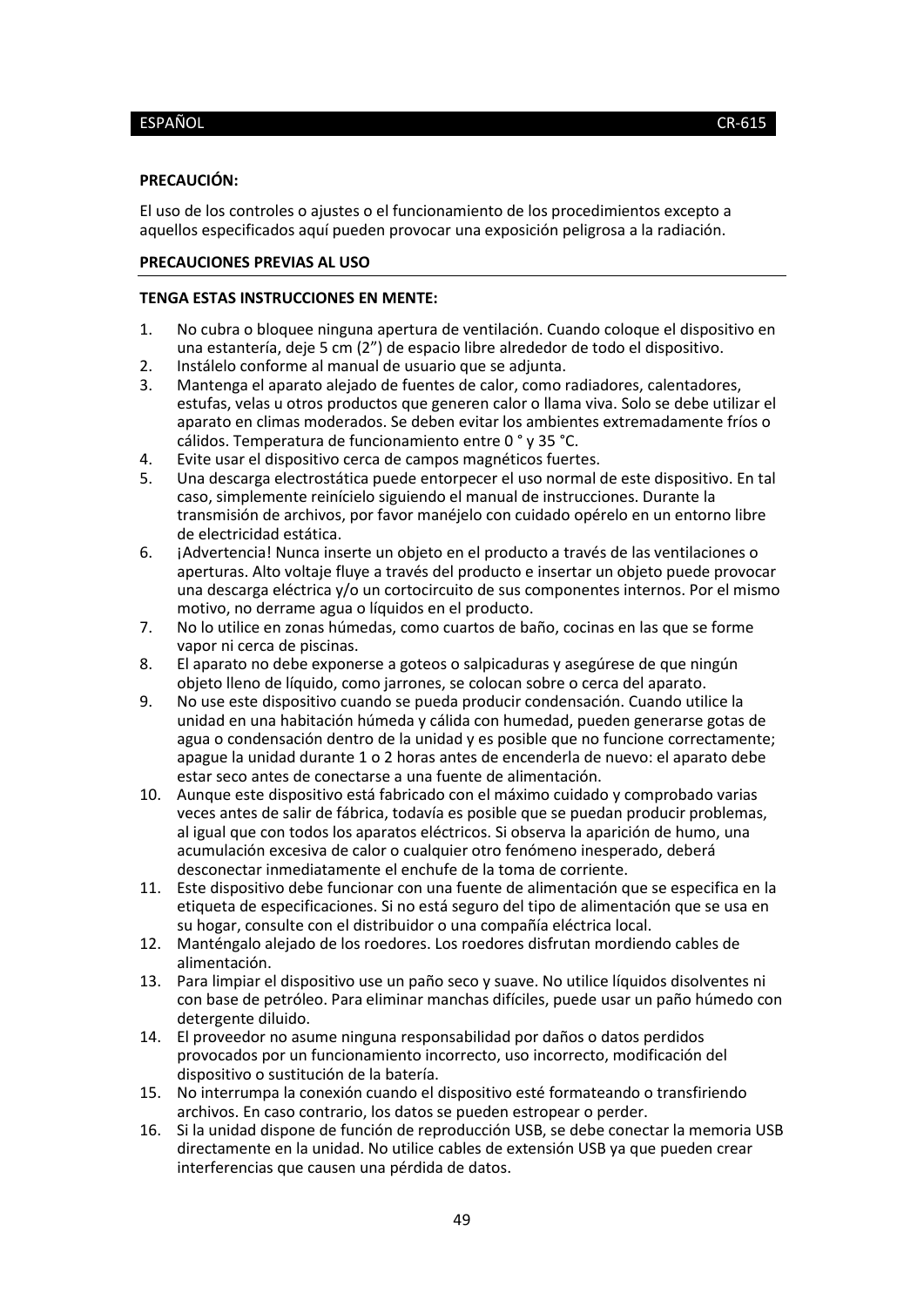**PRECAUCIÓN:**

El uso de los controles o ajustes o el funcionamiento de los procedimientos excepto a aquellos especificados aquí pueden provocar una exposición peligrosa a la radiación.

**PRECAUCIONES PREVIAS AL USO**

**TENGA ESTAS INSTRUCCIONES EN MENTE:**

1. No cubra o bloquee ninguna apertura de ventilación. Cuando coloque el dispositivo en una estantería, deje 5 cm (2”) de espacio libre alrededor de todo el dispositivo.
2. Instálelo conforme al manual de usuario que se adjunta.
3. Mantenga el aparato alejado de fuentes de calor, como radiadores, calentadores, estufas, velas u otros productos que generen calor o llama viva. Solo se debe utilizar el aparato en climas moderados. Se deben evitar los ambientes extremadamente fríos o cálidos. Temperatura de funcionamiento entre 0 ° y 35 °C.
4. Evite usar el dispositivo cerca de campos magnéticos fuertes.
5. Una descarga electrostática puede entorpecer el uso normal de este dispositivo. En tal caso, simplemente reinícielo siguiendo el manual de instrucciones. Durante la transmisión de archivos, por favor manéjelo con cuidado opérelo en un entorno libre de electricidad estática.
6. ¡Advertencia! Nunca inserte un objeto en el producto a través de las ventilaciones o aperturas. Alto voltaje fluye a través del producto e insertar un objeto puede provocar una descarga eléctrica y/o un cortocircuito de sus componentes internos. Por el mismo motivo, no derrame agua o líquidos en el producto.
7. No lo utilice en zonas húmedas, como cuartos de baño, cocinas en las que se forme vapor ni cerca de piscinas.
8. El aparato no debe exponerse a goteos o salpicaduras y asegúrese de que ningún objeto lleno de líquido, como jarrones, se colocan sobre o cerca del aparato.
9. No use este dispositivo cuando se pueda producir condensación. Cuando utilice la unidad en una habitación húmeda y cálida con humedad, pueden generarse gotas de agua o condensación dentro de la unidad y es posible que no funcione correctamente; apague la unidad durante 1 o 2 horas antes de encenderla de nuevo: el aparato debe estar seco antes de conectarse a una fuente de alimentación.
10. Aunque este dispositivo está fabricado con el máximo cuidado y comprobado varias veces antes de salir de fábrica, todavía es posible que se puedan producir problemas, al igual que con todos los aparatos eléctricos. Si observa la aparición de humo, una acumulación excesiva de calor o cualquier otro fenómeno inesperado, deberá desconectar inmediatamente el enchufe de la toma de corriente.
11. Este dispositivo debe funcionar con una fuente de alimentación que se especifica en la etiqueta de especificaciones. Si no está seguro del tipo de alimentación que se usa en su hogar, consulte con el distribuidor o una compañía eléctrica local.
12. Manténgalo alejado de los roedores. Los roedores disfrutan mordiendo cables de alimentación.
13. Para limpiar el dispositivo use un paño seco y suave. No utilice líquidos disolventes ni con base de petróleo. Para eliminar manchas difíciles, puede usar un paño húmedo con detergente diluido.
14. El proveedor no asume ninguna responsabilidad por daños o datos perdidos provocados por un funcionamiento incorrecto, uso incorrecto, modificación del dispositivo o sustitución de la batería.
15. No interrumpa la conexión cuando el dispositivo esté formateando o transfiriendo archivos. En caso contrario, los datos se pueden estropear o perder.
16. Si la unidad dispone de función de reproducción USB, se debe conectar la memoria USB directamente en la unidad. No utilice cables de extensión USB ya que pueden crear interferencias que causen una pérdida de datos.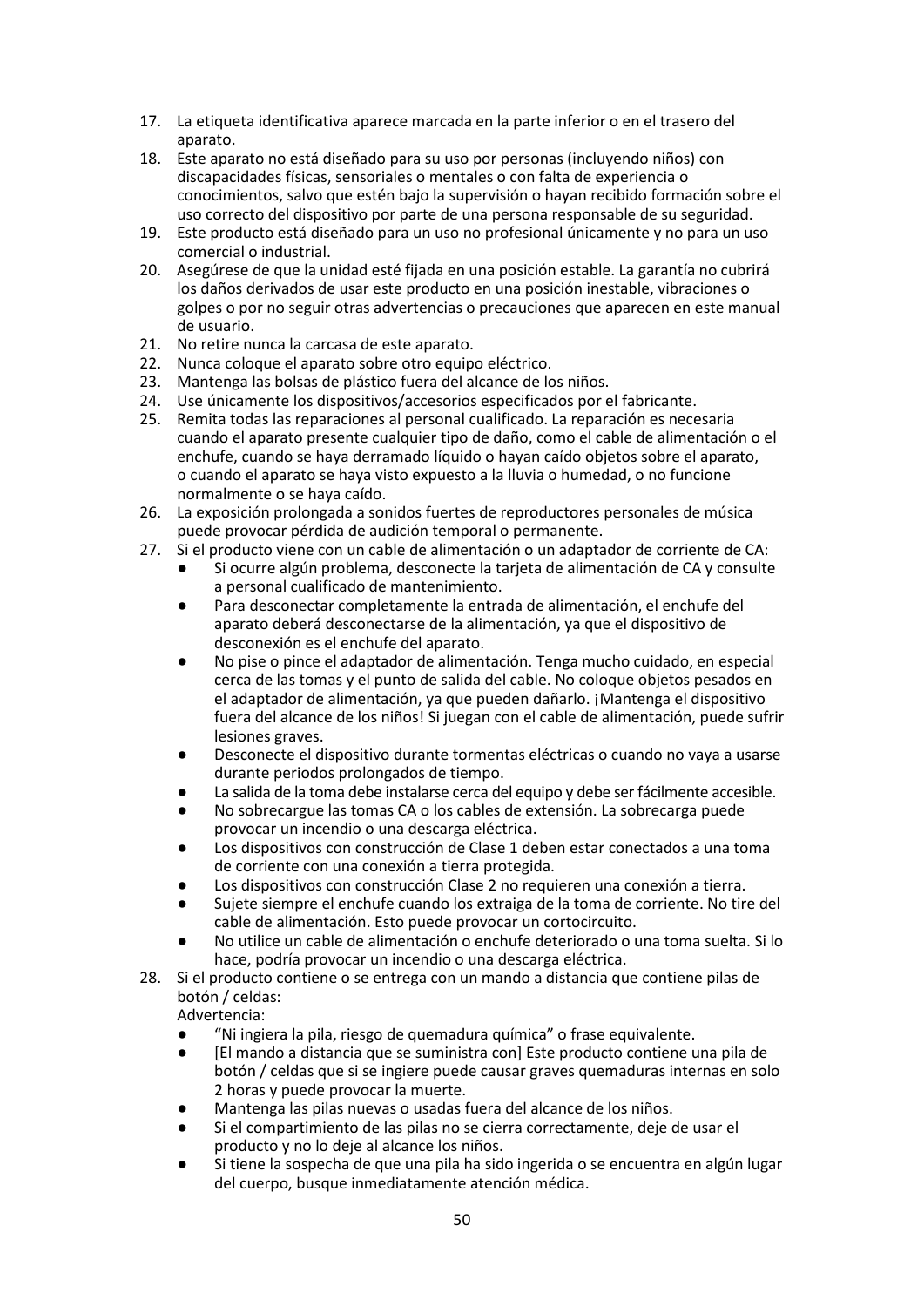17. La etiqueta identificativa aparece marcada en la parte inferior o en el trasero del aparato.
18. Este aparato no está diseñado para su uso por personas (incluyendo niños) con discapacidades físicas, sensoriales o mentales o con falta de experiencia o conocimientos, salvo que estén bajo la supervisión o hayan recibido formación sobre el uso correcto del dispositivo por parte de una persona responsable de su seguridad.
19. Este producto está diseñado para un uso no profesional únicamente y no para un uso comercial o industrial.
20. Asegúrese de que la unidad esté fijada en una posición estable. La garantía no cubrirá los daños derivados de usar este producto en una posición inestable, vibraciones o golpes o por no seguir otras advertencias o precauciones que aparecen en este manual de usuario.
21. No retire nunca la carcasa de este aparato.
22. Nunca coloque el aparato sobre otro equipo eléctrico.
23. Mantenga las bolsas de plástico fuera del alcance de los niños.
24. Use únicamente los dispositivos/accesorios especificados por el fabricante.
25. Remita todas las reparaciones al personal cualificado. La reparación es necesaria cuando el aparato presente cualquier tipo de daño, como el cable de alimentación o el enchufe, cuando se haya derramado líquido o hayan caído objetos sobre el aparato, o cuando el aparato se haya visto expuesto a la lluvia o humedad, o no funcione normalmente o se haya caído.
26. La exposición prolongada a sonidos fuertes de reproductores personales de música puede provocar pérdida de audición temporal o permanente.
27. Si el producto viene con un cable de alimentación o un adaptador de corriente de CA:
    - Si ocurre algún problema, desconecte la tarjeta de alimentación de CA y consulte a personal cualificado de mantenimiento.
    - Para desconectar completamente la entrada de alimentación, el enchufe del aparato deberá desconectarse de la alimentación, ya que el dispositivo de desconexión es el enchufe del aparato.
    - No pise o pince el adaptador de alimentación. Tenga mucho cuidado, en especial cerca de las tomas y el punto de salida del cable. No coloque objetos pesados en el adaptador de alimentación, ya que pueden dañarlo. ¡Mantenga el dispositivo fuera del alcance de los niños! Si juegan con el cable de alimentación, puede sufrir lesiones graves.
    - Desconecte el dispositivo durante tormentas eléctricas o cuando no vaya a usarse durante periodos prolongados de tiempo.
    - La salida de la toma debe instalarse cerca del equipo y debe ser fácilmente accesible.
    - No sobrecargue las tomas CA o los cables de extensión. La sobrecarga puede provocar un incendio o una descarga eléctrica.
    - Los dispositivos con construcción de Clase 1 deben estar conectados a una toma de corriente con una conexión a tierra protegida.
    - Los dispositivos con construcción Clase 2 no requieren una conexión a tierra.
    - Sujete siempre el enchufe cuando los extraiga de la toma de corriente. No tire del cable de alimentación. Esto puede provocar un cortocircuito.
    - No utilice un cable de alimentación o enchufe deteriorado o una toma suelta. Si lo hace, podría provocar un incendio o una descarga eléctrica.
28. Si el producto contiene o se entrega con un mando a distancia que contiene pilas de botón / celdas:
    Advertencia:
    - "Ni ingiera la pila, riesgo de quemadura química" o frase equivalente.
    - [El mando a distancia que se suministra con] Este producto contiene una pila de botón / celdas que si se ingiere puede causar graves quemaduras internas en solo 2 horas y puede provocar la muerte.
    - Mantenga las pilas nuevas o usadas fuera del alcance de los niños.
    - Si el compartimiento de las pilas no se cierra correctamente, deje de usar el producto y no lo deje al alcance los niños.
    - Si tiene la sospecha de que una pila ha sido ingerida o se encuentra en algún lugar del cuerpo, busque inmediatamente atención médica.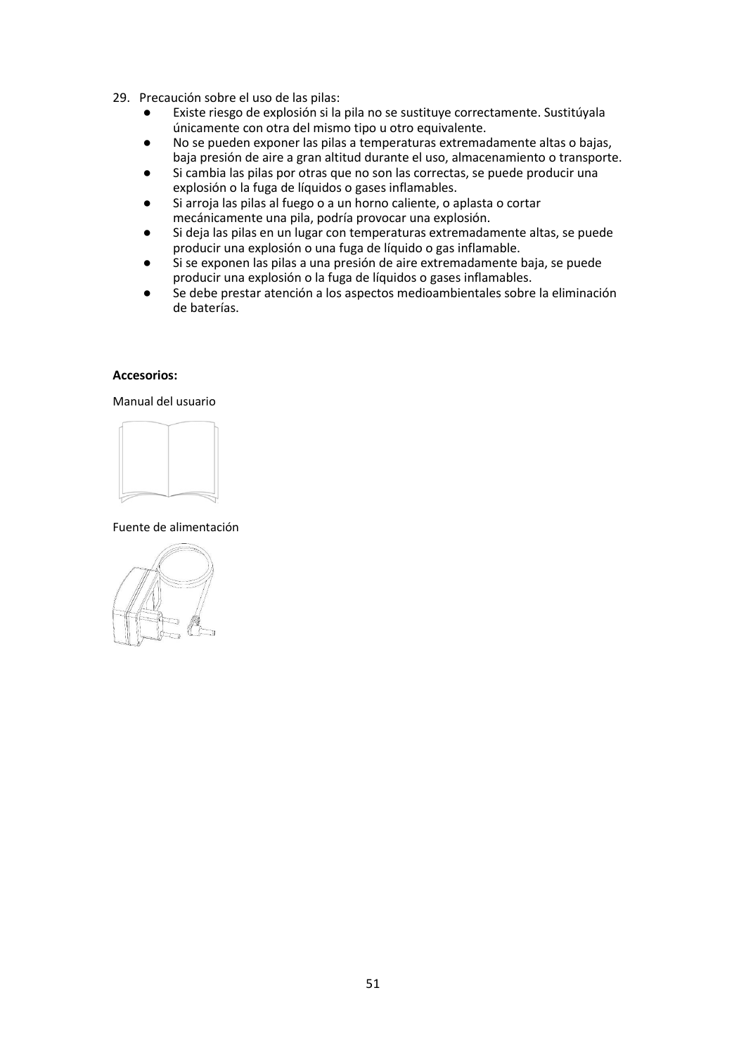29. Precaución sobre el uso de las pilas:
    - Existe riesgo de explosión si la pila no se sustituye correctamente. Sustitúyala únicamente con otra del mismo tipo u otro equivalente.
    - No se pueden exponer las pilas a temperaturas extremadamente altas o bajas, baja presión de aire a gran altitud durante el uso, almacenamiento o transporte.
    - Si cambia las pilas por otras que no son las correctas, se puede producir una explosión o la fuga de líquidos o gases inflamables.
    - Si arroja las pilas al fuego o a un horno caliente, o aplasta o cortar mecánicamente una pila, podría provocar una explosión.
    - Si deja las pilas en un lugar con temperaturas extremadamente altas, se puede producir una explosión o una fuga de líquido o gas inflamable.
    - Si se exponen las pilas a una presión de aire extremadamente baja, se puede producir una explosión o la fuga de líquidos o gases inflamables.
    - Se debe prestar atención a los aspectos medioambientales sobre la eliminación de baterías.

**Accesorios:**

Manual del usuario

Fuente de alimentación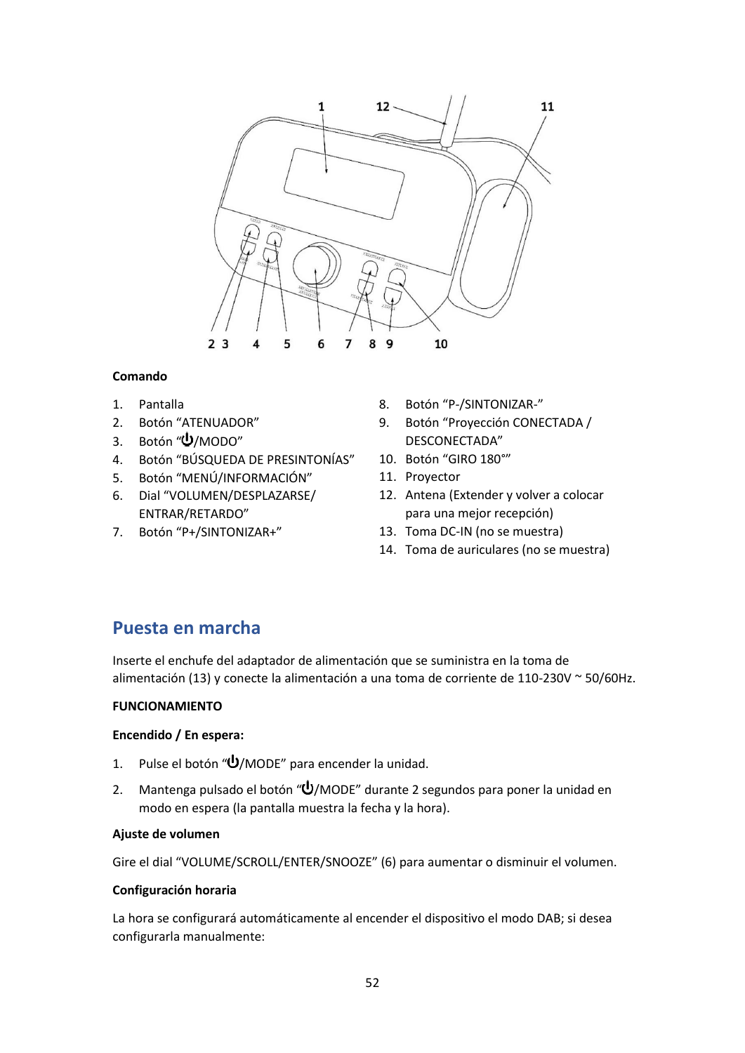**Comando**

1. Pantalla
2. Botón "ATENUADOR"
3. Botón "⏻/MODO"
4. Botón "BÚSQUEDA DE PRESINTONÍAS"
5. Botón "MENÚ/INFORMACIÓN"
6. Dial "VOLUMEN/DESPLAZARSE/ ENTRAR/RETARDO"
7. Botón "P+/SINTONIZAR+"
8. Botón "P-/SINTONIZAR-"
9. Botón "Proyección CONECTADA / DESCONECTADA"
10. Botón "GIRO 180°"
11. Proyector
12. Antena (Extender y volver a colocar para una mejor recepción)
13. Toma DC-IN (no se muestra)
14. Toma de auriculares (no se muestra)

## Puesta en marcha

Inserte el enchufe del adaptador de alimentación que se suministra en la toma de alimentación (13) y conecte la alimentación a una toma de corriente de 110-230V ~ 50/60Hz.

**FUNCIONAMIENTO**

**Encendido / En espera:**

1. Pulse el botón "⏻/MODE" para encender la unidad.
2. Mantenga pulsado el botón "⏻/MODE" durante 2 segundos para poner la unidad en modo en espera (la pantalla muestra la fecha y la hora).

**Ajuste de volumen**

Gire el dial "VOLUME/SCROLL/ENTER/SNOOZE" (6) para aumentar o disminuir el volumen.

**Configuración horaria**

La hora se configurará automáticamente al encender el dispositivo el modo DAB; si desea configurarla manualmente: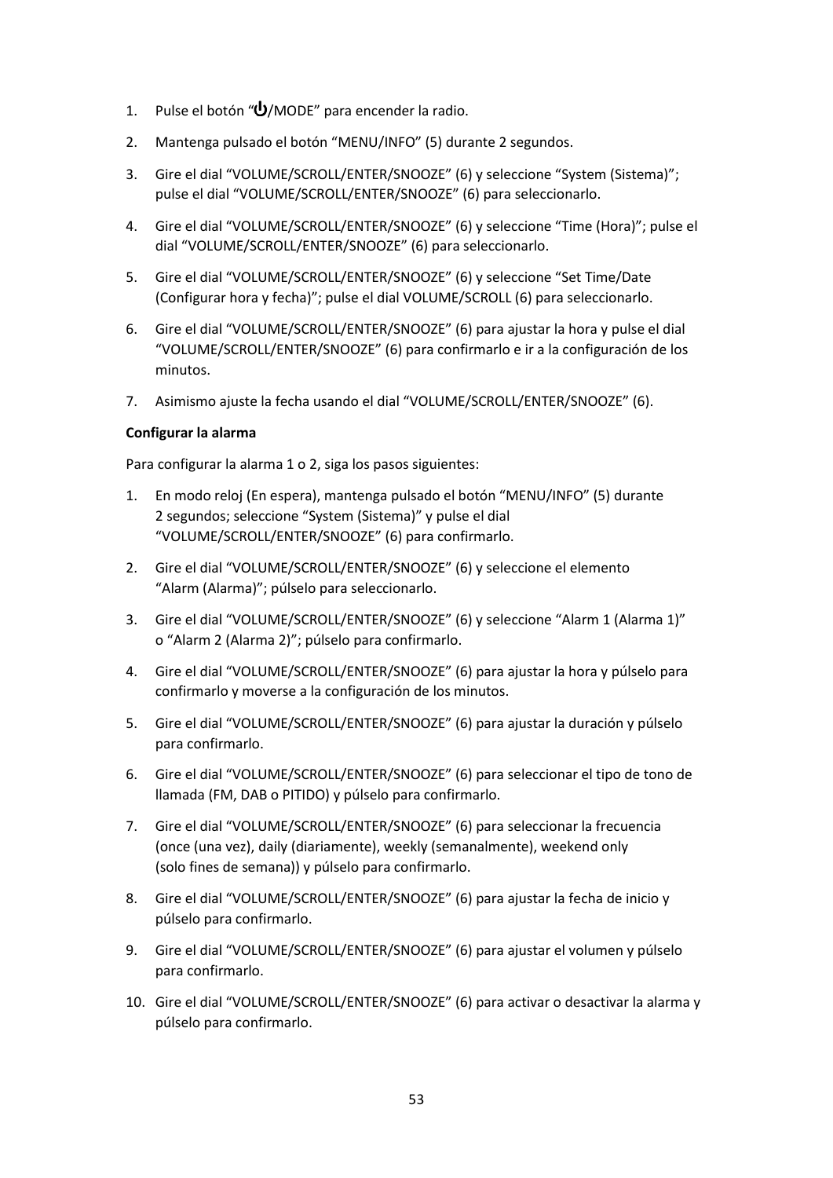1. Pulse el botón “⏻/MODE” para encender la radio.
2. Mantenga pulsado el botón “MENU/INFO” (5) durante 2 segundos.
3. Gire el dial “VOLUME/SCROLL/ENTER/SNOOZE” (6) y seleccione “System (Sistema)”; pulse el dial “VOLUME/SCROLL/ENTER/SNOOZE” (6) para seleccionarlo.
4. Gire el dial “VOLUME/SCROLL/ENTER/SNOOZE” (6) y seleccione “Time (Hora)”; pulse el dial “VOLUME/SCROLL/ENTER/SNOOZE” (6) para seleccionarlo.
5. Gire el dial “VOLUME/SCROLL/ENTER/SNOOZE” (6) y seleccione “Set Time/Date (Configurar hora y fecha)”; pulse el dial VOLUME/SCROLL (6) para seleccionarlo.
6. Gire el dial “VOLUME/SCROLL/ENTER/SNOOZE” (6) para ajustar la hora y pulse el dial “VOLUME/SCROLL/ENTER/SNOOZE” (6) para confirmarlo e ir a la configuración de los minutos.
7. Asimismo ajuste la fecha usando el dial “VOLUME/SCROLL/ENTER/SNOOZE” (6).

**Configurar la alarma**

Para configurar la alarma 1 o 2, siga los pasos siguientes:

1. En modo reloj (En espera), mantenga pulsado el botón “MENU/INFO” (5) durante 2 segundos; seleccione “System (Sistema)” y pulse el dial “VOLUME/SCROLL/ENTER/SNOOZE” (6) para confirmarlo.
2. Gire el dial “VOLUME/SCROLL/ENTER/SNOOZE” (6) y seleccione el elemento “Alarm (Alarma)”; púlselo para seleccionarlo.
3. Gire el dial “VOLUME/SCROLL/ENTER/SNOOZE” (6) y seleccione “Alarm 1 (Alarma 1)” o “Alarm 2 (Alarma 2)”; púlselo para confirmarlo.
4. Gire el dial “VOLUME/SCROLL/ENTER/SNOOZE” (6) para ajustar la hora y púlselo para confirmarlo y moverse a la configuración de los minutos.
5. Gire el dial “VOLUME/SCROLL/ENTER/SNOOZE” (6) para ajustar la duración y púlselo para confirmarlo.
6. Gire el dial “VOLUME/SCROLL/ENTER/SNOOZE” (6) para seleccionar el tipo de tono de llamada (FM, DAB o PITIDO) y púlselo para confirmarlo.
7. Gire el dial “VOLUME/SCROLL/ENTER/SNOOZE” (6) para seleccionar la frecuencia (once (una vez), daily (diariamente), weekly (semanalmente), weekend only (solo fines de semana)) y púlselo para confirmarlo.
8. Gire el dial “VOLUME/SCROLL/ENTER/SNOOZE” (6) para ajustar la fecha de inicio y púlselo para confirmarlo.
9. Gire el dial “VOLUME/SCROLL/ENTER/SNOOZE” (6) para ajustar el volumen y púlselo para confirmarlo.
10. Gire el dial “VOLUME/SCROLL/ENTER/SNOOZE” (6) para activar o desactivar la alarma y púlselo para confirmarlo.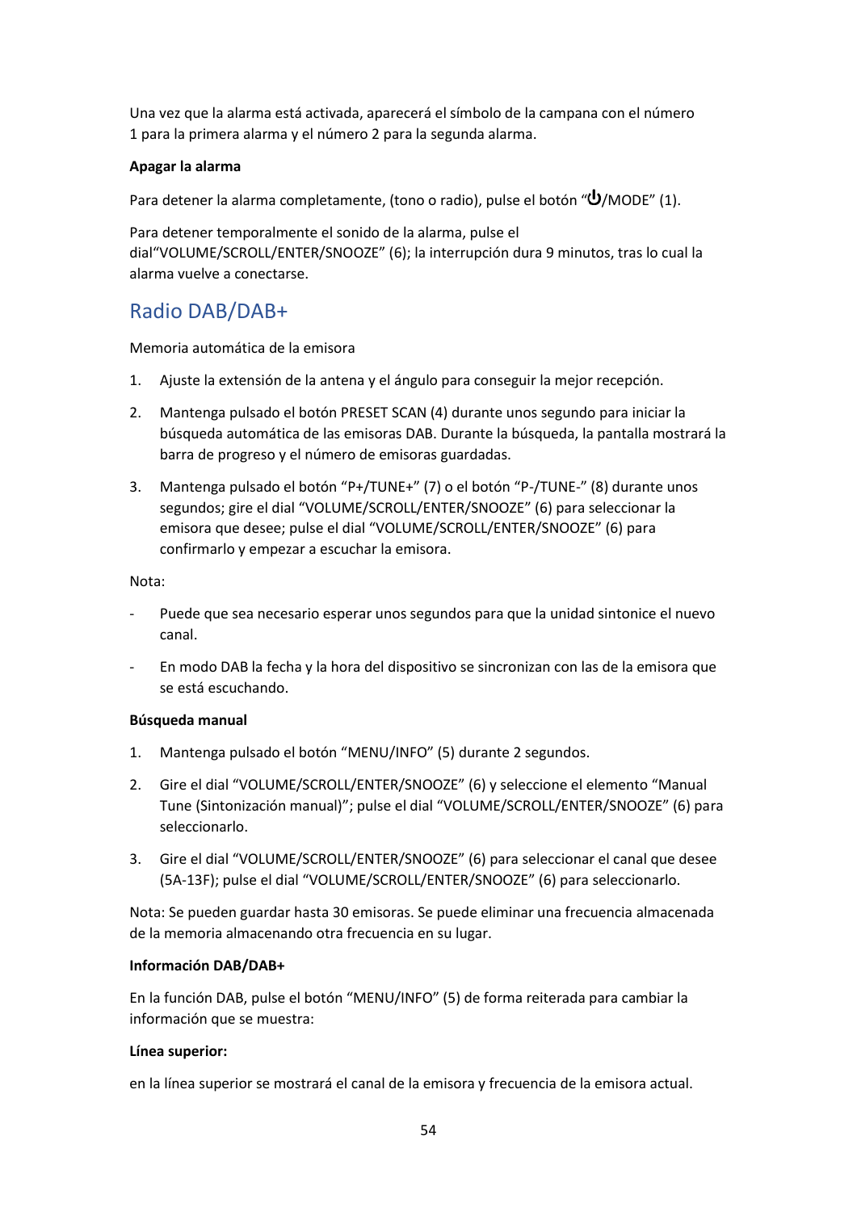Una vez que la alarma está activada, aparecerá el símbolo de la campana con el número 1 para la primera alarma y el número 2 para la segunda alarma.

**Apagar la alarma**

Para detener la alarma completamente, (tono o radio), pulse el botón “⏻/MODE” (1).

Para detener temporalmente el sonido de la alarma, pulse el dial“VOLUME/SCROLL/ENTER/SNOOZE” (6); la interrupción dura 9 minutos, tras lo cual la alarma vuelve a conectarse.

## Radio DAB/DAB+

Memoria automática de la emisora

1. Ajuste la extensión de la antena y el ángulo para conseguir la mejor recepción.
2. Mantenga pulsado el botón PRESET SCAN (4) durante unos segundo para iniciar la búsqueda automática de las emisoras DAB. Durante la búsqueda, la pantalla mostrará la barra de progreso y el número de emisoras guardadas.
3. Mantenga pulsado el botón “P+/TUNE+” (7) o el botón “P-/TUNE-” (8) durante unos segundos; gire el dial “VOLUME/SCROLL/ENTER/SNOOZE” (6) para seleccionar la emisora que desee; pulse el dial “VOLUME/SCROLL/ENTER/SNOOZE” (6) para confirmarlo y empezar a escuchar la emisora.

Nota:

- Puede que sea necesario esperar unos segundos para que la unidad sintonice el nuevo canal.
- En modo DAB la fecha y la hora del dispositivo se sincronizan con las de la emisora que se está escuchando.

**Búsqueda manual**

1. Mantenga pulsado el botón “MENU/INFO” (5) durante 2 segundos.
2. Gire el dial “VOLUME/SCROLL/ENTER/SNOOZE” (6) y seleccione el elemento “Manual Tune (Sintonización manual)”; pulse el dial “VOLUME/SCROLL/ENTER/SNOOZE” (6) para seleccionarlo.
3. Gire el dial “VOLUME/SCROLL/ENTER/SNOOZE” (6) para seleccionar el canal que desee (5A-13F); pulse el dial “VOLUME/SCROLL/ENTER/SNOOZE” (6) para seleccionarlo.

Nota: Se pueden guardar hasta 30 emisoras. Se puede eliminar una frecuencia almacenada de la memoria almacenando otra frecuencia en su lugar.

**Información DAB/DAB+**

En la función DAB, pulse el botón “MENU/INFO” (5) de forma reiterada para cambiar la información que se muestra:

**Línea superior:**

en la línea superior se mostrará el canal de la emisora y frecuencia de la emisora actual.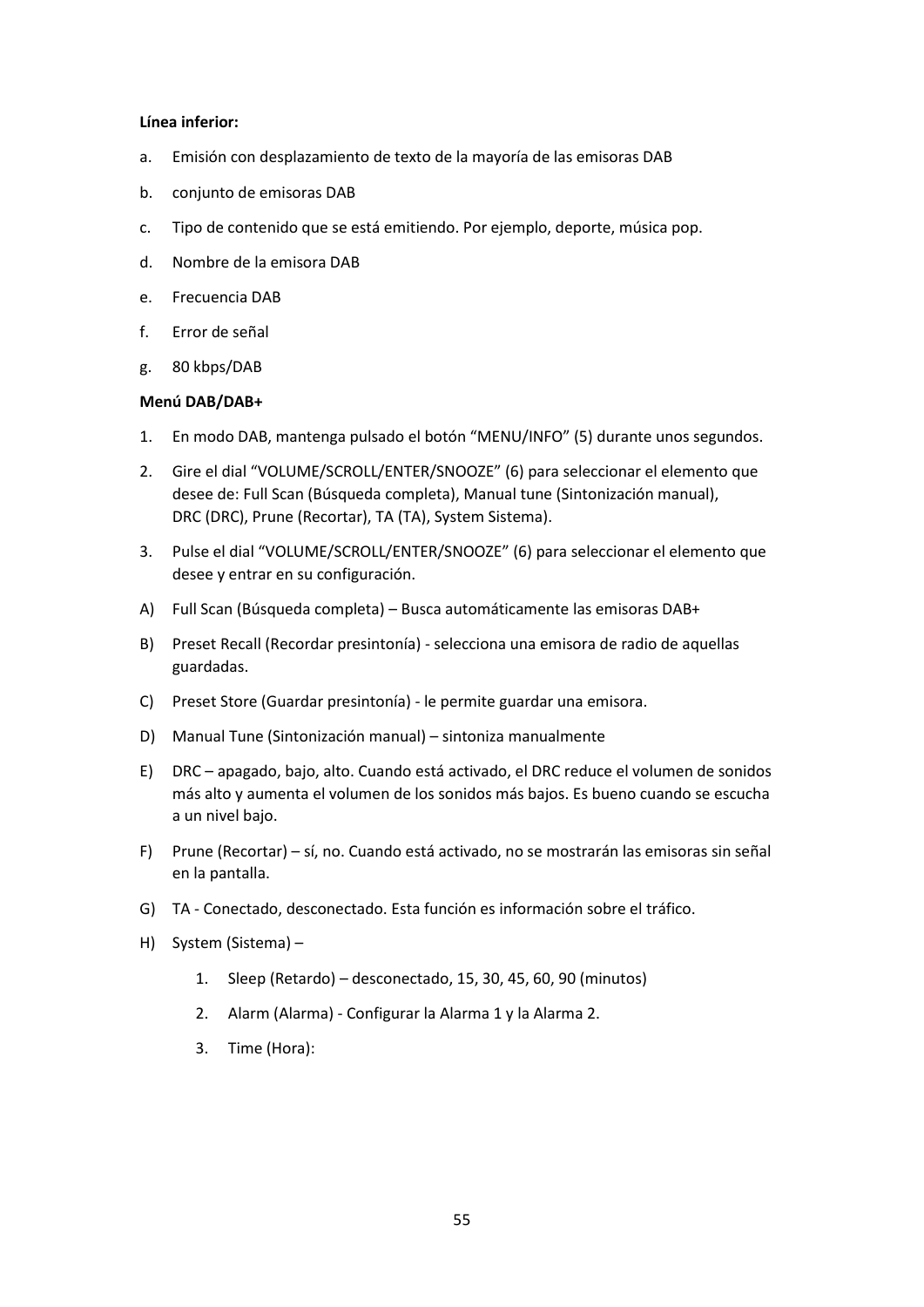**Línea inferior:**

a. Emisión con desplazamiento de texto de la mayoría de las emisoras DAB

b. conjunto de emisoras DAB

c. Tipo de contenido que se está emitiendo. Por ejemplo, deporte, música pop.

d. Nombre de la emisora DAB

e. Frecuencia DAB

f. Error de señal

g. 80 kbps/DAB

**Menú DAB/DAB+**

1. En modo DAB, mantenga pulsado el botón “MENU/INFO” (5) durante unos segundos.
2. Gire el dial “VOLUME/SCROLL/ENTER/SNOOZE” (6) para seleccionar el elemento que desee de: Full Scan (Búsqueda completa), Manual tune (Sintonización manual), DRC (DRC), Prune (Recortar), TA (TA), System Sistema).
3. Pulse el dial “VOLUME/SCROLL/ENTER/SNOOZE” (6) para seleccionar el elemento que desee y entrar en su configuración.

A) Full Scan (Búsqueda completa) – Busca automáticamente las emisoras DAB+

B) Preset Recall (Recordar presintonía) - selecciona una emisora de radio de aquellas guardadas.

C) Preset Store (Guardar presintonía) - le permite guardar una emisora.

D) Manual Tune (Sintonización manual) – sintoniza manualmente

E) DRC – apagado, bajo, alto. Cuando está activado, el DRC reduce el volumen de sonidos más alto y aumenta el volumen de los sonidos más bajos. Es bueno cuando se escucha a un nivel bajo.

F) Prune (Recortar) – sí, no. Cuando está activado, no se mostrarán las emisoras sin señal en la pantalla.

G) TA - Conectado, desconectado. Esta función es información sobre el tráfico.

H) System (Sistema) –

   1. Sleep (Retardo) – desconectado, 15, 30, 45, 60, 90 (minutos)
   2. Alarm (Alarma) - Configurar la Alarma 1 y la Alarma 2.
   3. Time (Hora):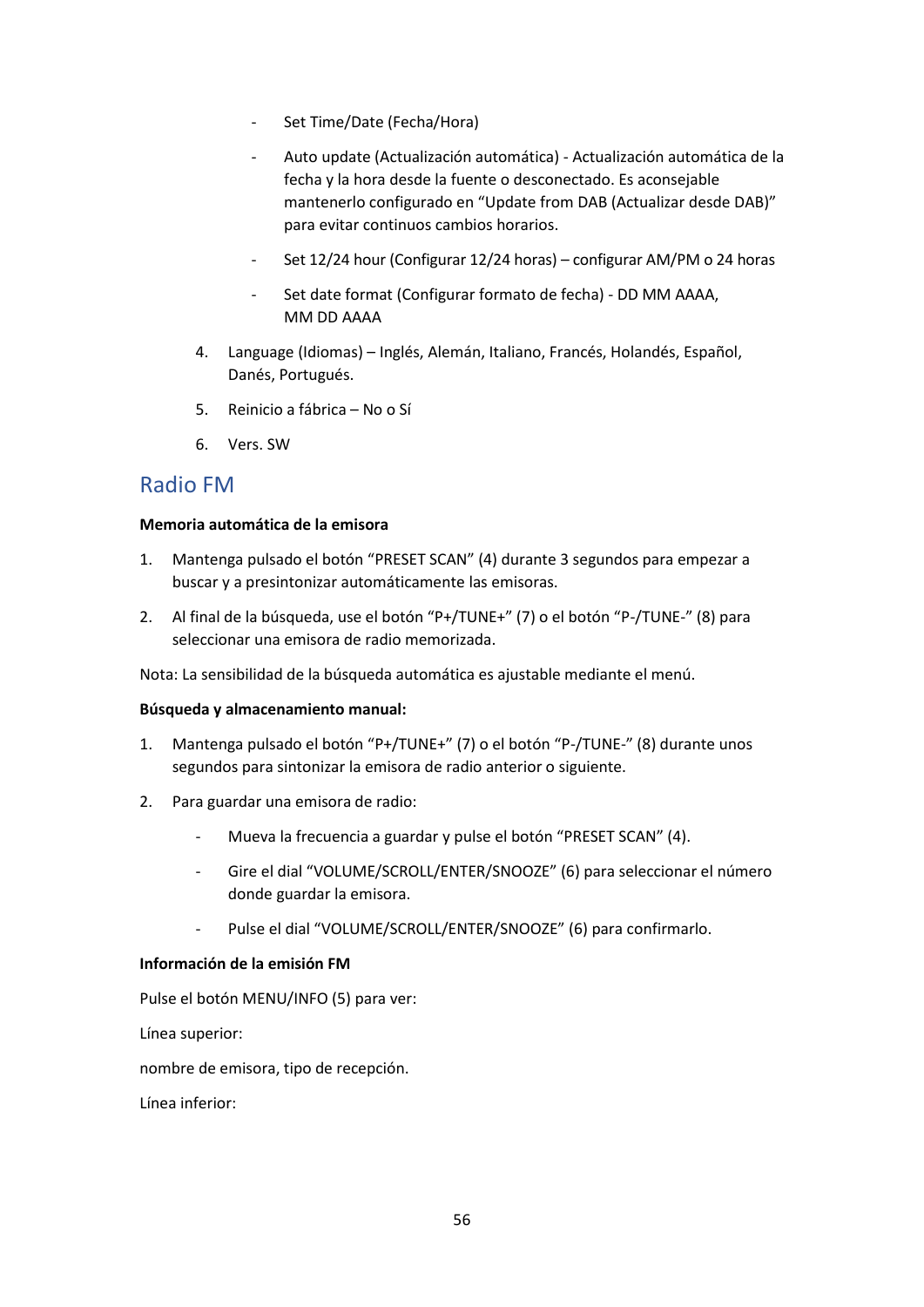- Set Time/Date (Fecha/Hora)
- Auto update (Actualización automática) - Actualización automática de la fecha y la hora desde la fuente o desconectado. Es aconsejable mantenerlo configurado en "Update from DAB (Actualizar desde DAB)" para evitar continuos cambios horarios.
- Set 12/24 hour (Configurar 12/24 horas) – configurar AM/PM o 24 horas
- Set date format (Configurar formato de fecha) - DD MM AAAA, MM DD AAAA

4. Language (Idiomas) – Inglés, Alemán, Italiano, Francés, Holandés, Español, Danés, Portugués.
5. Reinicio a fábrica – No o Sí
6. Vers. SW

## Radio FM

**Memoria automática de la emisora**

1. Mantenga pulsado el botón "PRESET SCAN" (4) durante 3 segundos para empezar a buscar y a presintonizar automáticamente las emisoras.
2. Al final de la búsqueda, use el botón "P+/TUNE+" (7) o el botón "P-/TUNE-" (8) para seleccionar una emisora de radio memorizada.

Nota: La sensibilidad de la búsqueda automática es ajustable mediante el menú.

**Búsqueda y almacenamiento manual:**

1. Mantenga pulsado el botón "P+/TUNE+" (7) o el botón "P-/TUNE-" (8) durante unos segundos para sintonizar la emisora de radio anterior o siguiente.
2. Para guardar una emisora de radio:
   - Mueva la frecuencia a guardar y pulse el botón "PRESET SCAN" (4).
   - Gire el dial "VOLUME/SCROLL/ENTER/SNOOZE" (6) para seleccionar el número donde guardar la emisora.
   - Pulse el dial "VOLUME/SCROLL/ENTER/SNOOZE" (6) para confirmarlo.

**Información de la emisión FM**

Pulse el botón MENU/INFO (5) para ver:

Línea superior:

nombre de emisora, tipo de recepción.

Línea inferior: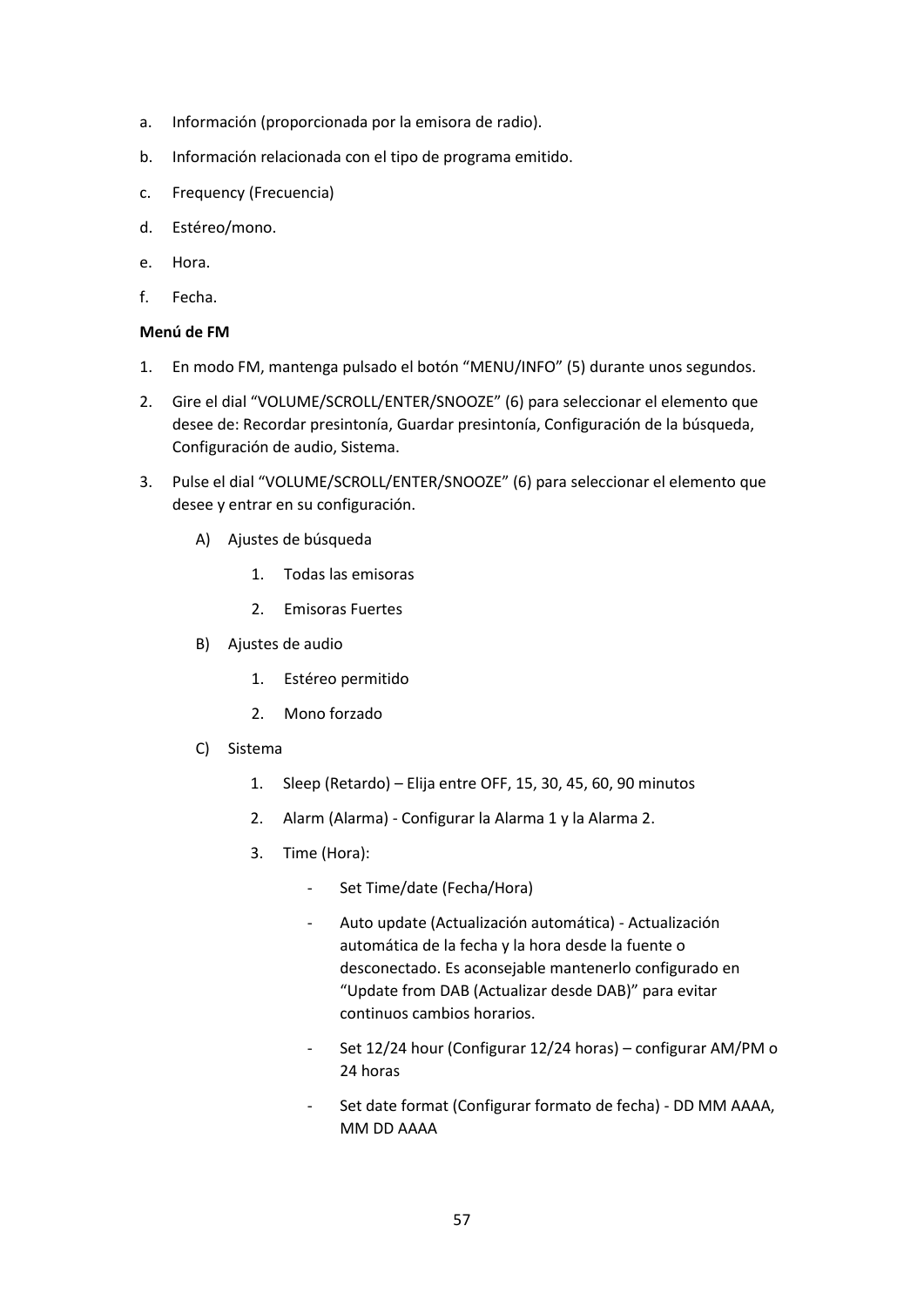a. Información (proporcionada por la emisora de radio).

b. Información relacionada con el tipo de programa emitido.

c. Frequency (Frecuencia)

d. Estéreo/mono.

e. Hora.

f. Fecha.

**Menú de FM**

1. En modo FM, mantenga pulsado el botón “MENU/INFO” (5) durante unos segundos.
2. Gire el dial “VOLUME/SCROLL/ENTER/SNOOZE” (6) para seleccionar el elemento que desee de: Recordar presintonía, Guardar presintonía, Configuración de la búsqueda, Configuración de audio, Sistema.
3. Pulse el dial “VOLUME/SCROLL/ENTER/SNOOZE” (6) para seleccionar el elemento que desee y entrar en su configuración.

    A) Ajustes de búsqueda

        1. Todas las emisoras
        2. Emisoras Fuertes

    B) Ajustes de audio

        1. Estéreo permitido
        2. Mono forzado

    C) Sistema

        1. Sleep (Retardo) – Elija entre OFF, 15, 30, 45, 60, 90 minutos
        2. Alarm (Alarma) - Configurar la Alarma 1 y la Alarma 2.
        3. Time (Hora):
            - Set Time/date (Fecha/Hora)
            - Auto update (Actualización automática) - Actualización automática de la fecha y la hora desde la fuente o desconectado. Es aconsejable mantenerlo configurado en “Update from DAB (Actualizar desde DAB)” para evitar continuos cambios horarios.
            - Set 12/24 hour (Configurar 12/24 horas) – configurar AM/PM o 24 horas
            - Set date format (Configurar formato de fecha) - DD MM AAAA, MM DD AAAA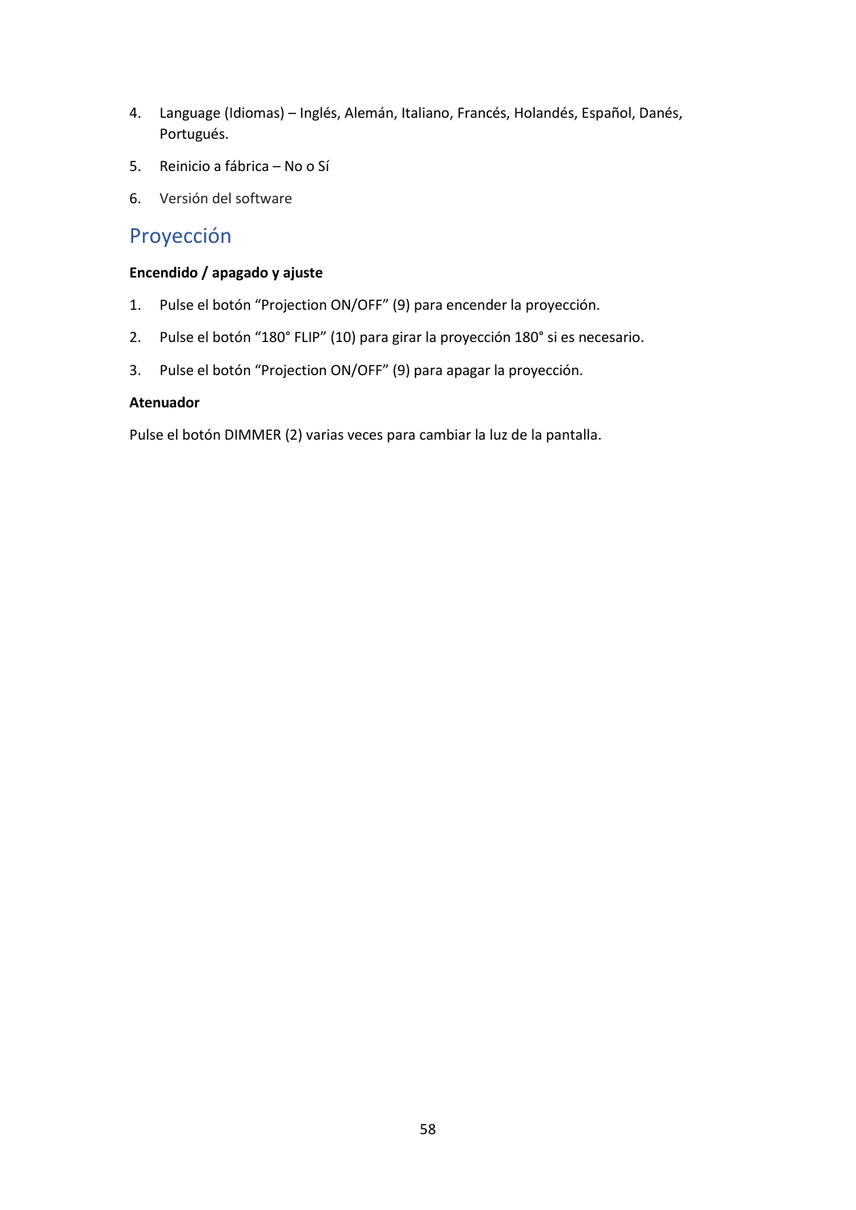4. Language (Idiomas) – Inglés, Alemán, Italiano, Francés, Holandés, Español, Danés, Portugués.
5. Reinicio a fábrica – No o Sí
6. Versión del software

## Proyección

**Encendido / apagado y ajuste**

1. Pulse el botón “Projection ON/OFF” (9) para encender la proyección.
2. Pulse el botón “180° FLIP” (10) para girar la proyección 180° si es necesario.
3. Pulse el botón “Projection ON/OFF” (9) para apagar la proyección.

**Atenuador**

Pulse el botón DIMMER (2) varias veces para cambiar la luz de la pantalla.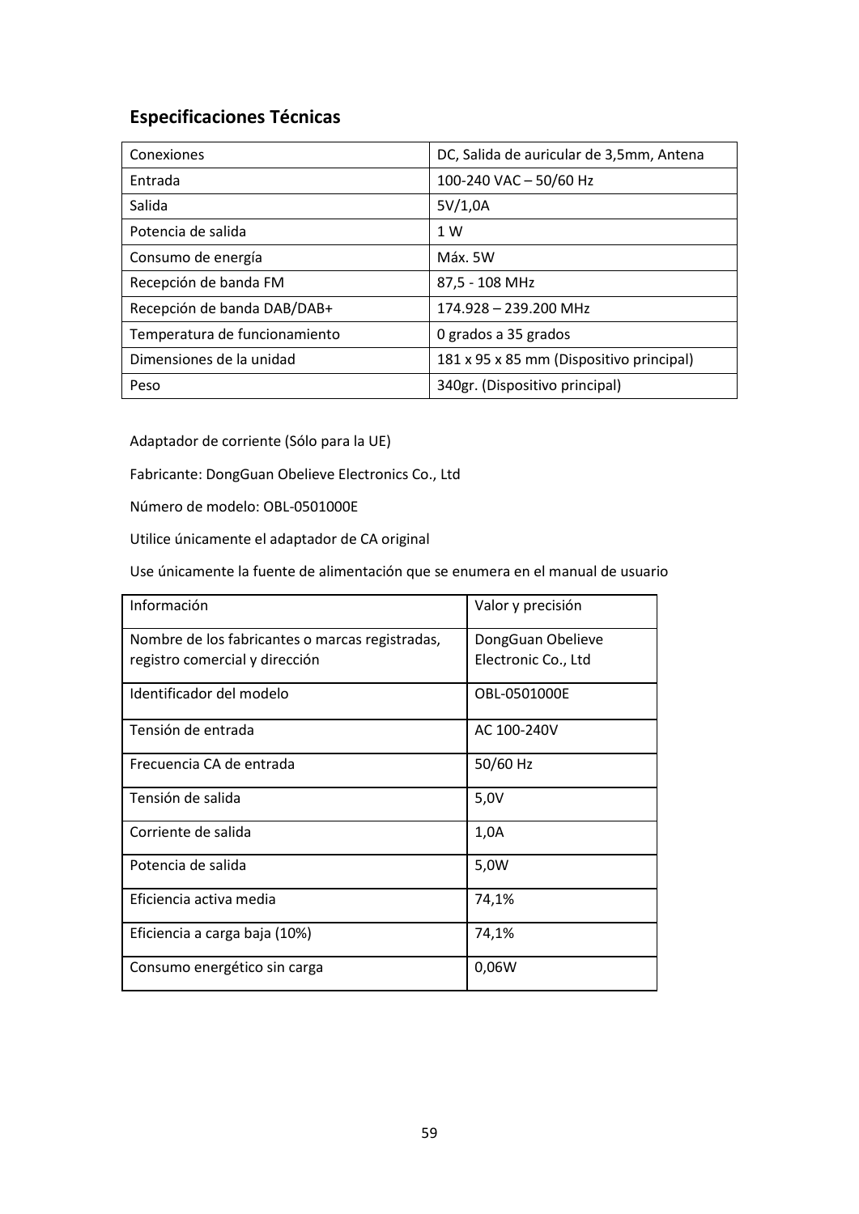## Especificaciones Técnicas

| Conexiones | DC, Salida de auricular de 3,5mm, Antena |
|---|---|
| Entrada | 100-240 VAC – 50/60 Hz |
| Salida | 5V/1,0A |
| Potencia de salida | 1 W |
| Consumo de energía | Máx. 5W |
| Recepción de banda FM | 87,5 - 108 MHz |
| Recepción de banda DAB/DAB+ | 174.928 – 239.200 MHz |
| Temperatura de funcionamiento | 0 grados a 35 grados |
| Dimensiones de la unidad | 181 x 95 x 85 mm (Dispositivo principal) |
| Peso | 340gr. (Dispositivo principal) |

Adaptador de corriente (Sólo para la UE)

Fabricante: DongGuan Obelieve Electronics Co., Ltd

Número de modelo: OBL-0501000E

Utilice únicamente el adaptador de CA original

Use únicamente la fuente de alimentación que se enumera en el manual de usuario

| Información | Valor y precisión |
|---|---|
| Nombre de los fabricantes o marcas registradas, registro comercial y dirección | DongGuan Obelieve Electronic Co., Ltd |
| Identificador del modelo | OBL-0501000E |
| Tensión de entrada | AC 100-240V |
| Frecuencia CA de entrada | 50/60 Hz |
| Tensión de salida | 5,0V |
| Corriente de salida | 1,0A |
| Potencia de salida | 5,0W |
| Eficiencia activa media | 74,1% |
| Eficiencia a carga baja (10%) | 74,1% |
| Consumo energético sin carga | 0,06W |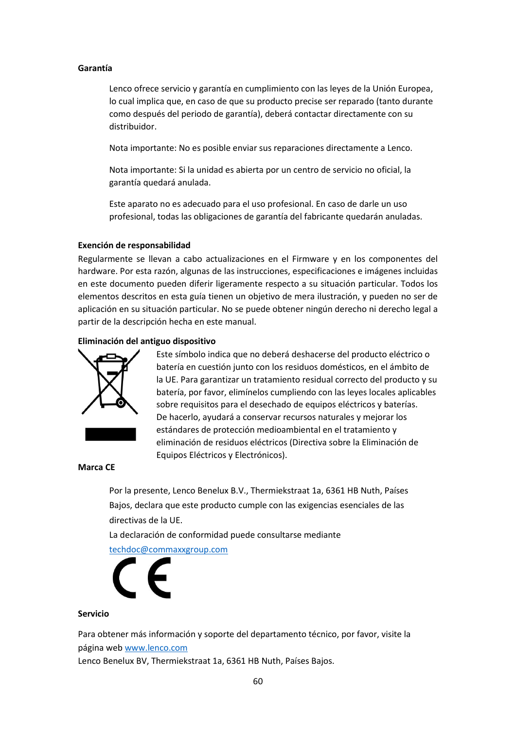**Garantía**

Lenco ofrece servicio y garantía en cumplimiento con las leyes de la Unión Europea, lo cual implica que, en caso de que su producto precise ser reparado (tanto durante como después del periodo de garantía), deberá contactar directamente con su distribuidor.

Nota importante: No es posible enviar sus reparaciones directamente a Lenco.

Nota importante: Si la unidad es abierta por un centro de servicio no oficial, la garantía quedará anulada.

Este aparato no es adecuado para el uso profesional. En caso de darle un uso profesional, todas las obligaciones de garantía del fabricante quedarán anuladas.

**Exención de responsabilidad**

Regularmente se llevan a cabo actualizaciones en el Firmware y en los componentes del hardware. Por esta razón, algunas de las instrucciones, especificaciones e imágenes incluidas en este documento pueden diferir ligeramente respecto a su situación particular. Todos los elementos descritos en esta guía tienen un objetivo de mera ilustración, y pueden no ser de aplicación en su situación particular. No se puede obtener ningún derecho ni derecho legal a partir de la descripción hecha en este manual.

**Eliminación del antiguo dispositivo**

Este símbolo indica que no deberá deshacerse del producto eléctrico o batería en cuestión junto con los residuos domésticos, en el ámbito de la UE. Para garantizar un tratamiento residual correcto del producto y su batería, por favor, elimínelos cumpliendo con las leyes locales aplicables sobre requisitos para el desechado de equipos eléctricos y baterías. De hacerlo, ayudará a conservar recursos naturales y mejorar los estándares de protección medioambiental en el tratamiento y eliminación de residuos eléctricos (Directiva sobre la Eliminación de Equipos Eléctricos y Electrónicos).

**Marca CE**

Por la presente, Lenco Benelux B.V., Thermiekstraat 1a, 6361 HB Nuth, Países Bajos, declara que este producto cumple con las exigencias esenciales de las directivas de la UE.
La declaración de conformidad puede consultarse mediante
techdoc@commaxxgroup.com

**Servicio**

Para obtener más información y soporte del departamento técnico, por favor, visite la página web www.lenco.com
Lenco Benelux BV, Thermiekstraat 1a, 6361 HB Nuth, Países Bajos.